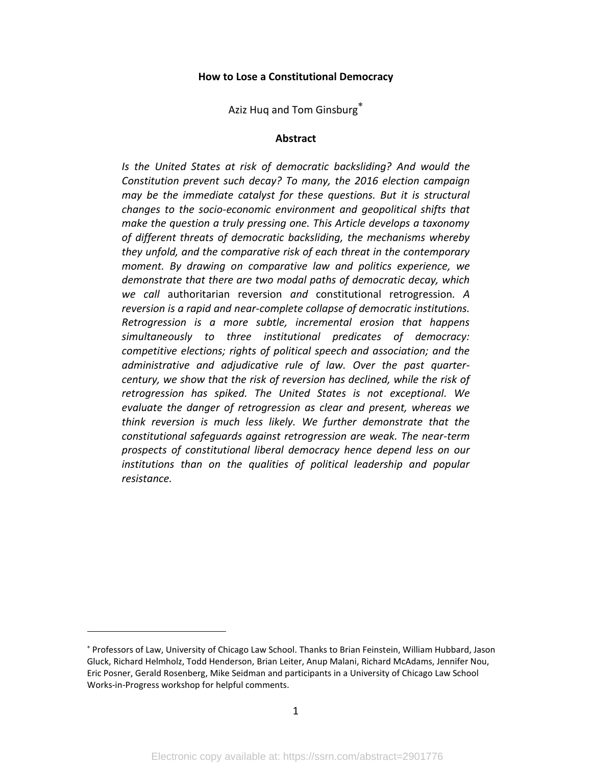# How to Lose a Constitutional Democracy

Aziz Huq and Tom Ginsburg[*]

## Abstract

*Is the United States at risk of democratic backsliding? And would the Constitution prevent such decay? To many, the 2016 election campaign may be the immediate catalyst for these questions. But it is structural changes to the socio-economic environment and geopolitical shifts that make the question a truly pressing one. This Article develops a taxonomy of different threats of democratic backsliding, the mechanisms whereby they unfold, and the comparative risk of each threat in the contemporary moment. By drawing on comparative law and politics experience, we demonstrate that there are two modal paths of democratic decay, which we call* authoritarian reversion *and* constitutional retrogression*. A reversion is a rapid and near-complete collapse of democratic institutions. Retrogression is a more subtle, incremental erosion that happens simultaneously to three institutional predicates of democracy: competitive elections; rights of political speech and association; and the administrative and adjudicative rule of law. Over the past quarter-century, we show that the risk of reversion has declined, while the risk of retrogression has spiked. The United States is not exceptional. We evaluate the danger of retrogression as clear and present, whereas we think reversion is much less likely. We further demonstrate that the constitutional safeguards against retrogression are weak. The near-term prospects of constitutional liberal democracy hence depend less on our institutions than on the qualities of political leadership and popular resistance.*

---

[*] Professors of Law, University of Chicago Law School. Thanks to Brian Feinstein, William Hubbard, Jason Gluck, Richard Helmholz, Todd Henderson, Brian Leiter, Anup Malani, Richard McAdams, Jennifer Nou, Eric Posner, Gerald Rosenberg, Mike Seidman and participants in a University of Chicago Law School Works-in-Progress workshop for helpful comments.

Electronic copy available at: https://ssrn.com/abstract=2901776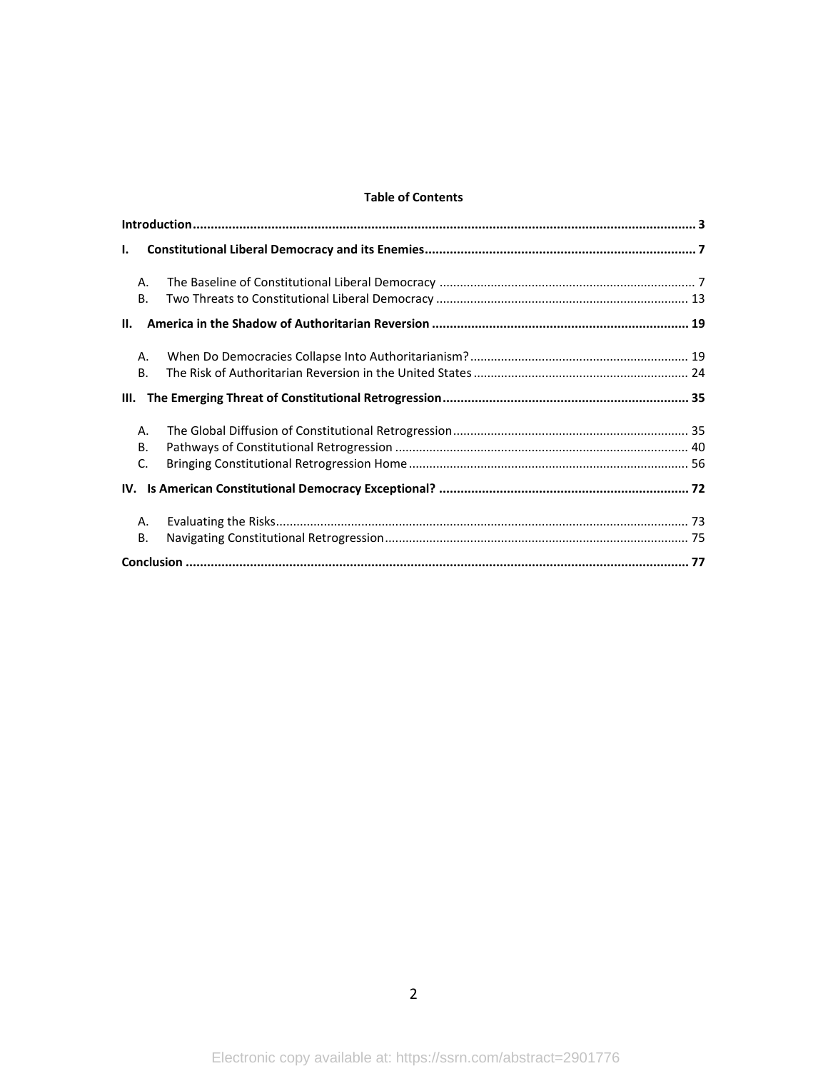**Table of Contents**

**Introduction** .......... **3**

**I. Constitutional Liberal Democracy and its Enemies** .......... **7**

- A. The Baseline of Constitutional Liberal Democracy .......... 7
- B. Two Threats to Constitutional Liberal Democracy .......... 13

**II. America in the Shadow of Authoritarian Reversion** .......... **19**

- A. When Do Democracies Collapse Into Authoritarianism? .......... 19
- B. The Risk of Authoritarian Reversion in the United States .......... 24

**III. The Emerging Threat of Constitutional Retrogression** .......... **35**

- A. The Global Diffusion of Constitutional Retrogression .......... 35
- B. Pathways of Constitutional Retrogression .......... 40
- C. Bringing Constitutional Retrogression Home .......... 56

**IV. Is American Constitutional Democracy Exceptional?** .......... **72**

- A. Evaluating the Risks .......... 73
- B. Navigating Constitutional Retrogression .......... 75

**Conclusion** .......... **77**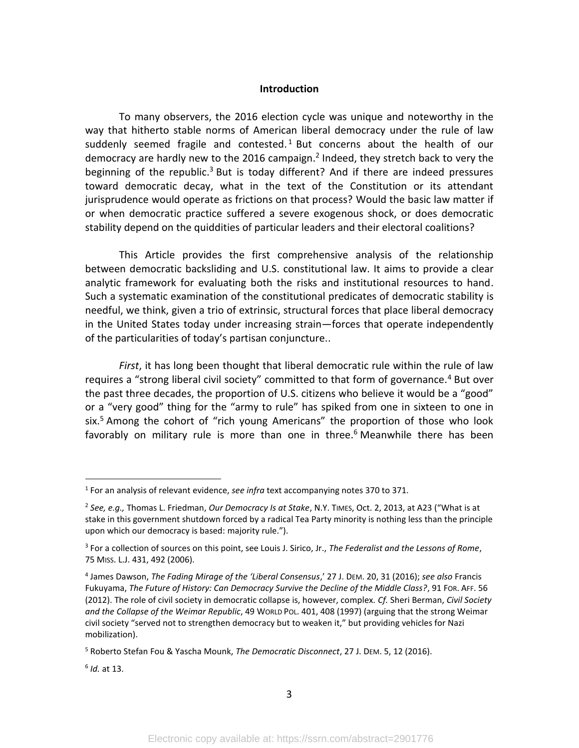## Introduction

To many observers, the 2016 election cycle was unique and noteworthy in the way that hitherto stable norms of American liberal democracy under the rule of law suddenly seemed fragile and contested.[1] But concerns about the health of our democracy are hardly new to the 2016 campaign.[2] Indeed, they stretch back to very the beginning of the republic.[3] But is today different? And if there are indeed pressures toward democratic decay, what in the text of the Constitution or its attendant jurisprudence would operate as frictions on that process? Would the basic law matter if or when democratic practice suffered a severe exogenous shock, or does democratic stability depend on the quiddities of particular leaders and their electoral coalitions?

This Article provides the first comprehensive analysis of the relationship between democratic backsliding and U.S. constitutional law. It aims to provide a clear analytic framework for evaluating both the risks and institutional resources to hand. Such a systematic examination of the constitutional predicates of democratic stability is needful, we think, given a trio of extrinsic, structural forces that place liberal democracy in the United States today under increasing strain—forces that operate independently of the particularities of today's partisan conjuncture..

*First*, it has long been thought that liberal democratic rule within the rule of law requires a "strong liberal civil society" committed to that form of governance.[4] But over the past three decades, the proportion of U.S. citizens who believe it would be a "good" or a "very good" thing for the "army to rule" has spiked from one in sixteen to one in six.[5] Among the cohort of "rich young Americans" the proportion of those who look favorably on military rule is more than one in three.[6] Meanwhile there has been

---

[1] For an analysis of relevant evidence, *see infra* text accompanying notes 370 to 371.

[2] *See, e.g.,* Thomas L. Friedman, *Our Democracy Is at Stake*, N.Y. TIMES, Oct. 2, 2013, at A23 ("What is at stake in this government shutdown forced by a radical Tea Party minority is nothing less than the principle upon which our democracy is based: majority rule.").

[3] For a collection of sources on this point, see Louis J. Sirico, Jr., *The Federalist and the Lessons of Rome*, 75 MISS. L.J. 431, 492 (2006).

[4] James Dawson, *The Fading Mirage of the 'Liberal Consensus*,' 27 J. DEM. 20, 31 (2016); *see also* Francis Fukuyama, *The Future of History: Can Democracy Survive the Decline of the Middle Class?*, 91 FOR. AFF. 56 (2012). The role of civil society in democratic collapse is, however, complex. *Cf.* Sheri Berman, *Civil Society and the Collapse of the Weimar Republic*, 49 WORLD POL. 401, 408 (1997) (arguing that the strong Weimar civil society "served not to strengthen democracy but to weaken it," but providing vehicles for Nazi mobilization).

[5] Roberto Stefan Fou & Yascha Mounk, *The Democratic Disconnect*, 27 J. DEM. 5, 12 (2016).

[6] *Id.* at 13.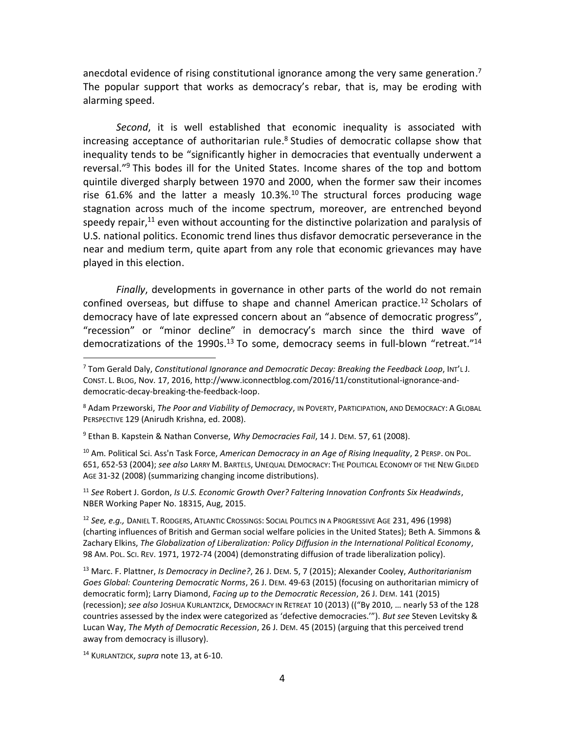anecdotal evidence of rising constitutional ignorance among the very same generation.[7] The popular support that works as democracy's rebar, that is, may be eroding with alarming speed.

*Second*, it is well established that economic inequality is associated with increasing acceptance of authoritarian rule.[8] Studies of democratic collapse show that inequality tends to be "significantly higher in democracies that eventually underwent a reversal."[9] This bodes ill for the United States. Income shares of the top and bottom quintile diverged sharply between 1970 and 2000, when the former saw their incomes rise 61.6% and the latter a measly 10.3%.[10] The structural forces producing wage stagnation across much of the income spectrum, moreover, are entrenched beyond speedy repair,[11] even without accounting for the distinctive polarization and paralysis of U.S. national politics. Economic trend lines thus disfavor democratic perseverance in the near and medium term, quite apart from any role that economic grievances may have played in this election.

*Finally*, developments in governance in other parts of the world do not remain confined overseas, but diffuse to shape and channel American practice.[12] Scholars of democracy have of late expressed concern about an "absence of democratic progress", "recession" or "minor decline" in democracy's march since the third wave of democratizations of the 1990s.[13] To some, democracy seems in full-blown "retreat."[14]

---

[7] Tom Gerald Daly, *Constitutional Ignorance and Democratic Decay: Breaking the Feedback Loop*, INT'L J. CONST. L. BLOG, Nov. 17, 2016, http://www.iconnectblog.com/2016/11/constitutional-ignorance-and-democratic-decay-breaking-the-feedback-loop.

[8] Adam Przeworski, *The Poor and Viability of Democracy*, IN POVERTY, PARTICIPATION, AND DEMOCRACY: A GLOBAL PERSPECTIVE 129 (Anirudh Krishna, ed. 2008).

[9] Ethan B. Kapstein & Nathan Converse, *Why Democracies Fail*, 14 J. DEM. 57, 61 (2008).

[10] Am. Political Sci. Ass'n Task Force, *American Democracy in an Age of Rising Inequality*, 2 PERSP. ON POL. 651, 652-53 (2004); *see also* LARRY M. BARTELS, UNEQUAL DEMOCRACY: THE POLITICAL ECONOMY OF THE NEW GILDED AGE 31-32 (2008) (summarizing changing income distributions).

[11] *See* Robert J. Gordon, *Is U.S. Economic Growth Over? Faltering Innovation Confronts Six Headwinds*, NBER Working Paper No. 18315, Aug, 2015.

[12] *See, e.g.,* DANIEL T. RODGERS, ATLANTIC CROSSINGS: SOCIAL POLITICS IN A PROGRESSIVE AGE 231, 496 (1998) (charting influences of British and German social welfare policies in the United States); Beth A. Simmons & Zachary Elkins, *The Globalization of Liberalization: Policy Diffusion in the International Political Economy*, 98 AM. POL. SCI. REV. 1971, 1972-74 (2004) (demonstrating diffusion of trade liberalization policy).

[13] Marc. F. Plattner, *Is Democracy in Decline?*, 26 J. DEM. 5, 7 (2015); Alexander Cooley, *Authoritarianism Goes Global: Countering Democratic Norms*, 26 J. DEM. 49-63 (2015) (focusing on authoritarian mimicry of democratic form); Larry Diamond, *Facing up to the Democratic Recession*, 26 J. DEM. 141 (2015) (recession); *see also* JOSHUA KURLANTZICK, DEMOCRACY IN RETREAT 10 (2013) (("By 2010, … nearly 53 of the 128 countries assessed by the index were categorized as 'defective democracies.'"). *But see* Steven Levitsky & Lucan Way, *The Myth of Democratic Recession*, 26 J. DEM. 45 (2015) (arguing that this perceived trend away from democracy is illusory).

[14] KURLANTZICK, *supra* note 13, at 6-10.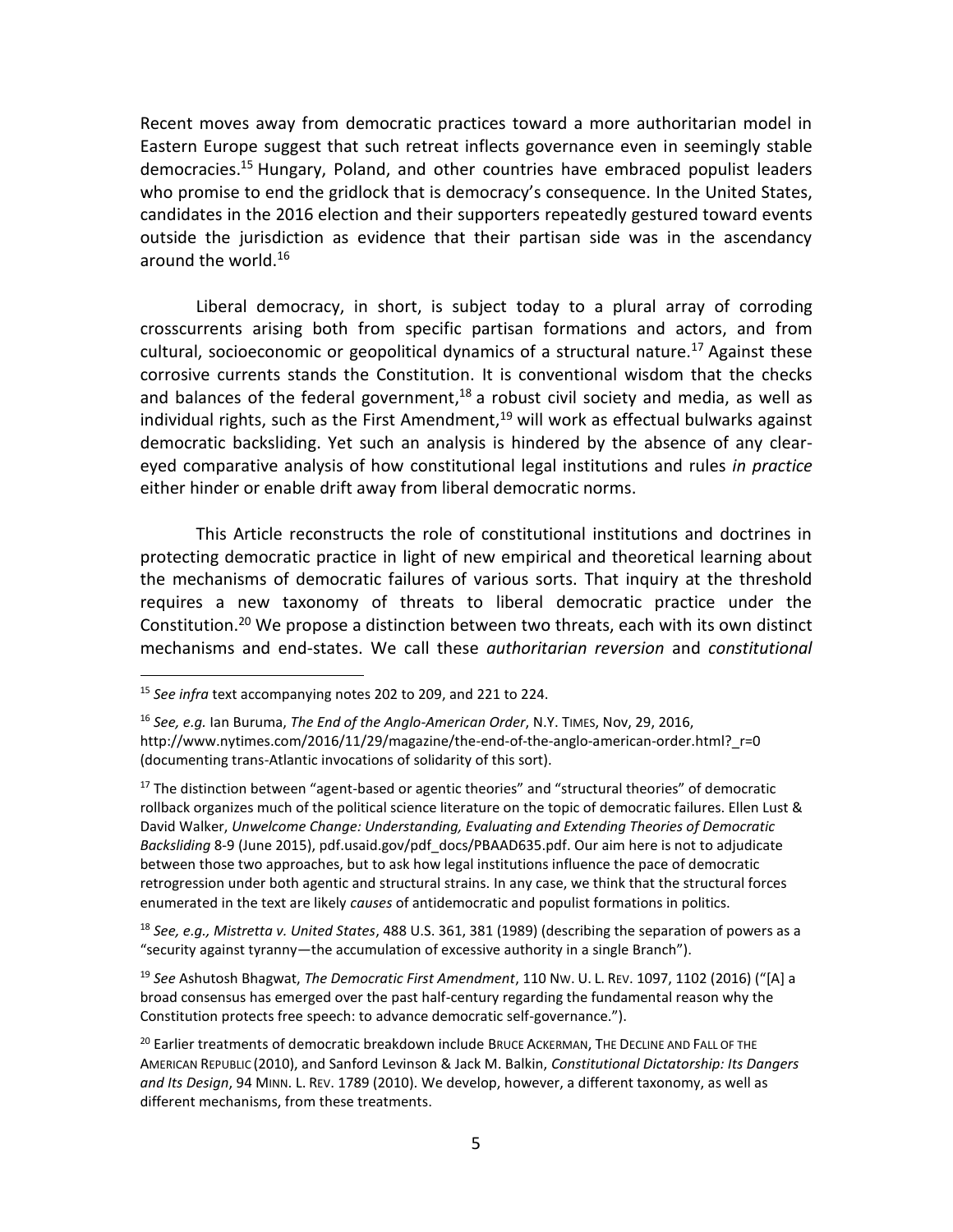Recent moves away from democratic practices toward a more authoritarian model in Eastern Europe suggest that such retreat inflects governance even in seemingly stable democracies.[15] Hungary, Poland, and other countries have embraced populist leaders who promise to end the gridlock that is democracy's consequence. In the United States, candidates in the 2016 election and their supporters repeatedly gestured toward events outside the jurisdiction as evidence that their partisan side was in the ascendancy around the world.[16]

Liberal democracy, in short, is subject today to a plural array of corroding crosscurrents arising both from specific partisan formations and actors, and from cultural, socioeconomic or geopolitical dynamics of a structural nature.[17] Against these corrosive currents stands the Constitution. It is conventional wisdom that the checks and balances of the federal government,[18] a robust civil society and media, as well as individual rights, such as the First Amendment,[19] will work as effectual bulwarks against democratic backsliding. Yet such an analysis is hindered by the absence of any clear-eyed comparative analysis of how constitutional legal institutions and rules *in practice* either hinder or enable drift away from liberal democratic norms.

This Article reconstructs the role of constitutional institutions and doctrines in protecting democratic practice in light of new empirical and theoretical learning about the mechanisms of democratic failures of various sorts. That inquiry at the threshold requires a new taxonomy of threats to liberal democratic practice under the Constitution.[20] We propose a distinction between two threats, each with its own distinct mechanisms and end-states. We call these *authoritarian reversion* and *constitutional*

---

[15] *See infra* text accompanying notes 202 to 209, and 221 to 224.

[16] *See, e.g.* Ian Buruma, *The End of the Anglo-American Order*, N.Y. TIMES, Nov, 29, 2016, http://www.nytimes.com/2016/11/29/magazine/the-end-of-the-anglo-american-order.html?_r=0 (documenting trans-Atlantic invocations of solidarity of this sort).

[17] The distinction between "agent-based or agentic theories" and "structural theories" of democratic rollback organizes much of the political science literature on the topic of democratic failures. Ellen Lust & David Walker, *Unwelcome Change: Understanding, Evaluating and Extending Theories of Democratic Backsliding* 8-9 (June 2015), pdf.usaid.gov/pdf_docs/PBAAD635.pdf. Our aim here is not to adjudicate between those two approaches, but to ask how legal institutions influence the pace of democratic retrogression under both agentic and structural strains. In any case, we think that the structural forces enumerated in the text are likely *causes* of antidemocratic and populist formations in politics.

[18] *See, e.g., Mistretta v. United States*, 488 U.S. 361, 381 (1989) (describing the separation of powers as a "security against tyranny—the accumulation of excessive authority in a single Branch").

[19] *See* Ashutosh Bhagwat, *The Democratic First Amendment*, 110 NW. U. L. REV. 1097, 1102 (2016) ("[A] broad consensus has emerged over the past half-century regarding the fundamental reason why the Constitution protects free speech: to advance democratic self-governance.").

[20] Earlier treatments of democratic breakdown include BRUCE ACKERMAN, THE DECLINE AND FALL OF THE AMERICAN REPUBLIC (2010), and Sanford Levinson & Jack M. Balkin, *Constitutional Dictatorship: Its Dangers and Its Design*, 94 MINN. L. REV. 1789 (2010). We develop, however, a different taxonomy, as well as different mechanisms, from these treatments.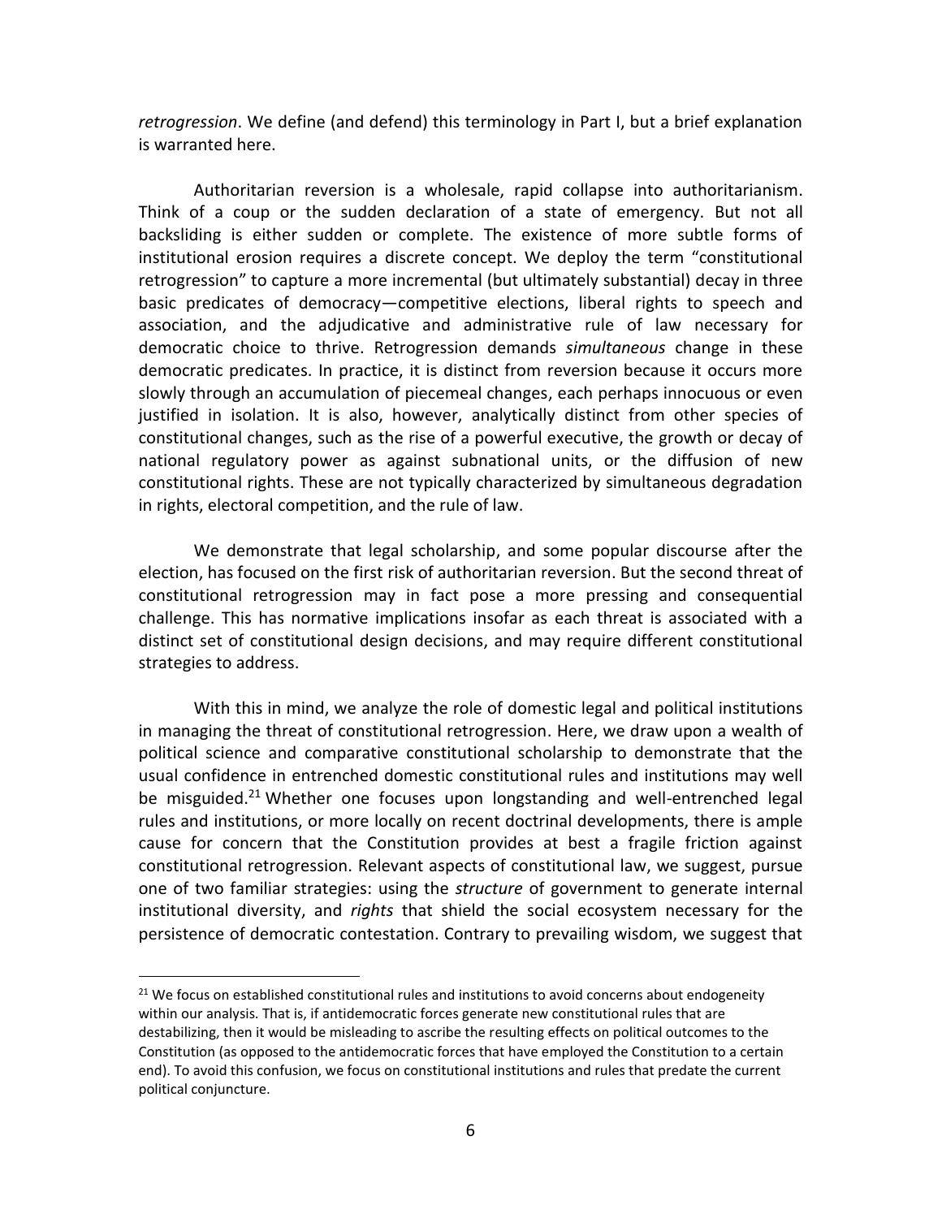*retrogression*. We define (and defend) this terminology in Part I, but a brief explanation is warranted here.

Authoritarian reversion is a wholesale, rapid collapse into authoritarianism. Think of a coup or the sudden declaration of a state of emergency. But not all backsliding is either sudden or complete. The existence of more subtle forms of institutional erosion requires a discrete concept. We deploy the term "constitutional retrogression" to capture a more incremental (but ultimately substantial) decay in three basic predicates of democracy—competitive elections, liberal rights to speech and association, and the adjudicative and administrative rule of law necessary for democratic choice to thrive. Retrogression demands *simultaneous* change in these democratic predicates. In practice, it is distinct from reversion because it occurs more slowly through an accumulation of piecemeal changes, each perhaps innocuous or even justified in isolation. It is also, however, analytically distinct from other species of constitutional changes, such as the rise of a powerful executive, the growth or decay of national regulatory power as against subnational units, or the diffusion of new constitutional rights. These are not typically characterized by simultaneous degradation in rights, electoral competition, and the rule of law.

We demonstrate that legal scholarship, and some popular discourse after the election, has focused on the first risk of authoritarian reversion. But the second threat of constitutional retrogression may in fact pose a more pressing and consequential challenge. This has normative implications insofar as each threat is associated with a distinct set of constitutional design decisions, and may require different constitutional strategies to address.

With this in mind, we analyze the role of domestic legal and political institutions in managing the threat of constitutional retrogression. Here, we draw upon a wealth of political science and comparative constitutional scholarship to demonstrate that the usual confidence in entrenched domestic constitutional rules and institutions may well be misguided.[21] Whether one focuses upon longstanding and well-entrenched legal rules and institutions, or more locally on recent doctrinal developments, there is ample cause for concern that the Constitution provides at best a fragile friction against constitutional retrogression. Relevant aspects of constitutional law, we suggest, pursue one of two familiar strategies: using the *structure* of government to generate internal institutional diversity, and *rights* that shield the social ecosystem necessary for the persistence of democratic contestation. Contrary to prevailing wisdom, we suggest that

[21] We focus on established constitutional rules and institutions to avoid concerns about endogeneity within our analysis. That is, if antidemocratic forces generate new constitutional rules that are destabilizing, then it would be misleading to ascribe the resulting effects on political outcomes to the Constitution (as opposed to the antidemocratic forces that have employed the Constitution to a certain end). To avoid this confusion, we focus on constitutional institutions and rules that predate the current political conjuncture.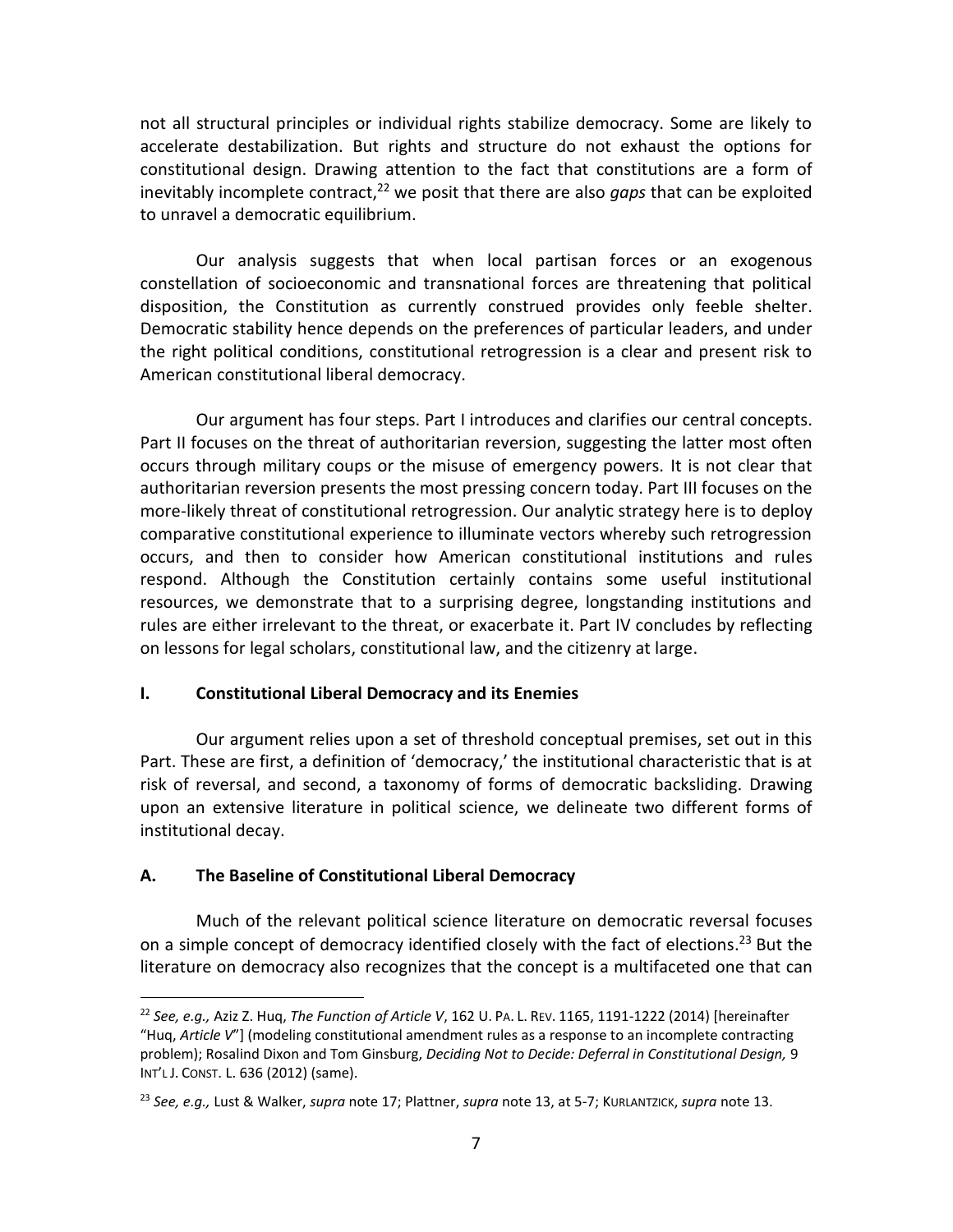not all structural principles or individual rights stabilize democracy. Some are likely to accelerate destabilization. But rights and structure do not exhaust the options for constitutional design. Drawing attention to the fact that constitutions are a form of inevitably incomplete contract,[22] we posit that there are also *gaps* that can be exploited to unravel a democratic equilibrium.

Our analysis suggests that when local partisan forces or an exogenous constellation of socioeconomic and transnational forces are threatening that political disposition, the Constitution as currently construed provides only feeble shelter. Democratic stability hence depends on the preferences of particular leaders, and under the right political conditions, constitutional retrogression is a clear and present risk to American constitutional liberal democracy.

Our argument has four steps. Part I introduces and clarifies our central concepts. Part II focuses on the threat of authoritarian reversion, suggesting the latter most often occurs through military coups or the misuse of emergency powers. It is not clear that authoritarian reversion presents the most pressing concern today. Part III focuses on the more-likely threat of constitutional retrogression. Our analytic strategy here is to deploy comparative constitutional experience to illuminate vectors whereby such retrogression occurs, and then to consider how American constitutional institutions and rules respond. Although the Constitution certainly contains some useful institutional resources, we demonstrate that to a surprising degree, longstanding institutions and rules are either irrelevant to the threat, or exacerbate it. Part IV concludes by reflecting on lessons for legal scholars, constitutional law, and the citizenry at large.

## I. Constitutional Liberal Democracy and its Enemies

Our argument relies upon a set of threshold conceptual premises, set out in this Part. These are first, a definition of 'democracy,' the institutional characteristic that is at risk of reversal, and second, a taxonomy of forms of democratic backsliding. Drawing upon an extensive literature in political science, we delineate two different forms of institutional decay.

### A. The Baseline of Constitutional Liberal Democracy

Much of the relevant political science literature on democratic reversal focuses on a simple concept of democracy identified closely with the fact of elections.[23] But the literature on democracy also recognizes that the concept is a multifaceted one that can

---

[22] *See, e.g.,* Aziz Z. Huq, *The Function of Article V*, 162 U. PA. L. REV. 1165, 1191-1222 (2014) [hereinafter "Huq, *Article V*"] (modeling constitutional amendment rules as a response to an incomplete contracting problem); Rosalind Dixon and Tom Ginsburg, *Deciding Not to Decide: Deferral in Constitutional Design,* 9 INT'L J. CONST. L. 636 (2012) (same).

[23] *See, e.g.,* Lust & Walker, *supra* note 17; Plattner, *supra* note 13, at 5-7; KURLANTZICK, *supra* note 13.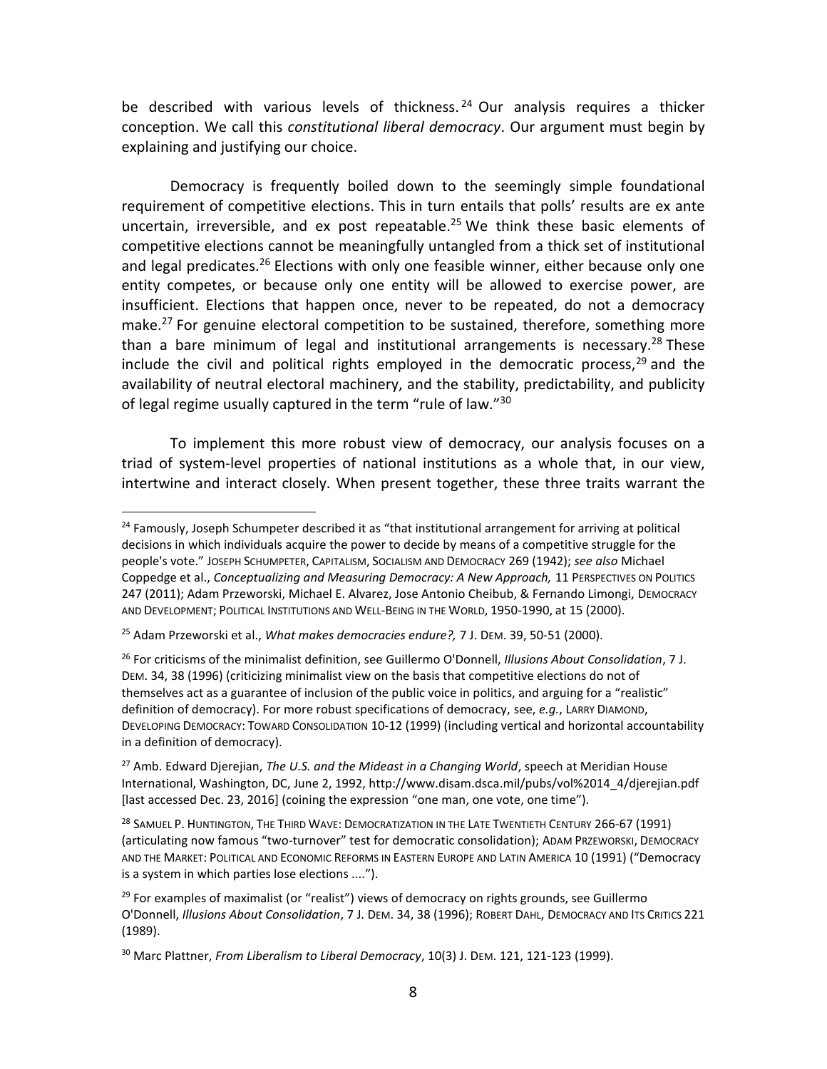be described with various levels of thickness.[24] Our analysis requires a thicker conception. We call this *constitutional liberal democracy*. Our argument must begin by explaining and justifying our choice.

Democracy is frequently boiled down to the seemingly simple foundational requirement of competitive elections. This in turn entails that polls' results are ex ante uncertain, irreversible, and ex post repeatable.[25] We think these basic elements of competitive elections cannot be meaningfully untangled from a thick set of institutional and legal predicates.[26] Elections with only one feasible winner, either because only one entity competes, or because only one entity will be allowed to exercise power, are insufficient. Elections that happen once, never to be repeated, do not a democracy make.[27] For genuine electoral competition to be sustained, therefore, something more than a bare minimum of legal and institutional arrangements is necessary.[28] These include the civil and political rights employed in the democratic process,[29] and the availability of neutral electoral machinery, and the stability, predictability, and publicity of legal regime usually captured in the term "rule of law."[30]

To implement this more robust view of democracy, our analysis focuses on a triad of system-level properties of national institutions as a whole that, in our view, intertwine and interact closely. When present together, these three traits warrant the

---

[24] Famously, Joseph Schumpeter described it as "that institutional arrangement for arriving at political decisions in which individuals acquire the power to decide by means of a competitive struggle for the people's vote." JOSEPH SCHUMPETER, CAPITALISM, SOCIALISM AND DEMOCRACY 269 (1942); *see also* Michael Coppedge et al., *Conceptualizing and Measuring Democracy: A New Approach,* 11 PERSPECTIVES ON POLITICS 247 (2011); Adam Przeworski, Michael E. Alvarez, Jose Antonio Cheibub, & Fernando Limongi, DEMOCRACY AND DEVELOPMENT; POLITICAL INSTITUTIONS AND WELL-BEING IN THE WORLD, 1950-1990, at 15 (2000).

[25] Adam Przeworski et al., *What makes democracies endure?,* 7 J. DEM. 39, 50-51 (2000).

[26] For criticisms of the minimalist definition, see Guillermo O'Donnell, *Illusions About Consolidation*, 7 J. DEM. 34, 38 (1996) (criticizing minimalist view on the basis that competitive elections do not of themselves act as a guarantee of inclusion of the public voice in politics, and arguing for a "realistic" definition of democracy). For more robust specifications of democracy, see, *e.g.*, LARRY DIAMOND, DEVELOPING DEMOCRACY: TOWARD CONSOLIDATION 10-12 (1999) (including vertical and horizontal accountability in a definition of democracy).

[27] Amb. Edward Djerejian, *The U.S. and the Mideast in a Changing World*, speech at Meridian House International, Washington, DC, June 2, 1992, http://www.disam.dsca.mil/pubs/vol%2014_4/djerejian.pdf [last accessed Dec. 23, 2016] (coining the expression "one man, one vote, one time").

[28] SAMUEL P. HUNTINGTON, THE THIRD WAVE: DEMOCRATIZATION IN THE LATE TWENTIETH CENTURY 266-67 (1991) (articulating now famous "two-turnover" test for democratic consolidation); ADAM PRZEWORSKI, DEMOCRACY AND THE MARKET: POLITICAL AND ECONOMIC REFORMS IN EASTERN EUROPE AND LATIN AMERICA 10 (1991) ("Democracy is a system in which parties lose elections ....").

[29] For examples of maximalist (or "realist") views of democracy on rights grounds, see Guillermo O'Donnell, *Illusions About Consolidation*, 7 J. DEM. 34, 38 (1996); ROBERT DAHL, DEMOCRACY AND ITS CRITICS 221 (1989).

[30] Marc Plattner, *From Liberalism to Liberal Democracy*, 10(3) J. DEM. 121, 121-123 (1999).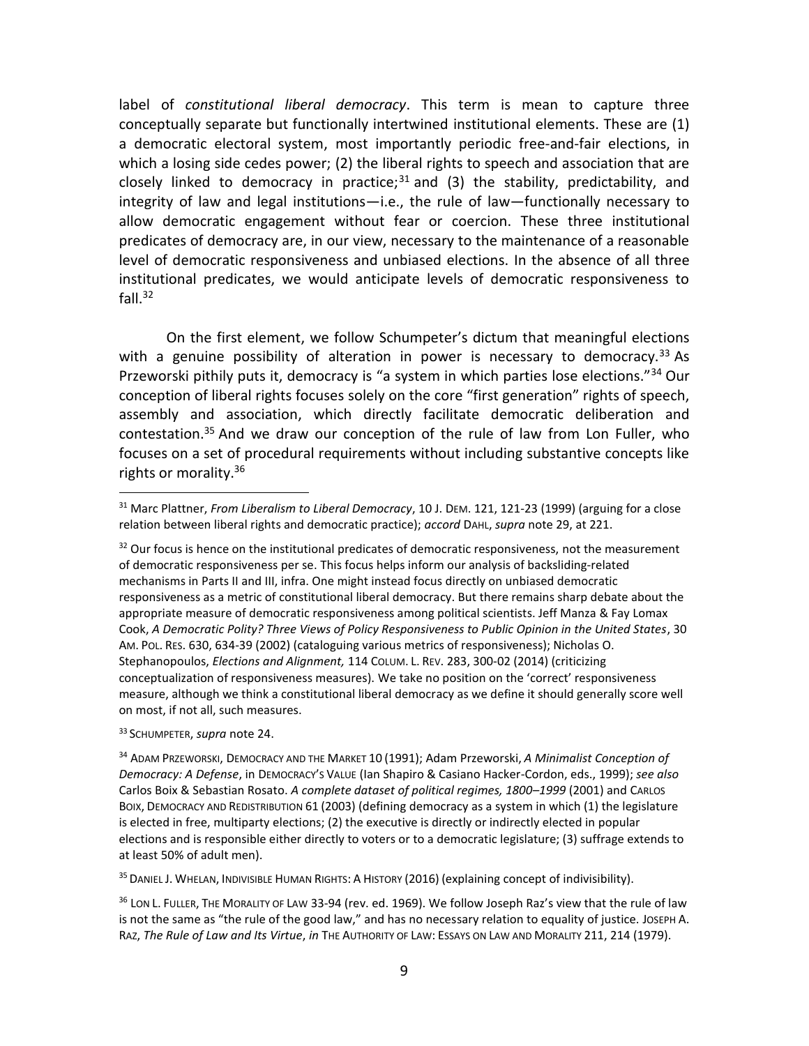label of *constitutional liberal democracy*. This term is mean to capture three conceptually separate but functionally intertwined institutional elements. These are (1) a democratic electoral system, most importantly periodic free-and-fair elections, in which a losing side cedes power; (2) the liberal rights to speech and association that are closely linked to democracy in practice;[31] and (3) the stability, predictability, and integrity of law and legal institutions—i.e., the rule of law—functionally necessary to allow democratic engagement without fear or coercion. These three institutional predicates of democracy are, in our view, necessary to the maintenance of a reasonable level of democratic responsiveness and unbiased elections. In the absence of all three institutional predicates, we would anticipate levels of democratic responsiveness to fall.[32]

On the first element, we follow Schumpeter's dictum that meaningful elections with a genuine possibility of alteration in power is necessary to democracy.[33] As Przeworski pithily puts it, democracy is "a system in which parties lose elections."[34] Our conception of liberal rights focuses solely on the core "first generation" rights of speech, assembly and association, which directly facilitate democratic deliberation and contestation.[35] And we draw our conception of the rule of law from Lon Fuller, who focuses on a set of procedural requirements without including substantive concepts like rights or morality.[36]

---

[31] Marc Plattner, *From Liberalism to Liberal Democracy*, 10 J. DEM. 121, 121-23 (1999) (arguing for a close relation between liberal rights and democratic practice); *accord* DAHL, *supra* note 29, at 221.

[32] Our focus is hence on the institutional predicates of democratic responsiveness, not the measurement of democratic responsiveness per se. This focus helps inform our analysis of backsliding-related mechanisms in Parts II and III, infra. One might instead focus directly on unbiased democratic responsiveness as a metric of constitutional liberal democracy. But there remains sharp debate about the appropriate measure of democratic responsiveness among political scientists. Jeff Manza & Fay Lomax Cook, *A Democratic Polity? Three Views of Policy Responsiveness to Public Opinion in the United States*, 30 AM. POL. RES. 630, 634-39 (2002) (cataloguing various metrics of responsiveness); Nicholas O. Stephanopoulos, *Elections and Alignment,* 114 COLUM. L. REV. 283, 300-02 (2014) (criticizing conceptualization of responsiveness measures). We take no position on the 'correct' responsiveness measure, although we think a constitutional liberal democracy as we define it should generally score well on most, if not all, such measures.

[33] SCHUMPETER, *supra* note 24.

[34] ADAM PRZEWORSKI, DEMOCRACY AND THE MARKET 10 (1991); Adam Przeworski, *A Minimalist Conception of Democracy: A Defense*, in DEMOCRACY'S VALUE (Ian Shapiro & Casiano Hacker-Cordon, eds., 1999); *see also* Carlos Boix & Sebastian Rosato. *A complete dataset of political regimes, 1800–1999* (2001) and CARLOS BOIX, DEMOCRACY AND REDISTRIBUTION 61 (2003) (defining democracy as a system in which (1) the legislature is elected in free, multiparty elections; (2) the executive is directly or indirectly elected in popular elections and is responsible either directly to voters or to a democratic legislature; (3) suffrage extends to at least 50% of adult men).

[35] DANIEL J. WHELAN, INDIVISIBLE HUMAN RIGHTS: A HISTORY (2016) (explaining concept of indivisibility).

[36] LON L. FULLER, THE MORALITY OF LAW 33-94 (rev. ed. 1969). We follow Joseph Raz's view that the rule of law is not the same as "the rule of the good law," and has no necessary relation to equality of justice. JOSEPH A. RAZ, *The Rule of Law and Its Virtue*, *in* THE AUTHORITY OF LAW: ESSAYS ON LAW AND MORALITY 211, 214 (1979).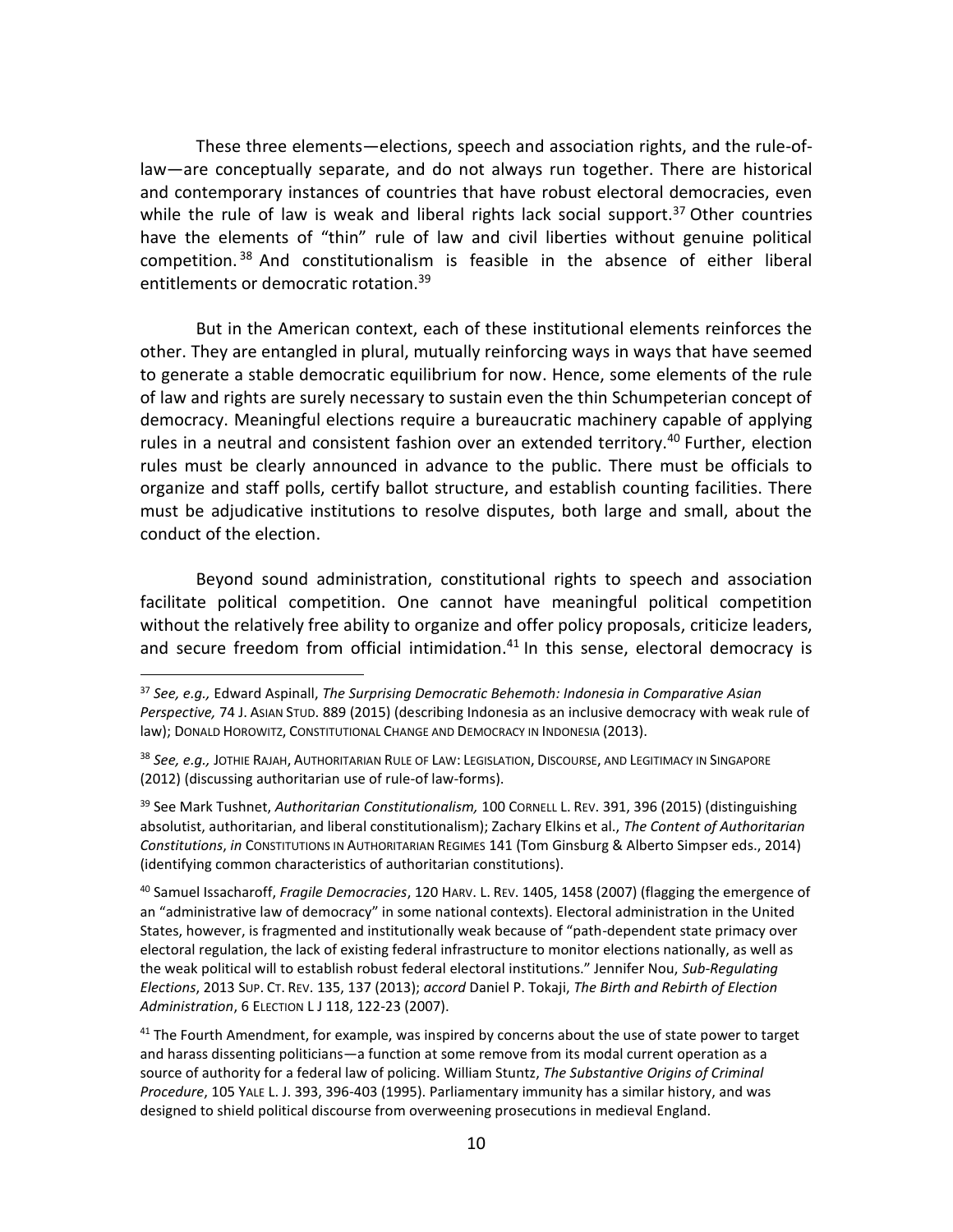These three elements—elections, speech and association rights, and the rule-of-law—are conceptually separate, and do not always run together. There are historical and contemporary instances of countries that have robust electoral democracies, even while the rule of law is weak and liberal rights lack social support.[37] Other countries have the elements of "thin" rule of law and civil liberties without genuine political competition.[38] And constitutionalism is feasible in the absence of either liberal entitlements or democratic rotation.[39]

But in the American context, each of these institutional elements reinforces the other. They are entangled in plural, mutually reinforcing ways in ways that have seemed to generate a stable democratic equilibrium for now. Hence, some elements of the rule of law and rights are surely necessary to sustain even the thin Schumpeterian concept of democracy. Meaningful elections require a bureaucratic machinery capable of applying rules in a neutral and consistent fashion over an extended territory.[40] Further, election rules must be clearly announced in advance to the public. There must be officials to organize and staff polls, certify ballot structure, and establish counting facilities. There must be adjudicative institutions to resolve disputes, both large and small, about the conduct of the election.

Beyond sound administration, constitutional rights to speech and association facilitate political competition. One cannot have meaningful political competition without the relatively free ability to organize and offer policy proposals, criticize leaders, and secure freedom from official intimidation.[41] In this sense, electoral democracy is

---

[37] *See, e.g.,* Edward Aspinall, *The Surprising Democratic Behemoth: Indonesia in Comparative Asian Perspective,* 74 J. ASIAN STUD. 889 (2015) (describing Indonesia as an inclusive democracy with weak rule of law); DONALD HOROWITZ, CONSTITUTIONAL CHANGE AND DEMOCRACY IN INDONESIA (2013).

[38] *See, e.g.,* JOTHIE RAJAH, AUTHORITARIAN RULE OF LAW: LEGISLATION, DISCOURSE, AND LEGITIMACY IN SINGAPORE (2012) (discussing authoritarian use of rule-of law-forms).

[39] See Mark Tushnet, *Authoritarian Constitutionalism,* 100 CORNELL L. REV. 391, 396 (2015) (distinguishing absolutist, authoritarian, and liberal constitutionalism); Zachary Elkins et al., *The Content of Authoritarian Constitutions*, *in* CONSTITUTIONS IN AUTHORITARIAN REGIMES 141 (Tom Ginsburg & Alberto Simpser eds., 2014) (identifying common characteristics of authoritarian constitutions).

[40] Samuel Issacharoff, *Fragile Democracies*, 120 HARV. L. REV. 1405, 1458 (2007) (flagging the emergence of an "administrative law of democracy" in some national contexts). Electoral administration in the United States, however, is fragmented and institutionally weak because of "path-dependent state primacy over electoral regulation, the lack of existing federal infrastructure to monitor elections nationally, as well as the weak political will to establish robust federal electoral institutions." Jennifer Nou, *Sub-Regulating Elections*, 2013 SUP. CT. REV. 135, 137 (2013); *accord* Daniel P. Tokaji, *The Birth and Rebirth of Election Administration*, 6 ELECTION L J 118, 122-23 (2007).

[41] The Fourth Amendment, for example, was inspired by concerns about the use of state power to target and harass dissenting politicians—a function at some remove from its modal current operation as a source of authority for a federal law of policing. William Stuntz, *The Substantive Origins of Criminal Procedure*, 105 YALE L. J. 393, 396-403 (1995). Parliamentary immunity has a similar history, and was designed to shield political discourse from overweening prosecutions in medieval England.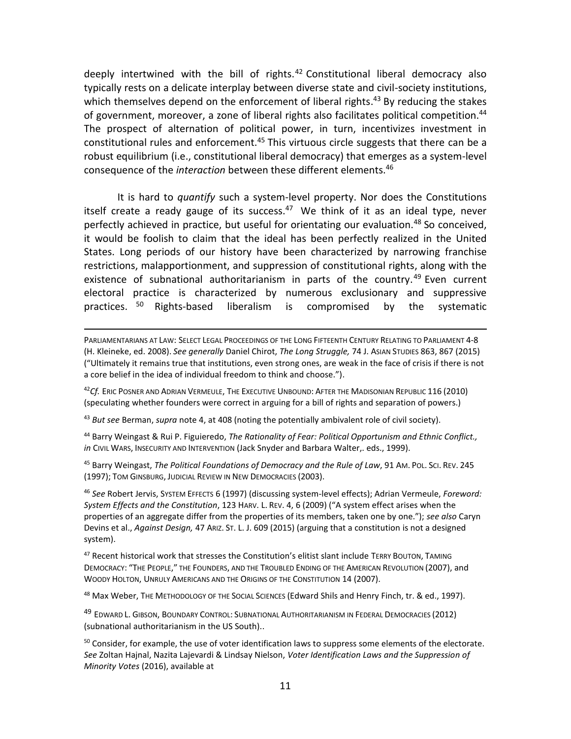deeply intertwined with the bill of rights.[42] Constitutional liberal democracy also typically rests on a delicate interplay between diverse state and civil-society institutions, which themselves depend on the enforcement of liberal rights.[43] By reducing the stakes of government, moreover, a zone of liberal rights also facilitates political competition.[44] The prospect of alternation of political power, in turn, incentivizes investment in constitutional rules and enforcement.[45] This virtuous circle suggests that there can be a robust equilibrium (i.e., constitutional liberal democracy) that emerges as a system-level consequence of the *interaction* between these different elements.[46]

It is hard to *quantify* such a system-level property. Nor does the Constitutions itself create a ready gauge of its success.[47] We think of it as an ideal type, never perfectly achieved in practice, but useful for orientating our evaluation.[48] So conceived, it would be foolish to claim that the ideal has been perfectly realized in the United States. Long periods of our history have been characterized by narrowing franchise restrictions, malapportionment, and suppression of constitutional rights, along with the existence of subnational authoritarianism in parts of the country.[49] Even current electoral practice is characterized by numerous exclusionary and suppressive practices.[50] Rights-based liberalism is compromised by the systematic

---

PARLIAMENTARIANS AT LAW: SELECT LEGAL PROCEEDINGS OF THE LONG FIFTEENTH CENTURY RELATING TO PARLIAMENT 4-8 (H. Kleineke, ed. 2008). *See generally* Daniel Chirot, *The Long Struggle,* 74 J. ASIAN STUDIES 863, 867 (2015) ("Ultimately it remains true that institutions, even strong ones, are weak in the face of crisis if there is not a core belief in the idea of individual freedom to think and choose.").

[42] *Cf.* ERIC POSNER AND ADRIAN VERMEULE, THE EXECUTIVE UNBOUND: AFTER THE MADISONIAN REPUBLIC 116 (2010) (speculating whether founders were correct in arguing for a bill of rights and separation of powers.)

[43] *But see* Berman, *supra* note 4, at 408 (noting the potentially ambivalent role of civil society).

[44] Barry Weingast & Rui P. Figuieredo, *The Rationality of Fear: Political Opportunism and Ethnic Conflict., in* CIVIL WARS, INSECURITY AND INTERVENTION (Jack Snyder and Barbara Walter,. eds., 1999).

[45] Barry Weingast, *The Political Foundations of Democracy and the Rule of Law*, 91 AM. POL. SCI. REV. 245 (1997); TOM GINSBURG, JUDICIAL REVIEW IN NEW DEMOCRACIES (2003).

[46] *See* Robert Jervis, SYSTEM EFFECTS 6 (1997) (discussing system-level effects); Adrian Vermeule, *Foreword: System Effects and the Constitution*, 123 HARV. L. REV. 4, 6 (2009) ("A system effect arises when the properties of an aggregate differ from the properties of its members, taken one by one."); *see also* Caryn Devins et al., *Against Design,* 47 ARIZ. ST. L. J. 609 (2015) (arguing that a constitution is not a designed system).

[47] Recent historical work that stresses the Constitution's elitist slant include TERRY BOUTON, TAMING DEMOCRACY: "THE PEOPLE," THE FOUNDERS, AND THE TROUBLED ENDING OF THE AMERICAN REVOLUTION (2007), and WOODY HOLTON, UNRULY AMERICANS AND THE ORIGINS OF THE CONSTITUTION 14 (2007).

[48] Max Weber, THE METHODOLOGY OF THE SOCIAL SCIENCES (Edward Shils and Henry Finch, tr. & ed., 1997).

[49] EDWARD L. GIBSON, BOUNDARY CONTROL: SUBNATIONAL AUTHORITARIANISM IN FEDERAL DEMOCRACIES (2012) (subnational authoritarianism in the US South)..

[50] Consider, for example, the use of voter identification laws to suppress some elements of the electorate. *See* Zoltan Hajnal, Nazita Lajevardi & Lindsay Nielson, *Voter Identification Laws and the Suppression of Minority Votes* (2016), available at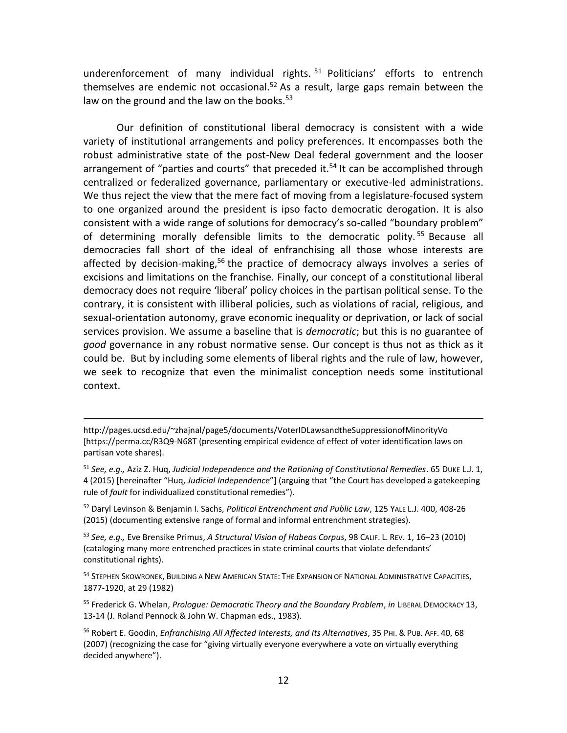underenforcement of many individual rights.[51] Politicians' efforts to entrench themselves are endemic not occasional.[52] As a result, large gaps remain between the law on the ground and the law on the books.[53]

Our definition of constitutional liberal democracy is consistent with a wide variety of institutional arrangements and policy preferences. It encompasses both the robust administrative state of the post-New Deal federal government and the looser arrangement of "parties and courts" that preceded it.[54] It can be accomplished through centralized or federalized governance, parliamentary or executive-led administrations. We thus reject the view that the mere fact of moving from a legislature-focused system to one organized around the president is ipso facto democratic derogation. It is also consistent with a wide range of solutions for democracy's so-called "boundary problem" of determining morally defensible limits to the democratic polity.[55] Because all democracies fall short of the ideal of enfranchising all those whose interests are affected by decision-making,[56] the practice of democracy always involves a series of excisions and limitations on the franchise. Finally, our concept of a constitutional liberal democracy does not require 'liberal' policy choices in the partisan political sense. To the contrary, it is consistent with illiberal policies, such as violations of racial, religious, and sexual-orientation autonomy, grave economic inequality or deprivation, or lack of social services provision. We assume a baseline that is *democratic*; but this is no guarantee of *good* governance in any robust normative sense. Our concept is thus not as thick as it could be. But by including some elements of liberal rights and the rule of law, however, we seek to recognize that even the minimalist conception needs some institutional context.

---

http://pages.ucsd.edu/~zhajnal/page5/documents/VoterIDLawsandtheSuppressionofMinorityVo [https://perma.cc/R3Q9-N68T (presenting empirical evidence of effect of voter identification laws on partisan vote shares).

[51] *See, e.g.,* Aziz Z. Huq, *Judicial Independence and the Rationing of Constitutional Remedies*. 65 DUKE L.J. 1, 4 (2015) [hereinafter "Huq, *Judicial Independence*"] (arguing that "the Court has developed a gatekeeping rule of *fault* for individualized constitutional remedies").

[52] Daryl Levinson & Benjamin I. Sachs, *Political Entrenchment and Public Law*, 125 YALE L.J. 400, 408-26 (2015) (documenting extensive range of formal and informal entrenchment strategies).

[53] *See, e.g.,* Eve Brensike Primus, *A Structural Vision of Habeas Corpus*, 98 CALIF. L. REV. 1, 16–23 (2010) (cataloging many more entrenched practices in state criminal courts that violate defendants' constitutional rights).

[54] STEPHEN SKOWRONEK, BUILDING A NEW AMERICAN STATE: THE EXPANSION OF NATIONAL ADMINISTRATIVE CAPACITIES, 1877-1920, at 29 (1982)

[55] Frederick G. Whelan, *Prologue: Democratic Theory and the Boundary Problem*, *in* LIBERAL DEMOCRACY 13, 13-14 (J. Roland Pennock & John W. Chapman eds., 1983).

[56] Robert E. Goodin, *Enfranchising All Affected Interests, and Its Alternatives*, 35 PHI. & PUB. AFF. 40, 68 (2007) (recognizing the case for "giving virtually everyone everywhere a vote on virtually everything decided anywhere").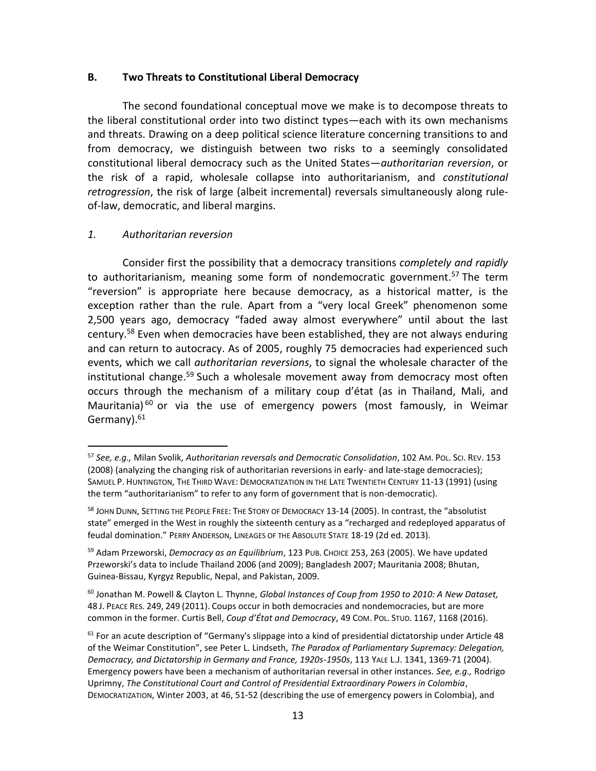### B. Two Threats to Constitutional Liberal Democracy

The second foundational conceptual move we make is to decompose threats to the liberal constitutional order into two distinct types—each with its own mechanisms and threats. Drawing on a deep political science literature concerning transitions to and from democracy, we distinguish between two risks to a seemingly consolidated constitutional liberal democracy such as the United States—*authoritarian reversion*, or the risk of a rapid, wholesale collapse into authoritarianism, and *constitutional retrogression*, the risk of large (albeit incremental) reversals simultaneously along rule-of-law, democratic, and liberal margins.

#### *1. Authoritarian reversion*

Consider first the possibility that a democracy transitions *completely and rapidly* to authoritarianism, meaning some form of nondemocratic government.[57] The term "reversion" is appropriate here because democracy, as a historical matter, is the exception rather than the rule. Apart from a "very local Greek" phenomenon some 2,500 years ago, democracy "faded away almost everywhere" until about the last century.[58] Even when democracies have been established, they are not always enduring and can return to autocracy. As of 2005, roughly 75 democracies had experienced such events, which we call *authoritarian reversions*, to signal the wholesale character of the institutional change.[59] Such a wholesale movement away from democracy most often occurs through the mechanism of a military coup d'état (as in Thailand, Mali, and Mauritania)[60] or via the use of emergency powers (most famously, in Weimar Germany).[61]

---

[57] *See, e.g.,* Milan Svolik, *Authoritarian reversals and Democratic Consolidation*, 102 AM. POL. SCI. REV. 153 (2008) (analyzing the changing risk of authoritarian reversions in early- and late-stage democracies); SAMUEL P. HUNTINGTON, THE THIRD WAVE: DEMOCRATIZATION IN THE LATE TWENTIETH CENTURY 11-13 (1991) (using the term "authoritarianism" to refer to any form of government that is non-democratic).

[58] JOHN DUNN, SETTING THE PEOPLE FREE: THE STORY OF DEMOCRACY 13-14 (2005). In contrast, the "absolutist state" emerged in the West in roughly the sixteenth century as a "recharged and redeployed apparatus of feudal domination." PERRY ANDERSON, LINEAGES OF THE ABSOLUTE STATE 18-19 (2d ed. 2013).

[59] Adam Przeworski, *Democracy as an Equilibrium*, 123 PUB. CHOICE 253, 263 (2005). We have updated Przeworski's data to include Thailand 2006 (and 2009); Bangladesh 2007; Mauritania 2008; Bhutan, Guinea-Bissau, Kyrgyz Republic, Nepal, and Pakistan, 2009.

[60] Jonathan M. Powell & Clayton L. Thynne, *Global Instances of Coup from 1950 to 2010: A New Dataset,* 48 J. PEACE RES. 249, 249 (2011). Coups occur in both democracies and nondemocracies, but are more common in the former. Curtis Bell, *Coup d'État and Democracy*, 49 COM. POL. STUD. 1167, 1168 (2016).

[61] For an acute description of "Germany's slippage into a kind of presidential dictatorship under Article 48 of the Weimar Constitution", see Peter L. Lindseth, *The Paradox of Parliamentary Supremacy: Delegation, Democracy, and Dictatorship in Germany and France, 1920s-1950s*, 113 YALE L.J. 1341, 1369-71 (2004). Emergency powers have been a mechanism of authoritarian reversal in other instances. *See, e.g.,* Rodrigo Uprimny, *The Constitutional Court and Control of Presidential Extraordinary Powers in Colombia*, DEMOCRATIZATION, Winter 2003, at 46, 51-52 (describing the use of emergency powers in Colombia), and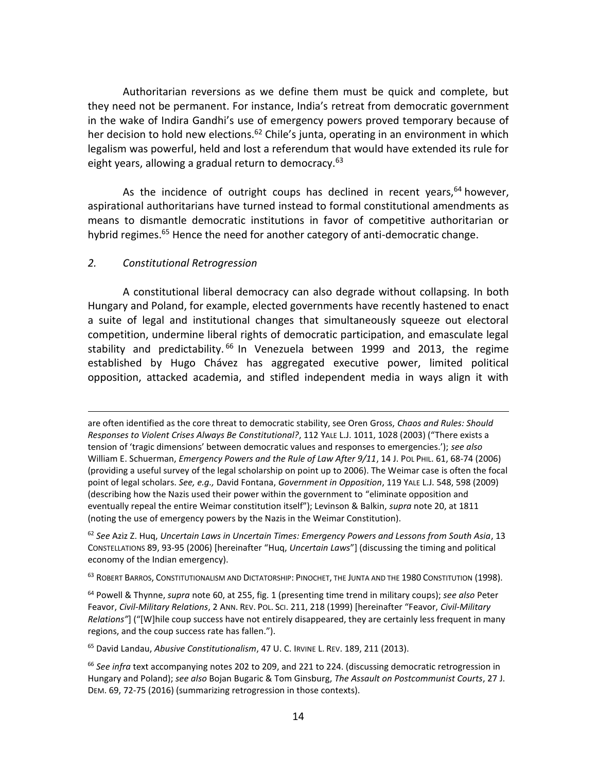Authoritarian reversions as we define them must be quick and complete, but they need not be permanent. For instance, India's retreat from democratic government in the wake of Indira Gandhi's use of emergency powers proved temporary because of her decision to hold new elections.[62] Chile's junta, operating in an environment in which legalism was powerful, held and lost a referendum that would have extended its rule for eight years, allowing a gradual return to democracy.[63]

As the incidence of outright coups has declined in recent years,[64] however, aspirational authoritarians have turned instead to formal constitutional amendments as means to dismantle democratic institutions in favor of competitive authoritarian or hybrid regimes.[65] Hence the need for another category of anti-democratic change.

### *2. Constitutional Retrogression*

A constitutional liberal democracy can also degrade without collapsing. In both Hungary and Poland, for example, elected governments have recently hastened to enact a suite of legal and institutional changes that simultaneously squeeze out electoral competition, undermine liberal rights of democratic participation, and emasculate legal stability and predictability.[66] In Venezuela between 1999 and 2013, the regime established by Hugo Chávez has aggregated executive power, limited political opposition, attacked academia, and stifled independent media in ways align it with

---

are often identified as the core threat to democratic stability, see Oren Gross, *Chaos and Rules: Should Responses to Violent Crises Always Be Constitutional?*, 112 YALE L.J. 1011, 1028 (2003) ("There exists a tension of 'tragic dimensions' between democratic values and responses to emergencies.'); *see also* William E. Schuerman, *Emergency Powers and the Rule of Law After 9/11*, 14 J. POL PHIL. 61, 68-74 (2006) (providing a useful survey of the legal scholarship on point up to 2006). The Weimar case is often the focal point of legal scholars. *See, e.g.,* David Fontana, *Government in Opposition*, 119 YALE L.J. 548, 598 (2009) (describing how the Nazis used their power within the government to "eliminate opposition and eventually repeal the entire Weimar constitution itself"); Levinson & Balkin, *supra* note 20, at 1811 (noting the use of emergency powers by the Nazis in the Weimar Constitution).

[62] *See* Aziz Z. Huq, *Uncertain Laws in Uncertain Times: Emergency Powers and Lessons from South Asia*, 13 CONSTELLATIONS 89, 93-95 (2006) [hereinafter "Huq, *Uncertain Laws*"] (discussing the timing and political economy of the Indian emergency).

[63] ROBERT BARROS, CONSTITUTIONALISM AND DICTATORSHIP: PINOCHET, THE JUNTA AND THE 1980 CONSTITUTION (1998).

[64] Powell & Thynne, *supra* note 60, at 255, fig. 1 (presenting time trend in military coups); *see also* Peter Feavor, *Civil-Military Relations*, 2 ANN. REV. POL. SCI. 211, 218 (1999) [hereinafter "Feavor, *Civil-Military Relations"*] ("[W]hile coup success have not entirely disappeared, they are certainly less frequent in many regions, and the coup success rate has fallen.").

[65] David Landau, *Abusive Constitutionalism*, 47 U. C. IRVINE L. REV. 189, 211 (2013).

[66] *See infra* text accompanying notes 202 to 209, and 221 to 224. (discussing democratic retrogression in Hungary and Poland); *see also* Bojan Bugaric & Tom Ginsburg, *The Assault on Postcommunist Courts*, 27 J. DEM. 69, 72-75 (2016) (summarizing retrogression in those contexts).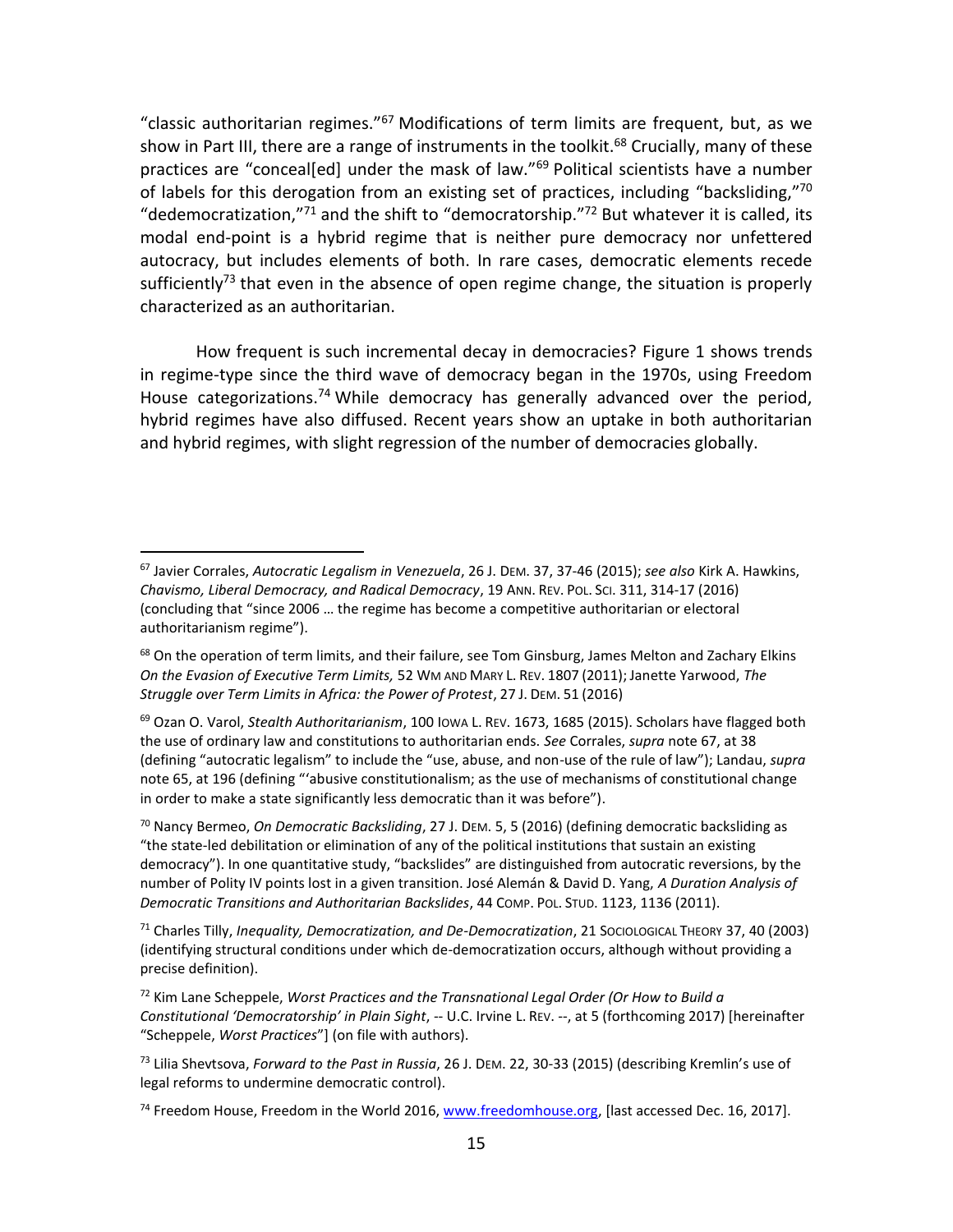"classic authoritarian regimes."[67] Modifications of term limits are frequent, but, as we show in Part III, there are a range of instruments in the toolkit.[68] Crucially, many of these practices are "conceal[ed] under the mask of law."[69] Political scientists have a number of labels for this derogation from an existing set of practices, including "backsliding,"[70] "dedemocratization,"[71] and the shift to "democratorship."[72] But whatever it is called, its modal end-point is a hybrid regime that is neither pure democracy nor unfettered autocracy, but includes elements of both. In rare cases, democratic elements recede sufficiently[73] that even in the absence of open regime change, the situation is properly characterized as an authoritarian.

How frequent is such incremental decay in democracies? Figure 1 shows trends in regime-type since the third wave of democracy began in the 1970s, using Freedom House categorizations.[74] While democracy has generally advanced over the period, hybrid regimes have also diffused. Recent years show an uptake in both authoritarian and hybrid regimes, with slight regression of the number of democracies globally.

---

[67] Javier Corrales, *Autocratic Legalism in Venezuela*, 26 J. DEM. 37, 37-46 (2015); *see also* Kirk A. Hawkins, *Chavismo, Liberal Democracy, and Radical Democracy*, 19 ANN. REV. POL. SCI. 311, 314-17 (2016) (concluding that "since 2006 … the regime has become a competitive authoritarian or electoral authoritarianism regime").

[68] On the operation of term limits, and their failure, see Tom Ginsburg, James Melton and Zachary Elkins *On the Evasion of Executive Term Limits,* 52 WM AND MARY L. REV. 1807 (2011); Janette Yarwood, *The Struggle over Term Limits in Africa: the Power of Protest*, 27 J. DEM. 51 (2016)

[69] Ozan O. Varol, *Stealth Authoritarianism*, 100 IOWA L. REV. 1673, 1685 (2015). Scholars have flagged both the use of ordinary law and constitutions to authoritarian ends. *See* Corrales, *supra* note 67, at 38 (defining "autocratic legalism" to include the "use, abuse, and non-use of the rule of law"); Landau, *supra* note 65, at 196 (defining "'abusive constitutionalism; as the use of mechanisms of constitutional change in order to make a state significantly less democratic than it was before").

[70] Nancy Bermeo, *On Democratic Backsliding*, 27 J. DEM. 5, 5 (2016) (defining democratic backsliding as "the state-led debilitation or elimination of any of the political institutions that sustain an existing democracy"). In one quantitative study, "backslides" are distinguished from autocratic reversions, by the number of Polity IV points lost in a given transition. José Alemán & David D. Yang, *A Duration Analysis of Democratic Transitions and Authoritarian Backslides*, 44 COMP. POL. STUD. 1123, 1136 (2011).

[71] Charles Tilly, *Inequality, Democratization, and De-Democratization*, 21 SOCIOLOGICAL THEORY 37, 40 (2003) (identifying structural conditions under which de-democratization occurs, although without providing a precise definition).

[72] Kim Lane Scheppele, *Worst Practices and the Transnational Legal Order (Or How to Build a Constitutional 'Democratorship' in Plain Sight*, -- U.C. Irvine L. REV. --, at 5 (forthcoming 2017) [hereinafter "Scheppele, *Worst Practices*"] (on file with authors).

[73] Lilia Shevtsova, *Forward to the Past in Russia*, 26 J. DEM. 22, 30-33 (2015) (describing Kremlin's use of legal reforms to undermine democratic control).

[74] Freedom House, Freedom in the World 2016, www.freedomhouse.org, [last accessed Dec. 16, 2017].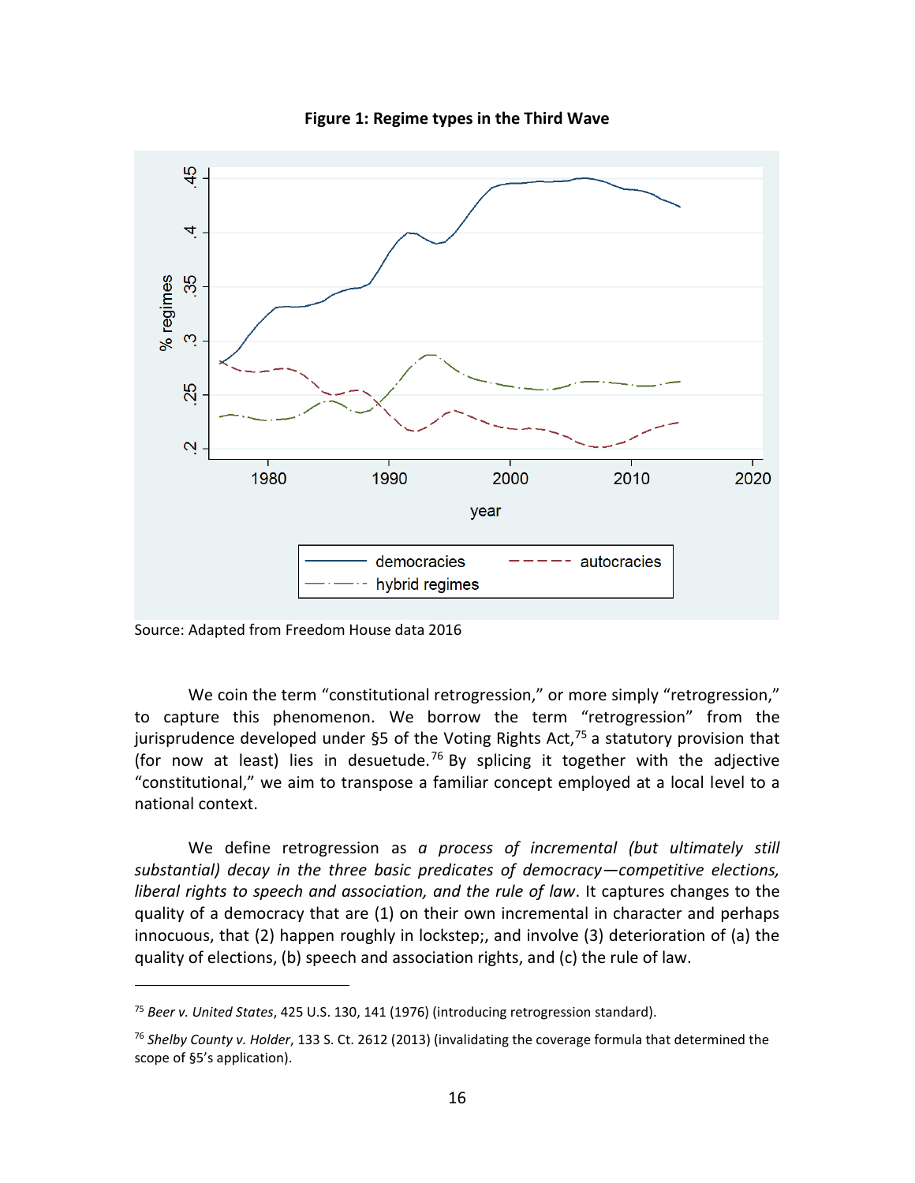**Figure 1: Regime types in the Third Wave**

Source: Adapted from Freedom House data 2016

We coin the term "constitutional retrogression," or more simply "retrogression," to capture this phenomenon. We borrow the term "retrogression" from the jurisprudence developed under §5 of the Voting Rights Act,[75] a statutory provision that (for now at least) lies in desuetude.[76] By splicing it together with the adjective "constitutional," we aim to transpose a familiar concept employed at a local level to a national context.

We define retrogression as *a process of incremental (but ultimately still substantial) decay in the three basic predicates of democracy—competitive elections, liberal rights to speech and association, and the rule of law*. It captures changes to the quality of a democracy that are (1) on their own incremental in character and perhaps innocuous, that (2) happen roughly in lockstep;, and involve (3) deterioration of (a) the quality of elections, (b) speech and association rights, and (c) the rule of law.

---

[75] *Beer v. United States*, 425 U.S. 130, 141 (1976) (introducing retrogression standard).

[76] *Shelby County v. Holder*, 133 S. Ct. 2612 (2013) (invalidating the coverage formula that determined the scope of §5's application).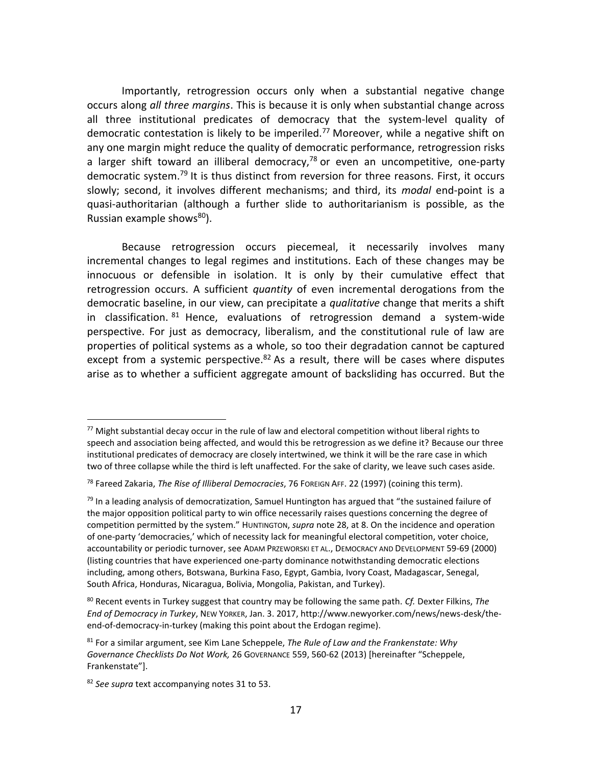Importantly, retrogression occurs only when a substantial negative change occurs along *all three margins*. This is because it is only when substantial change across all three institutional predicates of democracy that the system-level quality of democratic contestation is likely to be imperiled.[77] Moreover, while a negative shift on any one margin might reduce the quality of democratic performance, retrogression risks a larger shift toward an illiberal democracy,[78] or even an uncompetitive, one-party democratic system.[79] It is thus distinct from reversion for three reasons. First, it occurs slowly; second, it involves different mechanisms; and third, its *modal* end-point is a quasi-authoritarian (although a further slide to authoritarianism is possible, as the Russian example shows[80]).

Because retrogression occurs piecemeal, it necessarily involves many incremental changes to legal regimes and institutions. Each of these changes may be innocuous or defensible in isolation. It is only by their cumulative effect that retrogression occurs. A sufficient *quantity* of even incremental derogations from the democratic baseline, in our view, can precipitate a *qualitative* change that merits a shift in classification.[81] Hence, evaluations of retrogression demand a system-wide perspective. For just as democracy, liberalism, and the constitutional rule of law are properties of political systems as a whole, so too their degradation cannot be captured except from a systemic perspective.[82] As a result, there will be cases where disputes arise as to whether a sufficient aggregate amount of backsliding has occurred. But the

---

[77] Might substantial decay occur in the rule of law and electoral competition without liberal rights to speech and association being affected, and would this be retrogression as we define it? Because our three institutional predicates of democracy are closely intertwined, we think it will be the rare case in which two of three collapse while the third is left unaffected. For the sake of clarity, we leave such cases aside.

[78] Fareed Zakaria, *The Rise of Illiberal Democracies*, 76 FOREIGN AFF. 22 (1997) (coining this term).

[79] In a leading analysis of democratization, Samuel Huntington has argued that "the sustained failure of the major opposition political party to win office necessarily raises questions concerning the degree of competition permitted by the system." HUNTINGTON, *supra* note 28, at 8. On the incidence and operation of one-party 'democracies,' which of necessity lack for meaningful electoral competition, voter choice, accountability or periodic turnover, see ADAM PRZEWORSKI ET AL., DEMOCRACY AND DEVELOPMENT 59-69 (2000) (listing countries that have experienced one-party dominance notwithstanding democratic elections including, among others, Botswana, Burkina Faso, Egypt, Gambia, Ivory Coast, Madagascar, Senegal, South Africa, Honduras, Nicaragua, Bolivia, Mongolia, Pakistan, and Turkey).

[80] Recent events in Turkey suggest that country may be following the same path. *Cf.* Dexter Filkins, *The End of Democracy in Turkey*, NEW YORKER, Jan. 3. 2017, http://www.newyorker.com/news/news-desk/the-end-of-democracy-in-turkey (making this point about the Erdogan regime).

[81] For a similar argument, see Kim Lane Scheppele, *The Rule of Law and the Frankenstate: Why Governance Checklists Do Not Work,* 26 GOVERNANCE 559, 560-62 (2013) [hereinafter "Scheppele, Frankenstate"].

[82] *See supra* text accompanying notes 31 to 53.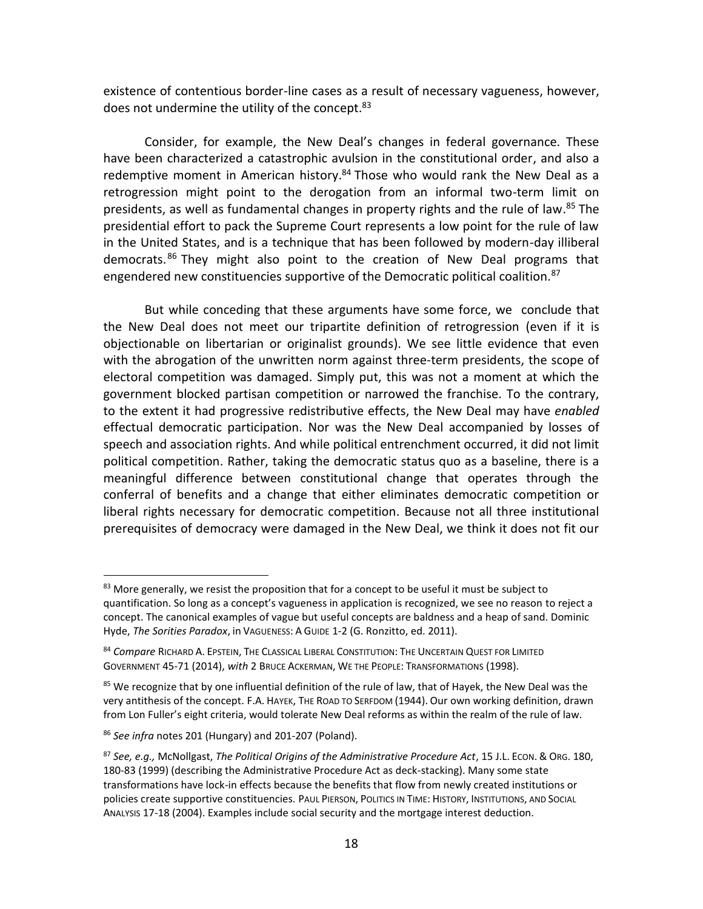existence of contentious border-line cases as a result of necessary vagueness, however, does not undermine the utility of the concept.[83]

Consider, for example, the New Deal's changes in federal governance. These have been characterized a catastrophic avulsion in the constitutional order, and also a redemptive moment in American history.[84] Those who would rank the New Deal as a retrogression might point to the derogation from an informal two-term limit on presidents, as well as fundamental changes in property rights and the rule of law.[85] The presidential effort to pack the Supreme Court represents a low point for the rule of law in the United States, and is a technique that has been followed by modern-day illiberal democrats.[86] They might also point to the creation of New Deal programs that engendered new constituencies supportive of the Democratic political coalition.[87]

But while conceding that these arguments have some force, we conclude that the New Deal does not meet our tripartite definition of retrogression (even if it is objectionable on libertarian or originalist grounds). We see little evidence that even with the abrogation of the unwritten norm against three-term presidents, the scope of electoral competition was damaged. Simply put, this was not a moment at which the government blocked partisan competition or narrowed the franchise. To the contrary, to the extent it had progressive redistributive effects, the New Deal may have *enabled* effectual democratic participation. Nor was the New Deal accompanied by losses of speech and association rights. And while political entrenchment occurred, it did not limit political competition. Rather, taking the democratic status quo as a baseline, there is a meaningful difference between constitutional change that operates through the conferral of benefits and a change that either eliminates democratic competition or liberal rights necessary for democratic competition. Because not all three institutional prerequisites of democracy were damaged in the New Deal, we think it does not fit our

---

[83] More generally, we resist the proposition that for a concept to be useful it must be subject to quantification. So long as a concept's vagueness in application is recognized, we see no reason to reject a concept. The canonical examples of vague but useful concepts are baldness and a heap of sand. Dominic Hyde, *The Sorities Paradox*, in VAGUENESS: A GUIDE 1-2 (G. Ronzitto, ed. 2011).

[84] *Compare* RICHARD A. EPSTEIN, THE CLASSICAL LIBERAL CONSTITUTION: THE UNCERTAIN QUEST FOR LIMITED GOVERNMENT 45-71 (2014), *with* 2 BRUCE ACKERMAN, WE THE PEOPLE: TRANSFORMATIONS (1998).

[85] We recognize that by one influential definition of the rule of law, that of Hayek, the New Deal was the very antithesis of the concept. F.A. HAYEK, THE ROAD TO SERFDOM (1944). Our own working definition, drawn from Lon Fuller's eight criteria, would tolerate New Deal reforms as within the realm of the rule of law.

[86] *See infra* notes 201 (Hungary) and 201-207 (Poland).

[87] *See, e.g.,* McNollgast, *The Political Origins of the Administrative Procedure Act*, 15 J.L. ECON. & ORG. 180, 180-83 (1999) (describing the Administrative Procedure Act as deck-stacking). Many some state transformations have lock-in effects because the benefits that flow from newly created institutions or policies create supportive constituencies. PAUL PIERSON, POLITICS IN TIME: HISTORY, INSTITUTIONS, AND SOCIAL ANALYSIS 17-18 (2004). Examples include social security and the mortgage interest deduction.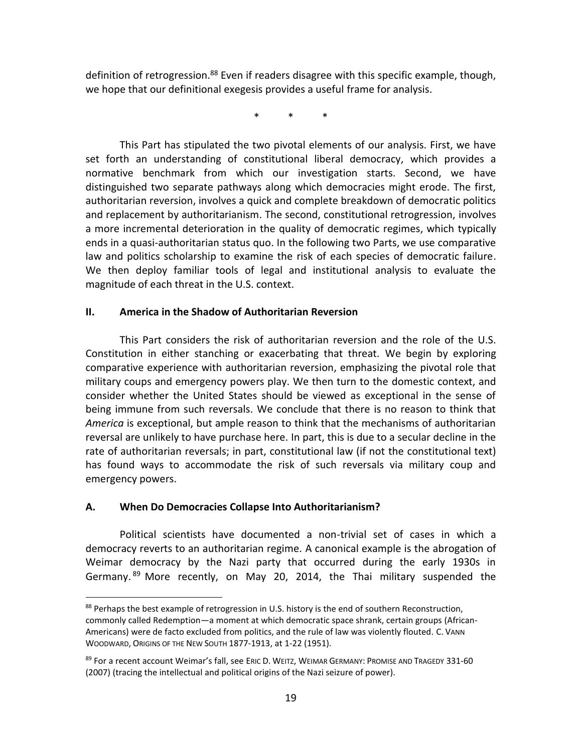definition of retrogression.[88] Even if readers disagree with this specific example, though, we hope that our definitional exegesis provides a useful frame for analysis.

\* \* \*

This Part has stipulated the two pivotal elements of our analysis. First, we have set forth an understanding of constitutional liberal democracy, which provides a normative benchmark from which our investigation starts. Second, we have distinguished two separate pathways along which democracies might erode. The first, authoritarian reversion, involves a quick and complete breakdown of democratic politics and replacement by authoritarianism. The second, constitutional retrogression, involves a more incremental deterioration in the quality of democratic regimes, which typically ends in a quasi-authoritarian status quo. In the following two Parts, we use comparative law and politics scholarship to examine the risk of each species of democratic failure. We then deploy familiar tools of legal and institutional analysis to evaluate the magnitude of each threat in the U.S. context.

## II. America in the Shadow of Authoritarian Reversion

This Part considers the risk of authoritarian reversion and the role of the U.S. Constitution in either stanching or exacerbating that threat. We begin by exploring comparative experience with authoritarian reversion, emphasizing the pivotal role that military coups and emergency powers play. We then turn to the domestic context, and consider whether the United States should be viewed as exceptional in the sense of being immune from such reversals. We conclude that there is no reason to think that *America* is exceptional, but ample reason to think that the mechanisms of authoritarian reversal are unlikely to have purchase here. In part, this is due to a secular decline in the rate of authoritarian reversals; in part, constitutional law (if not the constitutional text) has found ways to accommodate the risk of such reversals via military coup and emergency powers.

### A. When Do Democracies Collapse Into Authoritarianism?

Political scientists have documented a non-trivial set of cases in which a democracy reverts to an authoritarian regime. A canonical example is the abrogation of Weimar democracy by the Nazi party that occurred during the early 1930s in Germany.[89] More recently, on May 20, 2014, the Thai military suspended the

---

[88] Perhaps the best example of retrogression in U.S. history is the end of southern Reconstruction, commonly called Redemption—a moment at which democratic space shrank, certain groups (African-Americans) were de facto excluded from politics, and the rule of law was violently flouted. C. VANN WOODWARD, ORIGINS OF THE NEW SOUTH 1877-1913, at 1-22 (1951).

[89] For a recent account Weimar's fall, see ERIC D. WEITZ, WEIMAR GERMANY: PROMISE AND TRAGEDY 331-60 (2007) (tracing the intellectual and political origins of the Nazi seizure of power).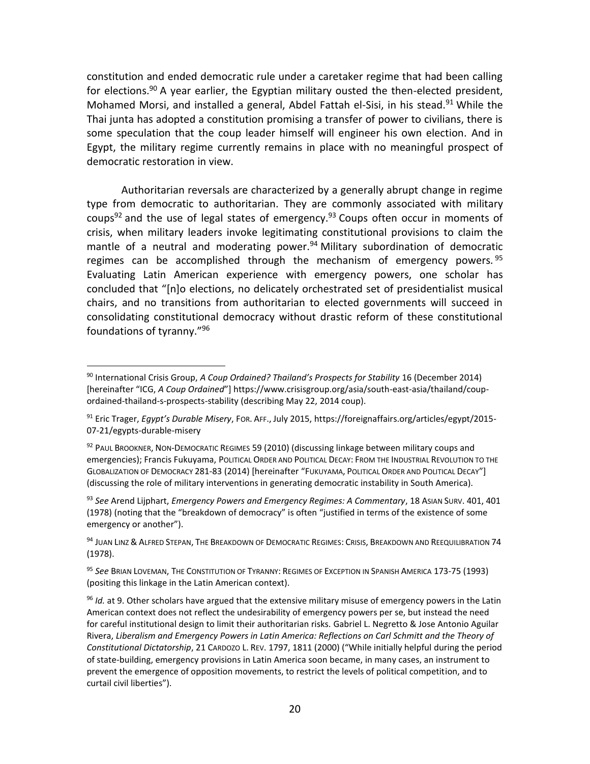constitution and ended democratic rule under a caretaker regime that had been calling for elections.[90] A year earlier, the Egyptian military ousted the then-elected president, Mohamed Morsi, and installed a general, Abdel Fattah el-Sisi, in his stead.[91] While the Thai junta has adopted a constitution promising a transfer of power to civilians, there is some speculation that the coup leader himself will engineer his own election. And in Egypt, the military regime currently remains in place with no meaningful prospect of democratic restoration in view.

Authoritarian reversals are characterized by a generally abrupt change in regime type from democratic to authoritarian. They are commonly associated with military coups[92] and the use of legal states of emergency.[93] Coups often occur in moments of crisis, when military leaders invoke legitimating constitutional provisions to claim the mantle of a neutral and moderating power.[94] Military subordination of democratic regimes can be accomplished through the mechanism of emergency powers.[95] Evaluating Latin American experience with emergency powers, one scholar has concluded that "[n]o elections, no delicately orchestrated set of presidentialist musical chairs, and no transitions from authoritarian to elected governments will succeed in consolidating constitutional democracy without drastic reform of these constitutional foundations of tyranny."[96]

---

[90] International Crisis Group, *A Coup Ordained? Thailand's Prospects for Stability* 16 (December 2014) [hereinafter "ICG, *A Coup Ordained*"] https://www.crisisgroup.org/asia/south-east-asia/thailand/coup-ordained-thailand-s-prospects-stability (describing May 22, 2014 coup).

[91] Eric Trager, *Egypt's Durable Misery*, FOR. AFF., July 2015, https://foreignaffairs.org/articles/egypt/2015-07-21/egypts-durable-misery

[92] PAUL BROOKNER, NON-DEMOCRATIC REGIMES 59 (2010) (discussing linkage between military coups and emergencies); Francis Fukuyama, POLITICAL ORDER AND POLITICAL DECAY: FROM THE INDUSTRIAL REVOLUTION TO THE GLOBALIZATION OF DEMOCRACY 281-83 (2014) [hereinafter "FUKUYAMA, POLITICAL ORDER AND POLITICAL DECAY"] (discussing the role of military interventions in generating democratic instability in South America).

[93] *See* Arend Lijphart, *Emergency Powers and Emergency Regimes: A Commentary*, 18 ASIAN SURV. 401, 401 (1978) (noting that the "breakdown of democracy" is often "justified in terms of the existence of some emergency or another").

[94] JUAN LINZ & ALFRED STEPAN, THE BREAKDOWN OF DEMOCRATIC REGIMES: CRISIS, BREAKDOWN AND REEQUILIBRATION 74 (1978).

[95] *See* BRIAN LOVEMAN, THE CONSTITUTION OF TYRANNY: REGIMES OF EXCEPTION IN SPANISH AMERICA 173-75 (1993) (positing this linkage in the Latin American context).

[96] *Id.* at 9. Other scholars have argued that the extensive military misuse of emergency powers in the Latin American context does not reflect the undesirability of emergency powers per se, but instead the need for careful institutional design to limit their authoritarian risks. Gabriel L. Negretto & Jose Antonio Aguilar Rivera, *Liberalism and Emergency Powers in Latin America: Reflections on Carl Schmitt and the Theory of Constitutional Dictatorship*, 21 CARDOZO L. REV. 1797, 1811 (2000) ("While initially helpful during the period of state-building, emergency provisions in Latin America soon became, in many cases, an instrument to prevent the emergence of opposition movements, to restrict the levels of political competition, and to curtail civil liberties").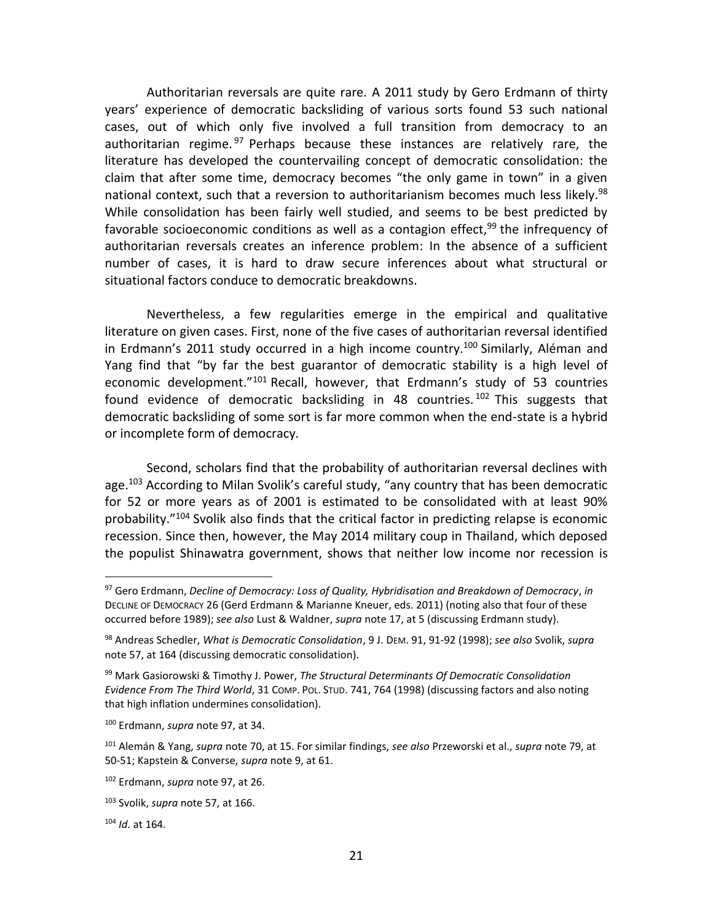Authoritarian reversals are quite rare. A 2011 study by Gero Erdmann of thirty years' experience of democratic backsliding of various sorts found 53 such national cases, out of which only five involved a full transition from democracy to an authoritarian regime.[97] Perhaps because these instances are relatively rare, the literature has developed the countervailing concept of democratic consolidation: the claim that after some time, democracy becomes "the only game in town" in a given national context, such that a reversion to authoritarianism becomes much less likely.[98] While consolidation has been fairly well studied, and seems to be best predicted by favorable socioeconomic conditions as well as a contagion effect,[99] the infrequency of authoritarian reversals creates an inference problem: In the absence of a sufficient number of cases, it is hard to draw secure inferences about what structural or situational factors conduce to democratic breakdowns.

Nevertheless, a few regularities emerge in the empirical and qualitative literature on given cases. First, none of the five cases of authoritarian reversal identified in Erdmann's 2011 study occurred in a high income country.[100] Similarly, Aléman and Yang find that "by far the best guarantor of democratic stability is a high level of economic development."[101] Recall, however, that Erdmann's study of 53 countries found evidence of democratic backsliding in 48 countries.[102] This suggests that democratic backsliding of some sort is far more common when the end-state is a hybrid or incomplete form of democracy.

Second, scholars find that the probability of authoritarian reversal declines with age.[103] According to Milan Svolik's careful study, "any country that has been democratic for 52 or more years as of 2001 is estimated to be consolidated with at least 90% probability."[104] Svolik also finds that the critical factor in predicting relapse is economic recession. Since then, however, the May 2014 military coup in Thailand, which deposed the populist Shinawatra government, shows that neither low income nor recession is

---

[97] Gero Erdmann, *Decline of Democracy: Loss of Quality, Hybridisation and Breakdown of Democracy*, *in* DECLINE OF DEMOCRACY 26 (Gerd Erdmann & Marianne Kneuer, eds. 2011) (noting also that four of these occurred before 1989); *see also* Lust & Waldner, *supra* note 17, at 5 (discussing Erdmann study).

[98] Andreas Schedler, *What is Democratic Consolidation*, 9 J. DEM. 91, 91-92 (1998); *see also* Svolik, *supra* note 57, at 164 (discussing democratic consolidation).

[99] Mark Gasiorowski & Timothy J. Power, *The Structural Determinants Of Democratic Consolidation Evidence From The Third World*, 31 COMP. POL. STUD. 741, 764 (1998) (discussing factors and also noting that high inflation undermines consolidation).

[100] Erdmann, *supra* note 97, at 34.

[101] Alemán & Yang, *supra* note 70, at 15. For similar findings, *see also* Przeworski et al., *supra* note 79, at 50-51; Kapstein & Converse, *supra* note 9, at 61.

[102] Erdmann, *supra* note 97, at 26.

[103] Svolik, *supra* note 57, at 166.

[104] *Id.* at 164.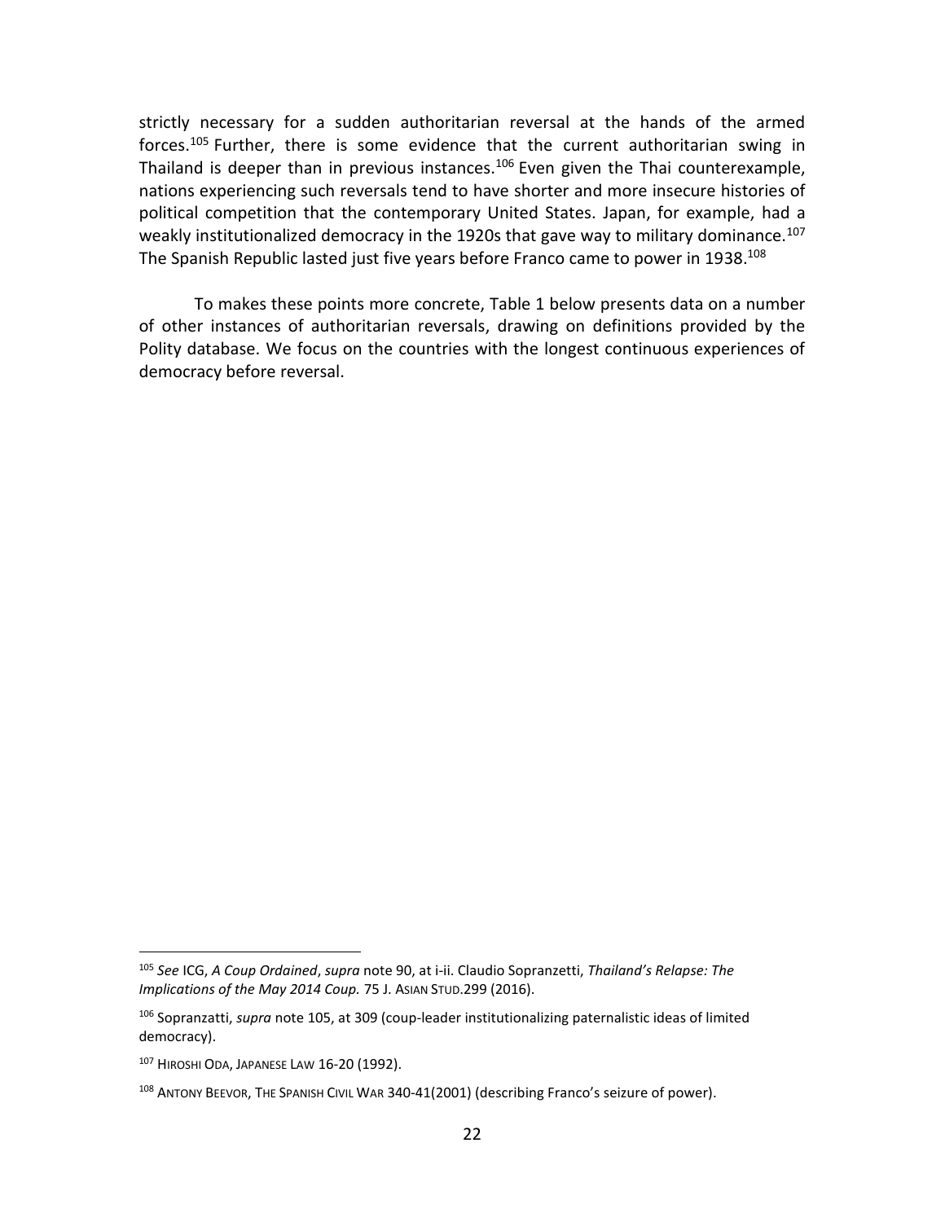strictly necessary for a sudden authoritarian reversal at the hands of the armed forces.[105] Further, there is some evidence that the current authoritarian swing in Thailand is deeper than in previous instances.[106] Even given the Thai counterexample, nations experiencing such reversals tend to have shorter and more insecure histories of political competition that the contemporary United States. Japan, for example, had a weakly institutionalized democracy in the 1920s that gave way to military dominance.[107] The Spanish Republic lasted just five years before Franco came to power in 1938.[108]

To makes these points more concrete, Table 1 below presents data on a number of other instances of authoritarian reversals, drawing on definitions provided by the Polity database. We focus on the countries with the longest continuous experiences of democracy before reversal.

---

[105] *See* ICG, *A Coup Ordained*, *supra* note 90, at i-ii. Claudio Sopranzetti, *Thailand's Relapse: The Implications of the May 2014 Coup.* 75 J. ASIAN STUD.299 (2016).

[106] Sopranzatti, *supra* note 105, at 309 (coup-leader institutionalizing paternalistic ideas of limited democracy).

[107] HIROSHI ODA, JAPANESE LAW 16-20 (1992).

[108] ANTONY BEEVOR, THE SPANISH CIVIL WAR 340-41(2001) (describing Franco's seizure of power).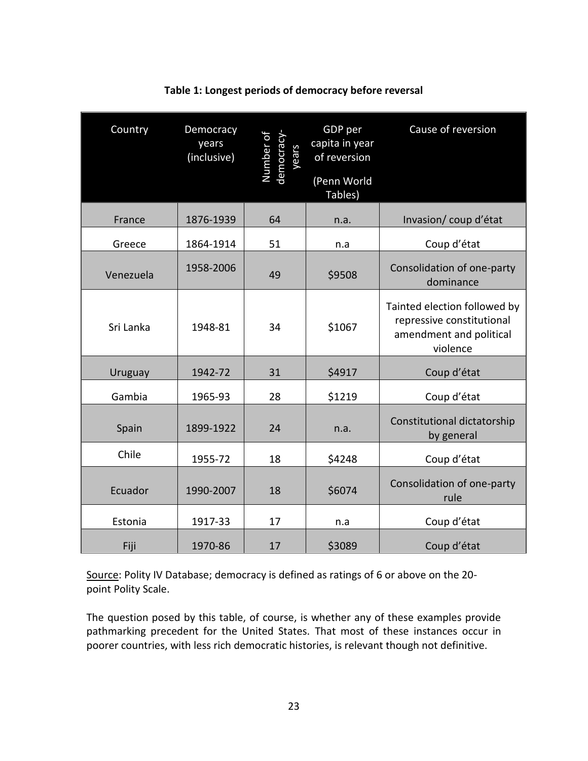**Table 1: Longest periods of democracy before reversal**

| Country | Democracy years (inclusive) | Number of democracy-years | GDP per capita in year of reversion (Penn World Tables) | Cause of reversion |
|---|---|---|---|---|
| France | 1876-1939 | 64 | n.a. | Invasion/ coup d'état |
| Greece | 1864-1914 | 51 | n.a | Coup d'état |
| Venezuela | 1958-2006 | 49 | $9508 | Consolidation of one-party dominance |
| Sri Lanka | 1948-81 | 34 | $1067 | Tainted election followed by repressive constitutional amendment and political violence |
| Uruguay | 1942-72 | 31 | $4917 | Coup d'état |
| Gambia | 1965-93 | 28 | $1219 | Coup d'état |
| Spain | 1899-1922 | 24 | n.a. | Constitutional dictatorship by general |
| Chile | 1955-72 | 18 | $4248 | Coup d'état |
| Ecuador | 1990-2007 | 18 | $6074 | Consolidation of one-party rule |
| Estonia | 1917-33 | 17 | n.a | Coup d'état |
| Fiji | 1970-86 | 17 | $3089 | Coup d'état |

Source: Polity IV Database; democracy is defined as ratings of 6 or above on the 20-point Polity Scale.

The question posed by this table, of course, is whether any of these examples provide pathmarking precedent for the United States. That most of these instances occur in poorer countries, with less rich democratic histories, is relevant though not definitive.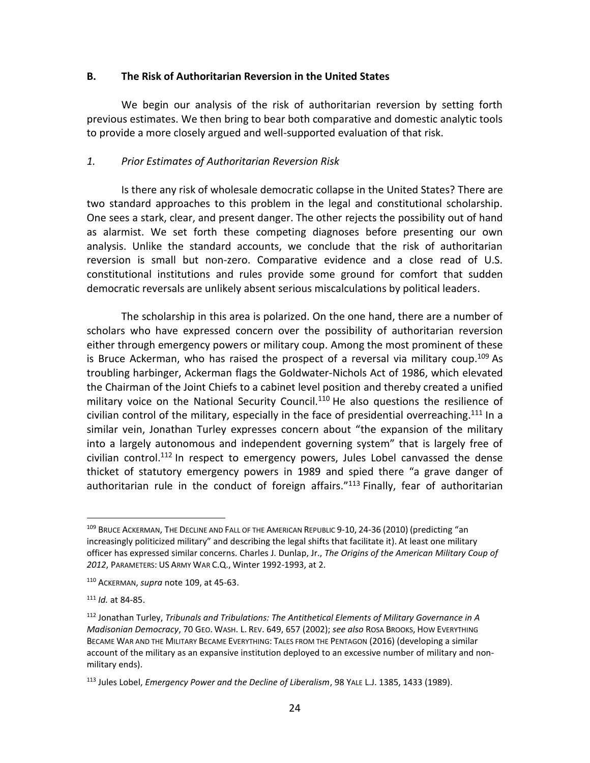### B. The Risk of Authoritarian Reversion in the United States

We begin our analysis of the risk of authoritarian reversion by setting forth previous estimates. We then bring to bear both comparative and domestic analytic tools to provide a more closely argued and well-supported evaluation of that risk.

#### *1. Prior Estimates of Authoritarian Reversion Risk*

Is there any risk of wholesale democratic collapse in the United States? There are two standard approaches to this problem in the legal and constitutional scholarship. One sees a stark, clear, and present danger. The other rejects the possibility out of hand as alarmist. We set forth these competing diagnoses before presenting our own analysis. Unlike the standard accounts, we conclude that the risk of authoritarian reversion is small but non-zero. Comparative evidence and a close read of U.S. constitutional institutions and rules provide some ground for comfort that sudden democratic reversals are unlikely absent serious miscalculations by political leaders.

The scholarship in this area is polarized. On the one hand, there are a number of scholars who have expressed concern over the possibility of authoritarian reversion either through emergency powers or military coup. Among the most prominent of these is Bruce Ackerman, who has raised the prospect of a reversal via military coup.[109] As troubling harbinger, Ackerman flags the Goldwater-Nichols Act of 1986, which elevated the Chairman of the Joint Chiefs to a cabinet level position and thereby created a unified military voice on the National Security Council.[110] He also questions the resilience of civilian control of the military, especially in the face of presidential overreaching.[111] In a similar vein, Jonathan Turley expresses concern about "the expansion of the military into a largely autonomous and independent governing system" that is largely free of civilian control.[112] In respect to emergency powers, Jules Lobel canvassed the dense thicket of statutory emergency powers in 1989 and spied there "a grave danger of authoritarian rule in the conduct of foreign affairs."[113] Finally, fear of authoritarian

---

[109] BRUCE ACKERMAN, THE DECLINE AND FALL OF THE AMERICAN REPUBLIC 9-10, 24-36 (2010) (predicting "an increasingly politicized military" and describing the legal shifts that facilitate it). At least one military officer has expressed similar concerns. Charles J. Dunlap, Jr., *The Origins of the American Military Coup of 2012*, PARAMETERS: US ARMY WAR C.Q., Winter 1992-1993, at 2.

[110] ACKERMAN, *supra* note 109, at 45-63.

[111] *Id.* at 84-85.

[112] Jonathan Turley, *Tribunals and Tribulations: The Antithetical Elements of Military Governance in A Madisonian Democracy*, 70 GEO. WASH. L. REV. 649, 657 (2002); *see also* ROSA BROOKS, HOW EVERYTHING BECAME WAR AND THE MILITARY BECAME EVERYTHING: TALES FROM THE PENTAGON (2016) (developing a similar account of the military as an expansive institution deployed to an excessive number of military and non-military ends).

[113] Jules Lobel, *Emergency Power and the Decline of Liberalism*, 98 YALE L.J. 1385, 1433 (1989).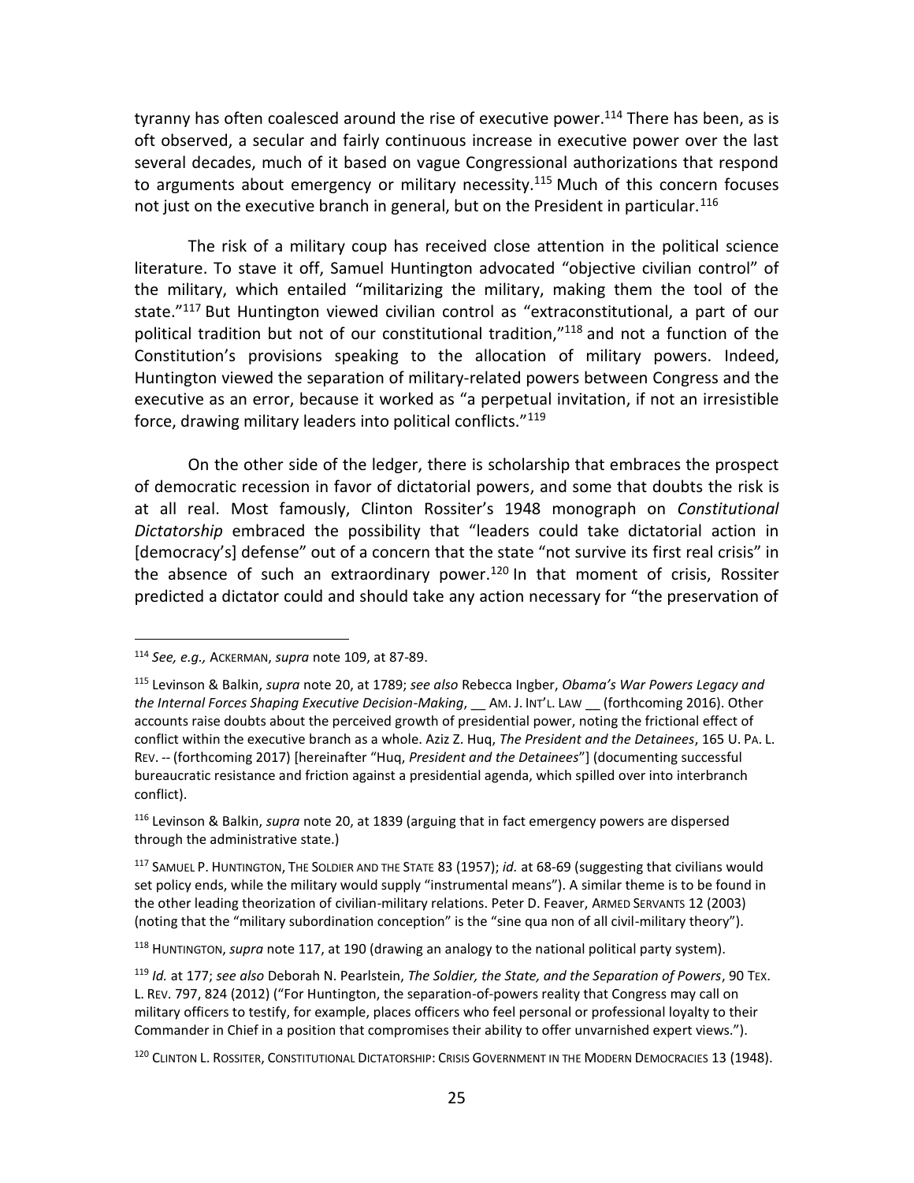tyranny has often coalesced around the rise of executive power.[114] There has been, as is oft observed, a secular and fairly continuous increase in executive power over the last several decades, much of it based on vague Congressional authorizations that respond to arguments about emergency or military necessity.[115] Much of this concern focuses not just on the executive branch in general, but on the President in particular.[116]

The risk of a military coup has received close attention in the political science literature. To stave it off, Samuel Huntington advocated "objective civilian control" of the military, which entailed "militarizing the military, making them the tool of the state."[117] But Huntington viewed civilian control as "extraconstitutional, a part of our political tradition but not of our constitutional tradition,"[118] and not a function of the Constitution's provisions speaking to the allocation of military powers. Indeed, Huntington viewed the separation of military-related powers between Congress and the executive as an error, because it worked as "a perpetual invitation, if not an irresistible force, drawing military leaders into political conflicts."[119]

On the other side of the ledger, there is scholarship that embraces the prospect of democratic recession in favor of dictatorial powers, and some that doubts the risk is at all real. Most famously, Clinton Rossiter's 1948 monograph on *Constitutional Dictatorship* embraced the possibility that "leaders could take dictatorial action in [democracy's] defense" out of a concern that the state "not survive its first real crisis" in the absence of such an extraordinary power.[120] In that moment of crisis, Rossiter predicted a dictator could and should take any action necessary for "the preservation of

---

[114] *See, e.g.,* ACKERMAN, *supra* note 109, at 87-89.

[115] Levinson & Balkin, *supra* note 20, at 1789; *see also* Rebecca Ingber, *Obama's War Powers Legacy and the Internal Forces Shaping Executive Decision-Making*, __ AM. J. INT'L. LAW __ (forthcoming 2016). Other accounts raise doubts about the perceived growth of presidential power, noting the frictional effect of conflict within the executive branch as a whole. Aziz Z. Huq, *The President and the Detainees*, 165 U. PA. L. REV. -- (forthcoming 2017) [hereinafter "Huq, *President and the Detainees*"] (documenting successful bureaucratic resistance and friction against a presidential agenda, which spilled over into interbranch conflict).

[116] Levinson & Balkin, *supra* note 20, at 1839 (arguing that in fact emergency powers are dispersed through the administrative state.)

[117] SAMUEL P. HUNTINGTON, THE SOLDIER AND THE STATE 83 (1957); *id.* at 68-69 (suggesting that civilians would set policy ends, while the military would supply "instrumental means"). A similar theme is to be found in the other leading theorization of civilian-military relations. Peter D. Feaver, ARMED SERVANTS 12 (2003) (noting that the "military subordination conception" is the "sine qua non of all civil-military theory").

[118] HUNTINGTON, *supra* note 117, at 190 (drawing an analogy to the national political party system).

[119] *Id.* at 177; *see also* Deborah N. Pearlstein, *The Soldier, the State, and the Separation of Powers*, 90 TEX. L. REV. 797, 824 (2012) ("For Huntington, the separation-of-powers reality that Congress may call on military officers to testify, for example, places officers who feel personal or professional loyalty to their Commander in Chief in a position that compromises their ability to offer unvarnished expert views.").

[120] CLINTON L. ROSSITER, CONSTITUTIONAL DICTATORSHIP: CRISIS GOVERNMENT IN THE MODERN DEMOCRACIES 13 (1948).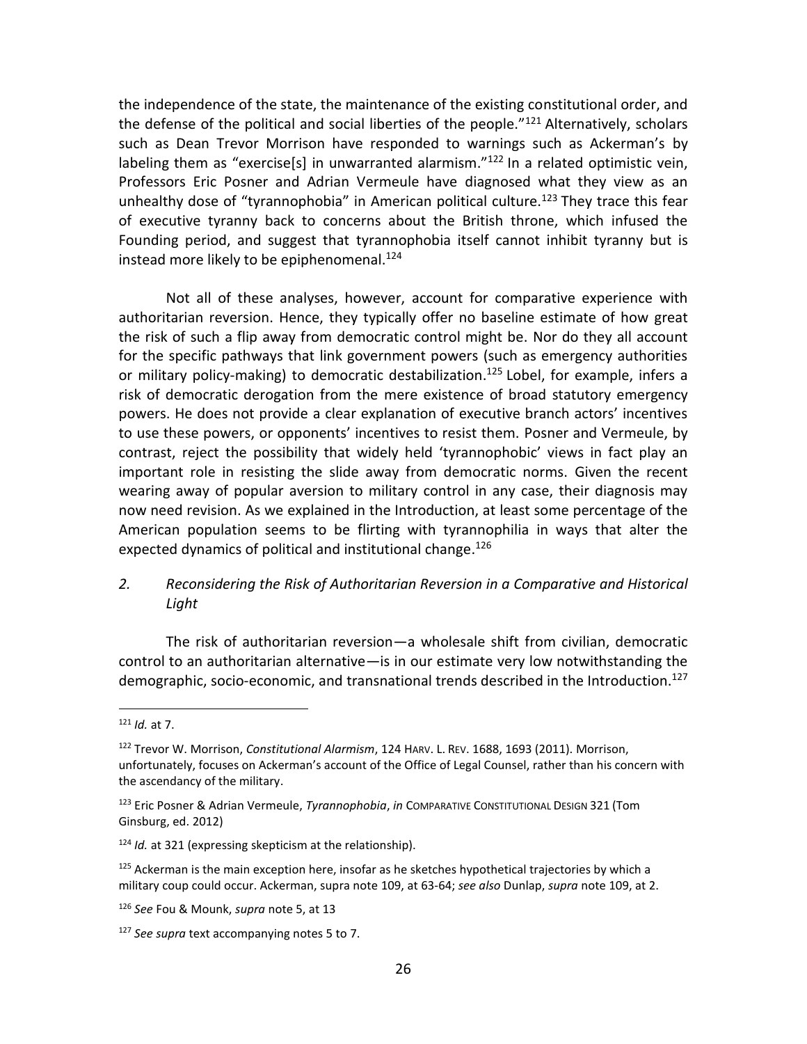the independence of the state, the maintenance of the existing constitutional order, and the defense of the political and social liberties of the people."[121] Alternatively, scholars such as Dean Trevor Morrison have responded to warnings such as Ackerman's by labeling them as "exercise[s] in unwarranted alarmism."[122] In a related optimistic vein, Professors Eric Posner and Adrian Vermeule have diagnosed what they view as an unhealthy dose of "tyrannophobia" in American political culture.[123] They trace this fear of executive tyranny back to concerns about the British throne, which infused the Founding period, and suggest that tyrannophobia itself cannot inhibit tyranny but is instead more likely to be epiphenomenal.[124]

Not all of these analyses, however, account for comparative experience with authoritarian reversion. Hence, they typically offer no baseline estimate of how great the risk of such a flip away from democratic control might be. Nor do they all account for the specific pathways that link government powers (such as emergency authorities or military policy-making) to democratic destabilization.[125] Lobel, for example, infers a risk of democratic derogation from the mere existence of broad statutory emergency powers. He does not provide a clear explanation of executive branch actors' incentives to use these powers, or opponents' incentives to resist them. Posner and Vermeule, by contrast, reject the possibility that widely held 'tyrannophobic' views in fact play an important role in resisting the slide away from democratic norms. Given the recent wearing away of popular aversion to military control in any case, their diagnosis may now need revision. As we explained in the Introduction, at least some percentage of the American population seems to be flirting with tyrannophilia in ways that alter the expected dynamics of political and institutional change.[126]

### *2. Reconsidering the Risk of Authoritarian Reversion in a Comparative and Historical Light*

The risk of authoritarian reversion—a wholesale shift from civilian, democratic control to an authoritarian alternative—is in our estimate very low notwithstanding the demographic, socio-economic, and transnational trends described in the Introduction.[127]

---

[121] *Id.* at 7.

[122] Trevor W. Morrison, *Constitutional Alarmism*, 124 HARV. L. REV. 1688, 1693 (2011). Morrison, unfortunately, focuses on Ackerman's account of the Office of Legal Counsel, rather than his concern with the ascendancy of the military.

[123] Eric Posner & Adrian Vermeule, *Tyrannophobia*, *in* COMPARATIVE CONSTITUTIONAL DESIGN 321 (Tom Ginsburg, ed. 2012)

[124] *Id.* at 321 (expressing skepticism at the relationship).

[125] Ackerman is the main exception here, insofar as he sketches hypothetical trajectories by which a military coup could occur. Ackerman, supra note 109, at 63-64; *see also* Dunlap, *supra* note 109, at 2.

[126] *See* Fou & Mounk, *supra* note 5, at 13

[127] *See supra* text accompanying notes 5 to 7.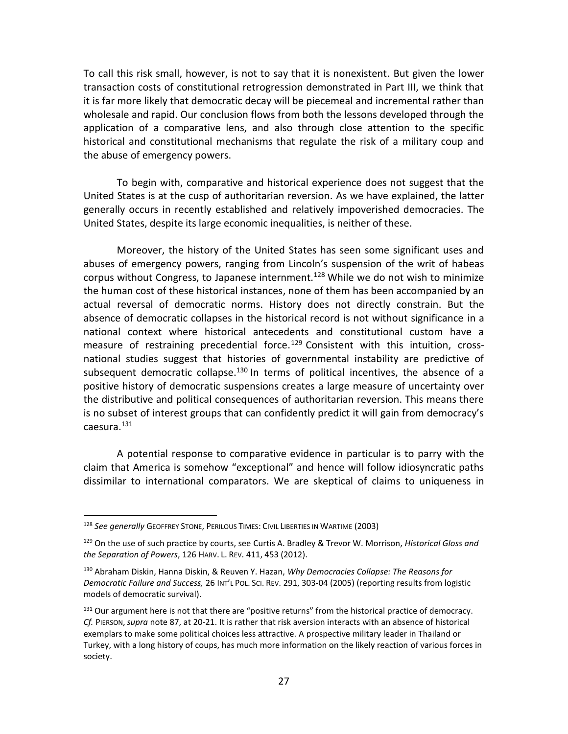To call this risk small, however, is not to say that it is nonexistent. But given the lower transaction costs of constitutional retrogression demonstrated in Part III, we think that it is far more likely that democratic decay will be piecemeal and incremental rather than wholesale and rapid. Our conclusion flows from both the lessons developed through the application of a comparative lens, and also through close attention to the specific historical and constitutional mechanisms that regulate the risk of a military coup and the abuse of emergency powers.

To begin with, comparative and historical experience does not suggest that the United States is at the cusp of authoritarian reversion. As we have explained, the latter generally occurs in recently established and relatively impoverished democracies. The United States, despite its large economic inequalities, is neither of these.

Moreover, the history of the United States has seen some significant uses and abuses of emergency powers, ranging from Lincoln's suspension of the writ of habeas corpus without Congress, to Japanese internment.[128] While we do not wish to minimize the human cost of these historical instances, none of them has been accompanied by an actual reversal of democratic norms. History does not directly constrain. But the absence of democratic collapses in the historical record is not without significance in a national context where historical antecedents and constitutional custom have a measure of restraining precedential force.[129] Consistent with this intuition, cross-national studies suggest that histories of governmental instability are predictive of subsequent democratic collapse.[130] In terms of political incentives, the absence of a positive history of democratic suspensions creates a large measure of uncertainty over the distributive and political consequences of authoritarian reversion. This means there is no subset of interest groups that can confidently predict it will gain from democracy's caesura.[131]

A potential response to comparative evidence in particular is to parry with the claim that America is somehow "exceptional" and hence will follow idiosyncratic paths dissimilar to international comparators. We are skeptical of claims to uniqueness in

---

[128] *See generally* GEOFFREY STONE, PERILOUS TIMES: CIVIL LIBERTIES IN WARTIME (2003)

[129] On the use of such practice by courts, see Curtis A. Bradley & Trevor W. Morrison, *Historical Gloss and the Separation of Powers*, 126 HARV. L. REV. 411, 453 (2012).

[130] Abraham Diskin, Hanna Diskin, & Reuven Y. Hazan, *Why Democracies Collapse: The Reasons for Democratic Failure and Success,* 26 INT'L POL. SCI. REV. 291, 303-04 (2005) (reporting results from logistic models of democratic survival).

[131] Our argument here is not that there are "positive returns" from the historical practice of democracy. *Cf.* PIERSON, *supra* note 87, at 20-21. It is rather that risk aversion interacts with an absence of historical exemplars to make some political choices less attractive. A prospective military leader in Thailand or Turkey, with a long history of coups, has much more information on the likely reaction of various forces in society.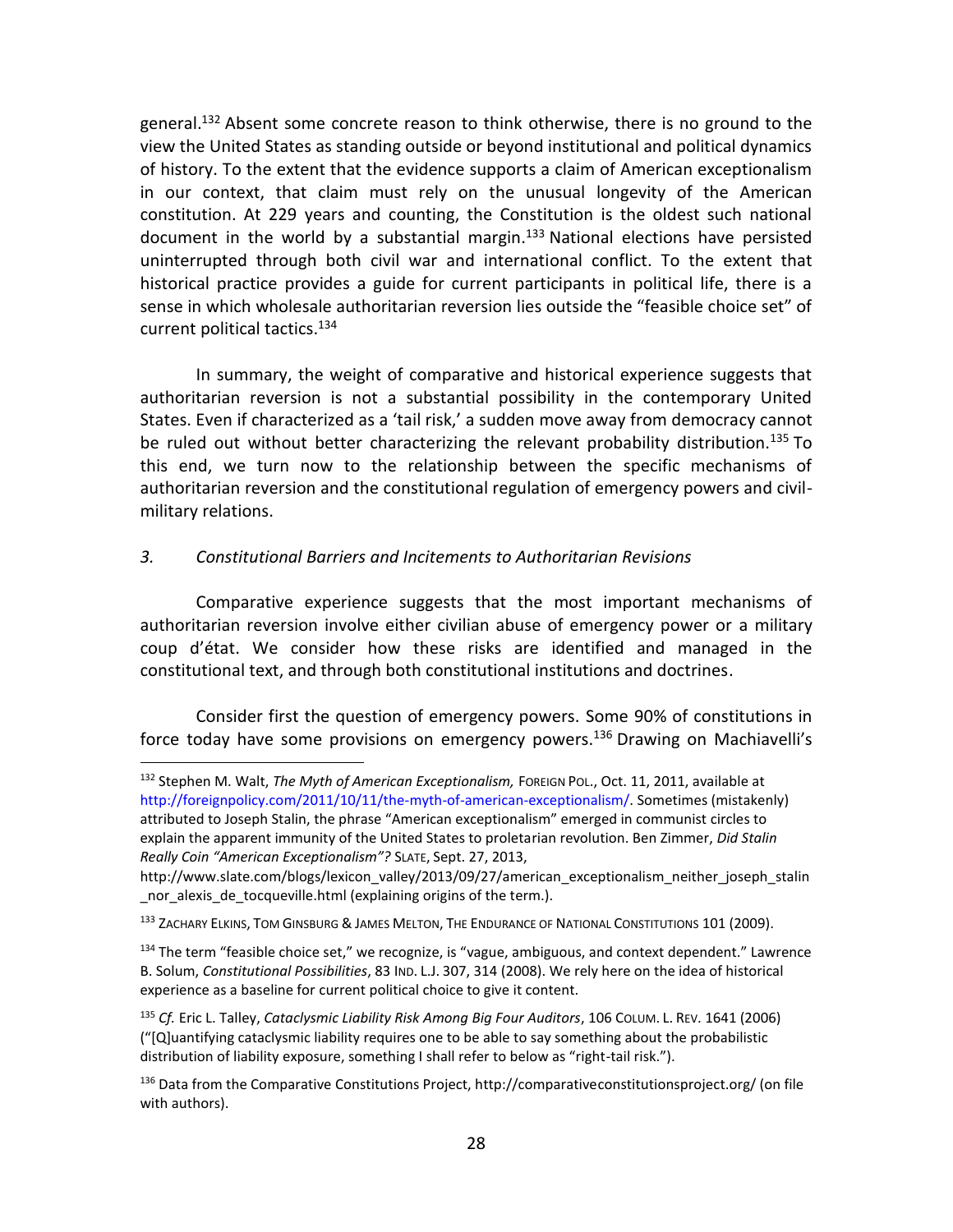general.[132] Absent some concrete reason to think otherwise, there is no ground to the view the United States as standing outside or beyond institutional and political dynamics of history. To the extent that the evidence supports a claim of American exceptionalism in our context, that claim must rely on the unusual longevity of the American constitution. At 229 years and counting, the Constitution is the oldest such national document in the world by a substantial margin.[133] National elections have persisted uninterrupted through both civil war and international conflict. To the extent that historical practice provides a guide for current participants in political life, there is a sense in which wholesale authoritarian reversion lies outside the "feasible choice set" of current political tactics.[134]

In summary, the weight of comparative and historical experience suggests that authoritarian reversion is not a substantial possibility in the contemporary United States. Even if characterized as a 'tail risk,' a sudden move away from democracy cannot be ruled out without better characterizing the relevant probability distribution.[135] To this end, we turn now to the relationship between the specific mechanisms of authoritarian reversion and the constitutional regulation of emergency powers and civil-military relations.

### *3. Constitutional Barriers and Incitements to Authoritarian Revisions*

Comparative experience suggests that the most important mechanisms of authoritarian reversion involve either civilian abuse of emergency power or a military coup d'état. We consider how these risks are identified and managed in the constitutional text, and through both constitutional institutions and doctrines.

Consider first the question of emergency powers. Some 90% of constitutions in force today have some provisions on emergency powers.[136] Drawing on Machiavelli's

---

[132] Stephen M. Walt, *The Myth of American Exceptionalism,* FOREIGN POL., Oct. 11, 2011, available at http://foreignpolicy.com/2011/10/11/the-myth-of-american-exceptionalism/. Sometimes (mistakenly) attributed to Joseph Stalin, the phrase "American exceptionalism" emerged in communist circles to explain the apparent immunity of the United States to proletarian revolution. Ben Zimmer, *Did Stalin Really Coin "American Exceptionalism"?* SLATE, Sept. 27, 2013, http://www.slate.com/blogs/lexicon_valley/2013/09/27/american_exceptionalism_neither_joseph_stalin_nor_alexis_de_tocqueville.html (explaining origins of the term.).

[133] ZACHARY ELKINS, TOM GINSBURG & JAMES MELTON, THE ENDURANCE OF NATIONAL CONSTITUTIONS 101 (2009).

[134] The term "feasible choice set," we recognize, is "vague, ambiguous, and context dependent." Lawrence B. Solum, *Constitutional Possibilities*, 83 IND. L.J. 307, 314 (2008). We rely here on the idea of historical experience as a baseline for current political choice to give it content.

[135] *Cf.* Eric L. Talley, *Cataclysmic Liability Risk Among Big Four Auditors*, 106 COLUM. L. REV. 1641 (2006) ("[Q]uantifying cataclysmic liability requires one to be able to say something about the probabilistic distribution of liability exposure, something I shall refer to below as "right-tail risk.").

[136] Data from the Comparative Constitutions Project, http://comparativeconstitutionsproject.org/ (on file with authors).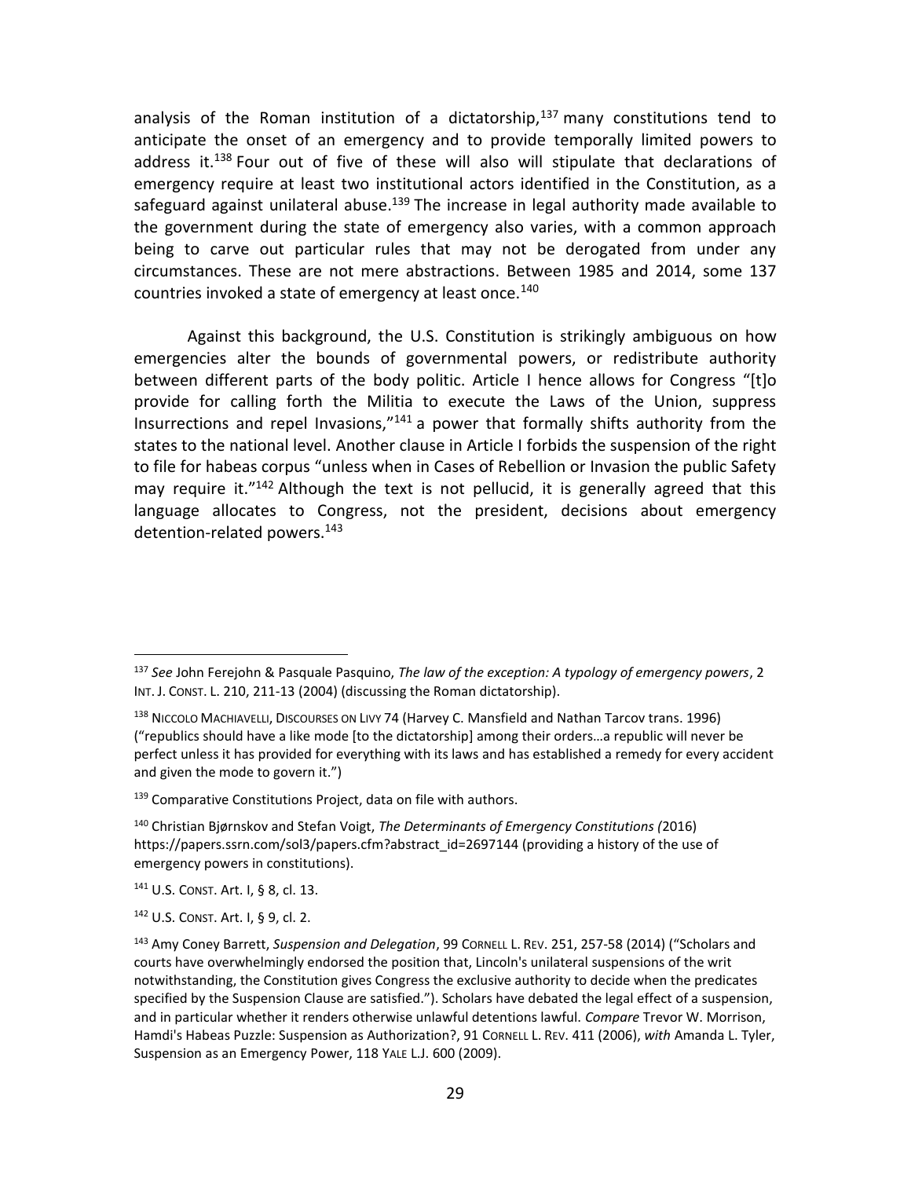analysis of the Roman institution of a dictatorship,[137] many constitutions tend to anticipate the onset of an emergency and to provide temporally limited powers to address it.[138] Four out of five of these will also will stipulate that declarations of emergency require at least two institutional actors identified in the Constitution, as a safeguard against unilateral abuse.[139] The increase in legal authority made available to the government during the state of emergency also varies, with a common approach being to carve out particular rules that may not be derogated from under any circumstances. These are not mere abstractions. Between 1985 and 2014, some 137 countries invoked a state of emergency at least once.[140]

Against this background, the U.S. Constitution is strikingly ambiguous on how emergencies alter the bounds of governmental powers, or redistribute authority between different parts of the body politic. Article I hence allows for Congress "[t]o provide for calling forth the Militia to execute the Laws of the Union, suppress Insurrections and repel Invasions,"[141] a power that formally shifts authority from the states to the national level. Another clause in Article I forbids the suspension of the right to file for habeas corpus "unless when in Cases of Rebellion or Invasion the public Safety may require it."[142] Although the text is not pellucid, it is generally agreed that this language allocates to Congress, not the president, decisions about emergency detention-related powers.[143]

---

[137] *See* John Ferejohn & Pasquale Pasquino, *The law of the exception: A typology of emergency powers*, 2 INT. J. CONST. L. 210, 211-13 (2004) (discussing the Roman dictatorship).

[138] NICCOLO MACHIAVELLI, DISCOURSES ON LIVY 74 (Harvey C. Mansfield and Nathan Tarcov trans. 1996) ("republics should have a like mode [to the dictatorship] among their orders…a republic will never be perfect unless it has provided for everything with its laws and has established a remedy for every accident and given the mode to govern it.")

[139] Comparative Constitutions Project, data on file with authors.

[140] Christian Bjørnskov and Stefan Voigt, *The Determinants of Emergency Constitutions (*2016) https://papers.ssrn.com/sol3/papers.cfm?abstract_id=2697144 (providing a history of the use of emergency powers in constitutions).

[141] U.S. CONST. Art. I, § 8, cl. 13.

[142] U.S. CONST. Art. I, § 9, cl. 2.

[143] Amy Coney Barrett, *Suspension and Delegation*, 99 CORNELL L. REV. 251, 257-58 (2014) ("Scholars and courts have overwhelmingly endorsed the position that, Lincoln's unilateral suspensions of the writ notwithstanding, the Constitution gives Congress the exclusive authority to decide when the predicates specified by the Suspension Clause are satisfied."). Scholars have debated the legal effect of a suspension, and in particular whether it renders otherwise unlawful detentions lawful. *Compare* Trevor W. Morrison, Hamdi's Habeas Puzzle: Suspension as Authorization?, 91 CORNELL L. REV. 411 (2006), *with* Amanda L. Tyler, Suspension as an Emergency Power, 118 YALE L.J. 600 (2009).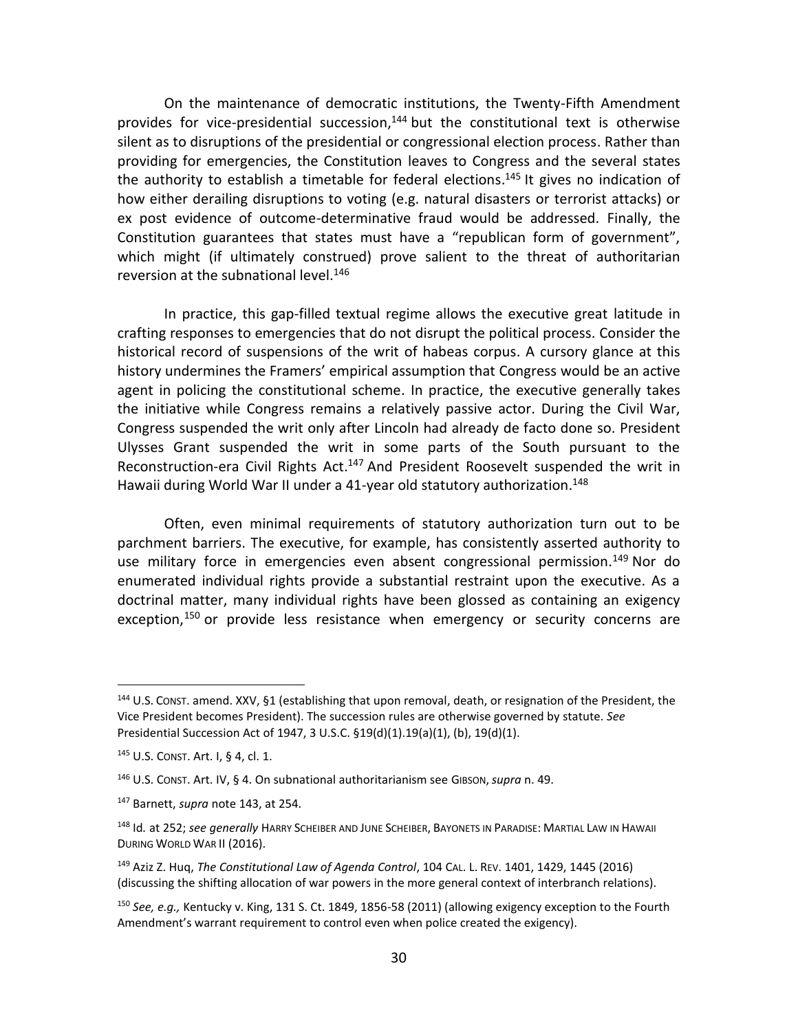On the maintenance of democratic institutions, the Twenty-Fifth Amendment provides for vice-presidential succession,[144] but the constitutional text is otherwise silent as to disruptions of the presidential or congressional election process. Rather than providing for emergencies, the Constitution leaves to Congress and the several states the authority to establish a timetable for federal elections.[145] It gives no indication of how either derailing disruptions to voting (e.g. natural disasters or terrorist attacks) or ex post evidence of outcome-determinative fraud would be addressed. Finally, the Constitution guarantees that states must have a "republican form of government", which might (if ultimately construed) prove salient to the threat of authoritarian reversion at the subnational level.[146]

In practice, this gap-filled textual regime allows the executive great latitude in crafting responses to emergencies that do not disrupt the political process. Consider the historical record of suspensions of the writ of habeas corpus. A cursory glance at this history undermines the Framers' empirical assumption that Congress would be an active agent in policing the constitutional scheme. In practice, the executive generally takes the initiative while Congress remains a relatively passive actor. During the Civil War, Congress suspended the writ only after Lincoln had already de facto done so. President Ulysses Grant suspended the writ in some parts of the South pursuant to the Reconstruction-era Civil Rights Act.[147] And President Roosevelt suspended the writ in Hawaii during World War II under a 41-year old statutory authorization.[148]

Often, even minimal requirements of statutory authorization turn out to be parchment barriers. The executive, for example, has consistently asserted authority to use military force in emergencies even absent congressional permission.[149] Nor do enumerated individual rights provide a substantial restraint upon the executive. As a doctrinal matter, many individual rights have been glossed as containing an exigency exception,[150] or provide less resistance when emergency or security concerns are

---

[144] U.S. CONST. amend. XXV, §1 (establishing that upon removal, death, or resignation of the President, the Vice President becomes President). The succession rules are otherwise governed by statute. *See* Presidential Succession Act of 1947, 3 U.S.C. §19(d)(1).19(a)(1), (b), 19(d)(1).

[145] U.S. CONST. Art. I, § 4, cl. 1.

[146] U.S. CONST. Art. IV, § 4. On subnational authoritarianism see GIBSON, *supra* n. 49.

[147] Barnett, *supra* note 143, at 254.

[148] Id*.* at 252; *see generally* HARRY SCHEIBER AND JUNE SCHEIBER, BAYONETS IN PARADISE: MARTIAL LAW IN HAWAII DURING WORLD WAR II (2016).

[149] Aziz Z. Huq, *The Constitutional Law of Agenda Control*, 104 CAL. L. REV. 1401, 1429, 1445 (2016) (discussing the shifting allocation of war powers in the more general context of interbranch relations).

[150] *See, e.g.,* Kentucky v. King, 131 S. Ct. 1849, 1856-58 (2011) (allowing exigency exception to the Fourth Amendment's warrant requirement to control even when police created the exigency).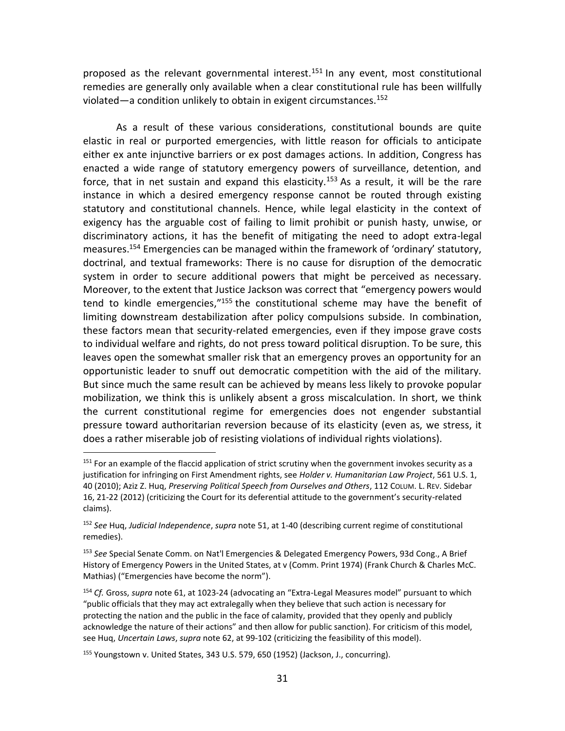proposed as the relevant governmental interest.[151] In any event, most constitutional remedies are generally only available when a clear constitutional rule has been willfully violated—a condition unlikely to obtain in exigent circumstances.[152]

As a result of these various considerations, constitutional bounds are quite elastic in real or purported emergencies, with little reason for officials to anticipate either ex ante injunctive barriers or ex post damages actions. In addition, Congress has enacted a wide range of statutory emergency powers of surveillance, detention, and force, that in net sustain and expand this elasticity.[153] As a result, it will be the rare instance in which a desired emergency response cannot be routed through existing statutory and constitutional channels. Hence, while legal elasticity in the context of exigency has the arguable cost of failing to limit prohibit or punish hasty, unwise, or discriminatory actions, it has the benefit of mitigating the need to adopt extra-legal measures.[154] Emergencies can be managed within the framework of 'ordinary' statutory, doctrinal, and textual frameworks: There is no cause for disruption of the democratic system in order to secure additional powers that might be perceived as necessary. Moreover, to the extent that Justice Jackson was correct that "emergency powers would tend to kindle emergencies,"[155] the constitutional scheme may have the benefit of limiting downstream destabilization after policy compulsions subside. In combination, these factors mean that security-related emergencies, even if they impose grave costs to individual welfare and rights, do not press toward political disruption. To be sure, this leaves open the somewhat smaller risk that an emergency proves an opportunity for an opportunistic leader to snuff out democratic competition with the aid of the military. But since much the same result can be achieved by means less likely to provoke popular mobilization, we think this is unlikely absent a gross miscalculation. In short, we think the current constitutional regime for emergencies does not engender substantial pressure toward authoritarian reversion because of its elasticity (even as, we stress, it does a rather miserable job of resisting violations of individual rights violations).

---

[151] For an example of the flaccid application of strict scrutiny when the government invokes security as a justification for infringing on First Amendment rights, see *Holder v. Humanitarian Law Project*, 561 U.S. 1, 40 (2010); Aziz Z. Huq, *Preserving Political Speech from Ourselves and Others*, 112 COLUM. L. REV. Sidebar 16, 21-22 (2012) (criticizing the Court for its deferential attitude to the government's security-related claims).

[152] *See* Huq, *Judicial Independence*, *supra* note 51, at 1-40 (describing current regime of constitutional remedies).

[153] *See* Special Senate Comm. on Nat'l Emergencies & Delegated Emergency Powers, 93d Cong., A Brief History of Emergency Powers in the United States, at v (Comm. Print 1974) (Frank Church & Charles McC. Mathias) ("Emergencies have become the norm").

[154] *Cf.* Gross, *supra* note 61, at 1023-24 (advocating an "Extra-Legal Measures model" pursuant to which "public officials that they may act extralegally when they believe that such action is necessary for protecting the nation and the public in the face of calamity, provided that they openly and publicly acknowledge the nature of their actions" and then allow for public sanction). For criticism of this model, see Huq, *Uncertain Laws*, *supra* note 62, at 99-102 (criticizing the feasibility of this model).

[155] Youngstown v. United States, 343 U.S. 579, 650 (1952) (Jackson, J., concurring).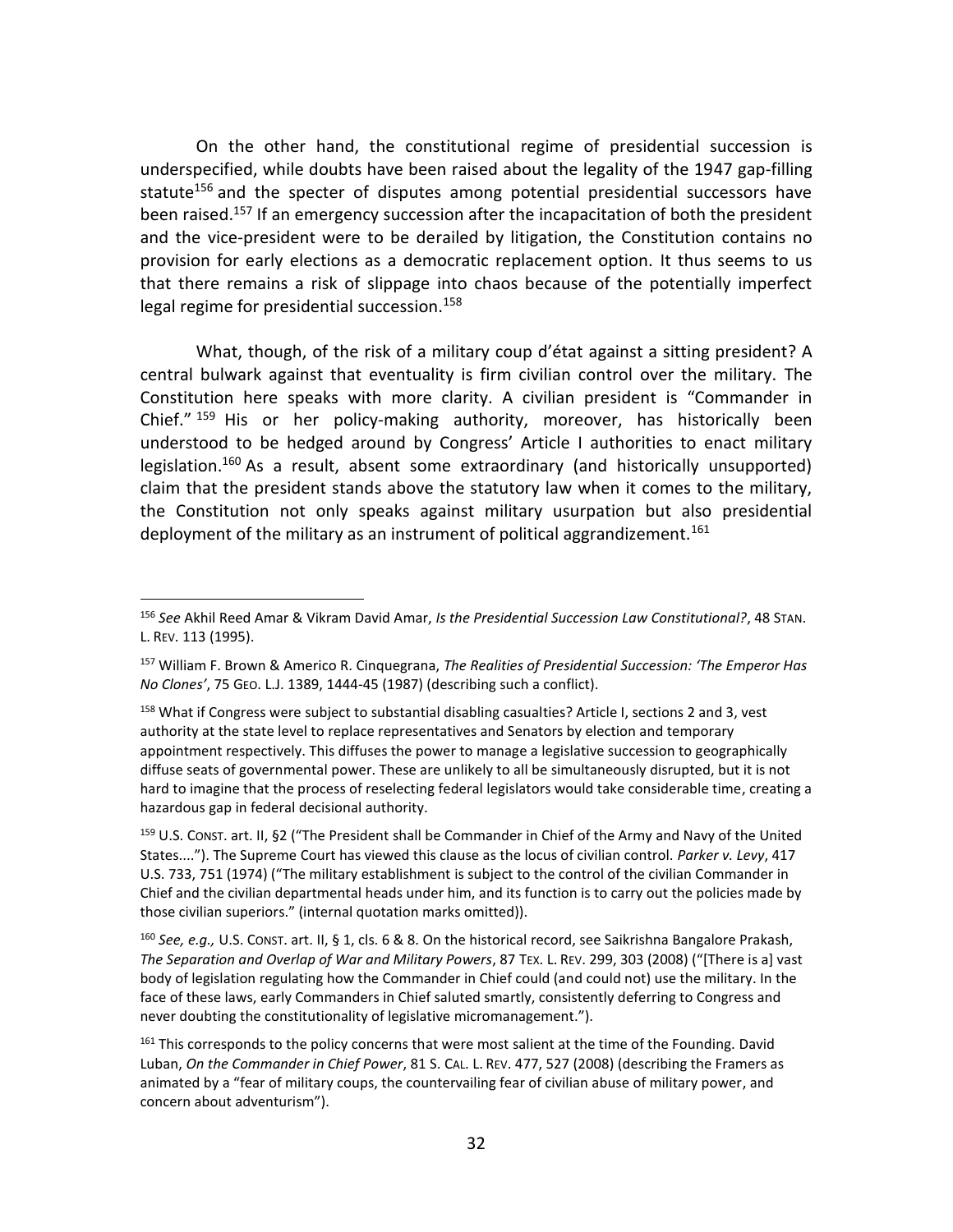On the other hand, the constitutional regime of presidential succession is underspecified, while doubts have been raised about the legality of the 1947 gap-filling statute[156] and the specter of disputes among potential presidential successors have been raised.[157] If an emergency succession after the incapacitation of both the president and the vice-president were to be derailed by litigation, the Constitution contains no provision for early elections as a democratic replacement option. It thus seems to us that there remains a risk of slippage into chaos because of the potentially imperfect legal regime for presidential succession.[158]

What, though, of the risk of a military coup d'état against a sitting president? A central bulwark against that eventuality is firm civilian control over the military. The Constitution here speaks with more clarity. A civilian president is "Commander in Chief." [159] His or her policy-making authority, moreover, has historically been understood to be hedged around by Congress' Article I authorities to enact military legislation.[160] As a result, absent some extraordinary (and historically unsupported) claim that the president stands above the statutory law when it comes to the military, the Constitution not only speaks against military usurpation but also presidential deployment of the military as an instrument of political aggrandizement.[161]

---

[156] *See* Akhil Reed Amar & Vikram David Amar, *Is the Presidential Succession Law Constitutional?*, 48 STAN. L. REV. 113 (1995).

[157] William F. Brown & Americo R. Cinquegrana, *The Realities of Presidential Succession: 'The Emperor Has No Clones'*, 75 GEO. L.J. 1389, 1444-45 (1987) (describing such a conflict).

[158] What if Congress were subject to substantial disabling casualties? Article I, sections 2 and 3, vest authority at the state level to replace representatives and Senators by election and temporary appointment respectively. This diffuses the power to manage a legislative succession to geographically diffuse seats of governmental power. These are unlikely to all be simultaneously disrupted, but it is not hard to imagine that the process of reselecting federal legislators would take considerable time, creating a hazardous gap in federal decisional authority.

[159] U.S. CONST. art. II, §2 ("The President shall be Commander in Chief of the Army and Navy of the United States...."). The Supreme Court has viewed this clause as the locus of civilian control. *Parker v. Levy*, 417 U.S. 733, 751 (1974) ("The military establishment is subject to the control of the civilian Commander in Chief and the civilian departmental heads under him, and its function is to carry out the policies made by those civilian superiors." (internal quotation marks omitted)).

[160] *See, e.g.,* U.S. CONST. art. II, § 1, cls. 6 & 8. On the historical record, see Saikrishna Bangalore Prakash, *The Separation and Overlap of War and Military Powers*, 87 TEX. L. REV. 299, 303 (2008) ("[There is a] vast body of legislation regulating how the Commander in Chief could (and could not) use the military. In the face of these laws, early Commanders in Chief saluted smartly, consistently deferring to Congress and never doubting the constitutionality of legislative micromanagement.").

[161] This corresponds to the policy concerns that were most salient at the time of the Founding. David Luban, *On the Commander in Chief Power*, 81 S. CAL. L. REV. 477, 527 (2008) (describing the Framers as animated by a "fear of military coups, the countervailing fear of civilian abuse of military power, and concern about adventurism").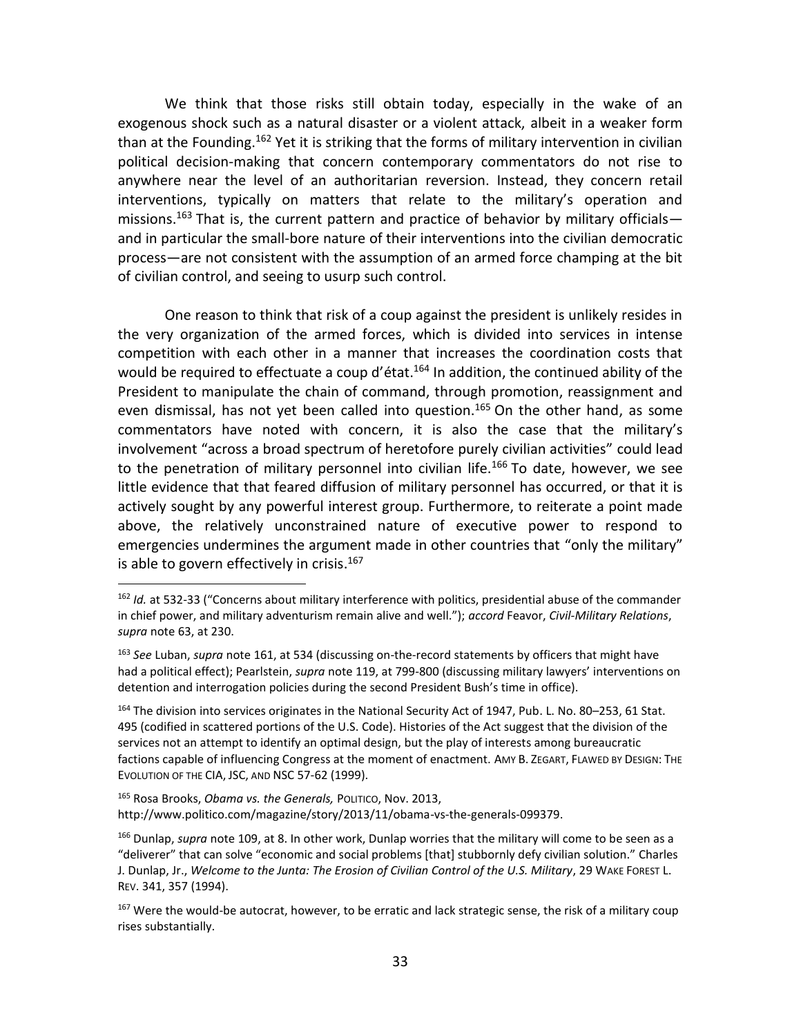We think that those risks still obtain today, especially in the wake of an exogenous shock such as a natural disaster or a violent attack, albeit in a weaker form than at the Founding.[162] Yet it is striking that the forms of military intervention in civilian political decision-making that concern contemporary commentators do not rise to anywhere near the level of an authoritarian reversion. Instead, they concern retail interventions, typically on matters that relate to the military's operation and missions.[163] That is, the current pattern and practice of behavior by military officials—and in particular the small-bore nature of their interventions into the civilian democratic process—are not consistent with the assumption of an armed force champing at the bit of civilian control, and seeing to usurp such control.

One reason to think that risk of a coup against the president is unlikely resides in the very organization of the armed forces, which is divided into services in intense competition with each other in a manner that increases the coordination costs that would be required to effectuate a coup d'état.[164] In addition, the continued ability of the President to manipulate the chain of command, through promotion, reassignment and even dismissal, has not yet been called into question.[165] On the other hand, as some commentators have noted with concern, it is also the case that the military's involvement "across a broad spectrum of heretofore purely civilian activities" could lead to the penetration of military personnel into civilian life.[166] To date, however, we see little evidence that that feared diffusion of military personnel has occurred, or that it is actively sought by any powerful interest group. Furthermore, to reiterate a point made above, the relatively unconstrained nature of executive power to respond to emergencies undermines the argument made in other countries that "only the military" is able to govern effectively in crisis.[167]

---

[162] *Id.* at 532-33 ("Concerns about military interference with politics, presidential abuse of the commander in chief power, and military adventurism remain alive and well."); *accord* Feavor, *Civil-Military Relations*, *supra* note 63, at 230.

[163] *See* Luban, *supra* note 161, at 534 (discussing on-the-record statements by officers that might have had a political effect); Pearlstein, *supra* note 119, at 799-800 (discussing military lawyers' interventions on detention and interrogation policies during the second President Bush's time in office).

[164] The division into services originates in the National Security Act of 1947, Pub. L. No. 80–253, 61 Stat. 495 (codified in scattered portions of the U.S. Code). Histories of the Act suggest that the division of the services not an attempt to identify an optimal design, but the play of interests among bureaucratic factions capable of influencing Congress at the moment of enactment. AMY B. ZEGART, FLAWED BY DESIGN: THE EVOLUTION OF THE CIA, JSC, AND NSC 57-62 (1999).

[165] Rosa Brooks, *Obama vs. the Generals,* POLITICO, Nov. 2013, http://www.politico.com/magazine/story/2013/11/obama-vs-the-generals-099379.

[166] Dunlap, *supra* note 109, at 8. In other work, Dunlap worries that the military will come to be seen as a "deliverer" that can solve "economic and social problems [that] stubbornly defy civilian solution." Charles J. Dunlap, Jr., *Welcome to the Junta: The Erosion of Civilian Control of the U.S. Military*, 29 WAKE FOREST L. REV. 341, 357 (1994).

[167] Were the would-be autocrat, however, to be erratic and lack strategic sense, the risk of a military coup rises substantially.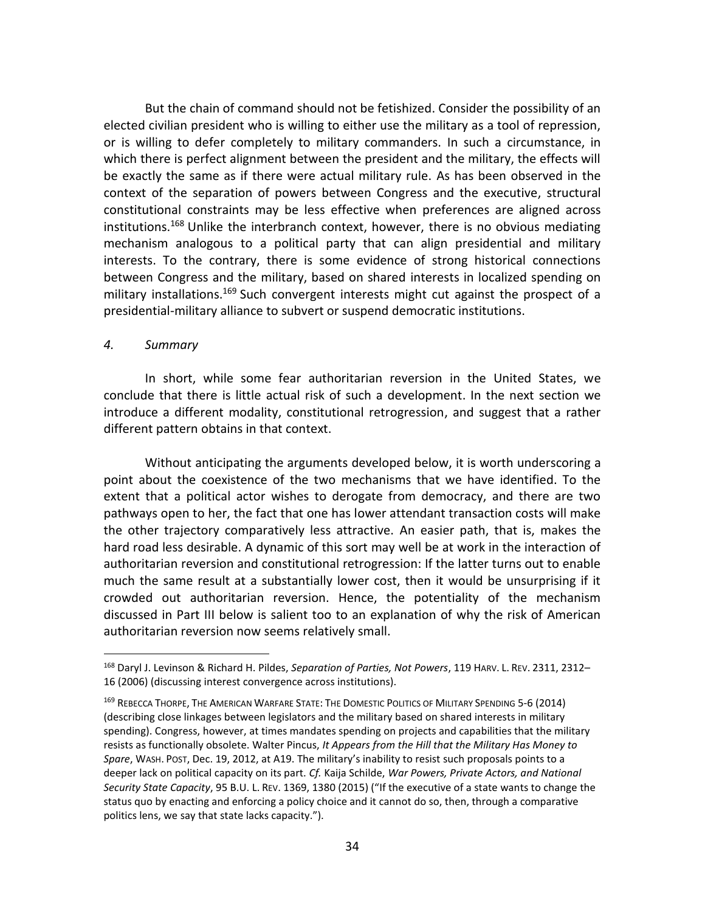But the chain of command should not be fetishized. Consider the possibility of an elected civilian president who is willing to either use the military as a tool of repression, or is willing to defer completely to military commanders. In such a circumstance, in which there is perfect alignment between the president and the military, the effects will be exactly the same as if there were actual military rule. As has been observed in the context of the separation of powers between Congress and the executive, structural constitutional constraints may be less effective when preferences are aligned across institutions.[168] Unlike the interbranch context, however, there is no obvious mediating mechanism analogous to a political party that can align presidential and military interests. To the contrary, there is some evidence of strong historical connections between Congress and the military, based on shared interests in localized spending on military installations.[169] Such convergent interests might cut against the prospect of a presidential-military alliance to subvert or suspend democratic institutions.

*4. Summary*

In short, while some fear authoritarian reversion in the United States, we conclude that there is little actual risk of such a development. In the next section we introduce a different modality, constitutional retrogression, and suggest that a rather different pattern obtains in that context.

Without anticipating the arguments developed below, it is worth underscoring a point about the coexistence of the two mechanisms that we have identified. To the extent that a political actor wishes to derogate from democracy, and there are two pathways open to her, the fact that one has lower attendant transaction costs will make the other trajectory comparatively less attractive. An easier path, that is, makes the hard road less desirable. A dynamic of this sort may well be at work in the interaction of authoritarian reversion and constitutional retrogression: If the latter turns out to enable much the same result at a substantially lower cost, then it would be unsurprising if it crowded out authoritarian reversion. Hence, the potentiality of the mechanism discussed in Part III below is salient too to an explanation of why the risk of American authoritarian reversion now seems relatively small.

---

[168] Daryl J. Levinson & Richard H. Pildes, *Separation of Parties, Not Powers*, 119 HARV. L. REV. 2311, 2312–16 (2006) (discussing interest convergence across institutions).

[169] REBECCA THORPE, THE AMERICAN WARFARE STATE: THE DOMESTIC POLITICS OF MILITARY SPENDING 5-6 (2014) (describing close linkages between legislators and the military based on shared interests in military spending). Congress, however, at times mandates spending on projects and capabilities that the military resists as functionally obsolete. Walter Pincus, *It Appears from the Hill that the Military Has Money to Spare*, WASH. POST, Dec. 19, 2012, at A19. The military's inability to resist such proposals points to a deeper lack on political capacity on its part. *Cf.* Kaija Schilde, *War Powers, Private Actors, and National Security State Capacity*, 95 B.U. L. REV. 1369, 1380 (2015) ("If the executive of a state wants to change the status quo by enacting and enforcing a policy choice and it cannot do so, then, through a comparative politics lens, we say that state lacks capacity.").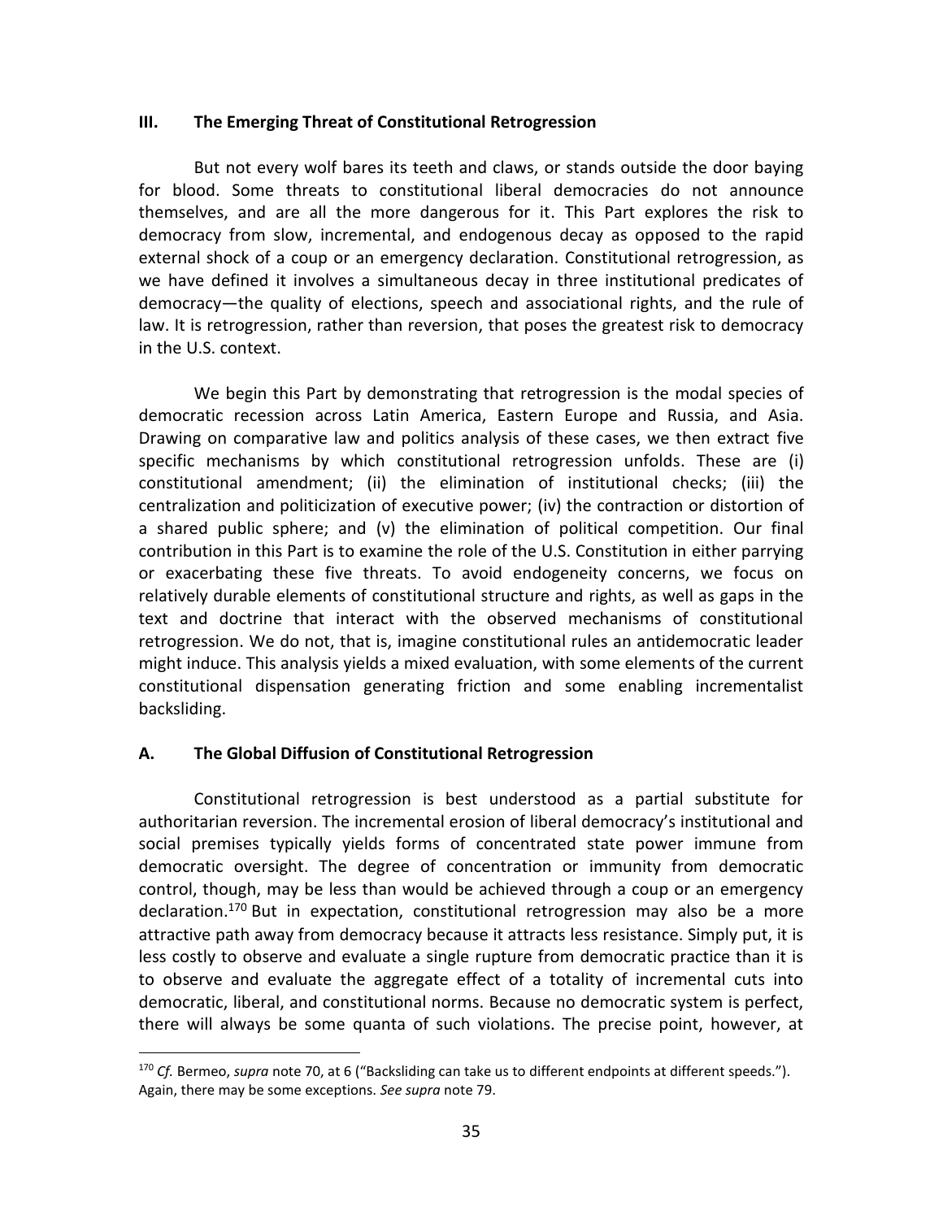## III. The Emerging Threat of Constitutional Retrogression

But not every wolf bares its teeth and claws, or stands outside the door baying for blood. Some threats to constitutional liberal democracies do not announce themselves, and are all the more dangerous for it. This Part explores the risk to democracy from slow, incremental, and endogenous decay as opposed to the rapid external shock of a coup or an emergency declaration. Constitutional retrogression, as we have defined it involves a simultaneous decay in three institutional predicates of democracy—the quality of elections, speech and associational rights, and the rule of law. It is retrogression, rather than reversion, that poses the greatest risk to democracy in the U.S. context.

We begin this Part by demonstrating that retrogression is the modal species of democratic recession across Latin America, Eastern Europe and Russia, and Asia. Drawing on comparative law and politics analysis of these cases, we then extract five specific mechanisms by which constitutional retrogression unfolds. These are (i) constitutional amendment; (ii) the elimination of institutional checks; (iii) the centralization and politicization of executive power; (iv) the contraction or distortion of a shared public sphere; and (v) the elimination of political competition. Our final contribution in this Part is to examine the role of the U.S. Constitution in either parrying or exacerbating these five threats. To avoid endogeneity concerns, we focus on relatively durable elements of constitutional structure and rights, as well as gaps in the text and doctrine that interact with the observed mechanisms of constitutional retrogression. We do not, that is, imagine constitutional rules an antidemocratic leader might induce. This analysis yields a mixed evaluation, with some elements of the current constitutional dispensation generating friction and some enabling incrementalist backsliding.

### A. The Global Diffusion of Constitutional Retrogression

Constitutional retrogression is best understood as a partial substitute for authoritarian reversion. The incremental erosion of liberal democracy's institutional and social premises typically yields forms of concentrated state power immune from democratic oversight. The degree of concentration or immunity from democratic control, though, may be less than would be achieved through a coup or an emergency declaration.[170] But in expectation, constitutional retrogression may also be a more attractive path away from democracy because it attracts less resistance. Simply put, it is less costly to observe and evaluate a single rupture from democratic practice than it is to observe and evaluate the aggregate effect of a totality of incremental cuts into democratic, liberal, and constitutional norms. Because no democratic system is perfect, there will always be some quanta of such violations. The precise point, however, at

[170] *Cf.* Bermeo, *supra* note 70, at 6 ("Backsliding can take us to different endpoints at different speeds."). Again, there may be some exceptions. *See supra* note 79.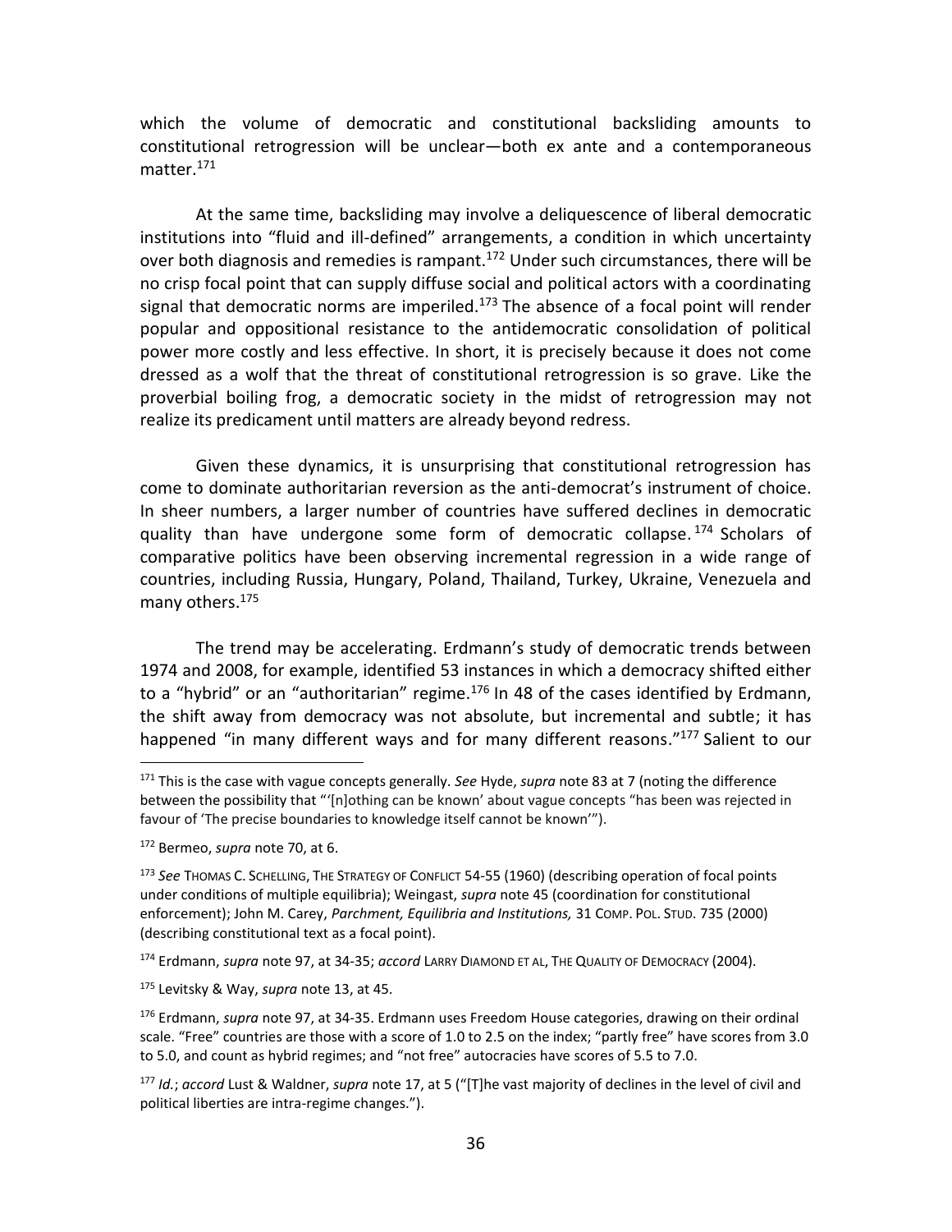which the volume of democratic and constitutional backsliding amounts to constitutional retrogression will be unclear—both ex ante and a contemporaneous matter.[171]

At the same time, backsliding may involve a deliquescence of liberal democratic institutions into "fluid and ill-defined" arrangements, a condition in which uncertainty over both diagnosis and remedies is rampant.[172] Under such circumstances, there will be no crisp focal point that can supply diffuse social and political actors with a coordinating signal that democratic norms are imperiled.[173] The absence of a focal point will render popular and oppositional resistance to the antidemocratic consolidation of political power more costly and less effective. In short, it is precisely because it does not come dressed as a wolf that the threat of constitutional retrogression is so grave. Like the proverbial boiling frog, a democratic society in the midst of retrogression may not realize its predicament until matters are already beyond redress.

Given these dynamics, it is unsurprising that constitutional retrogression has come to dominate authoritarian reversion as the anti-democrat's instrument of choice. In sheer numbers, a larger number of countries have suffered declines in democratic quality than have undergone some form of democratic collapse.[174] Scholars of comparative politics have been observing incremental regression in a wide range of countries, including Russia, Hungary, Poland, Thailand, Turkey, Ukraine, Venezuela and many others.[175]

The trend may be accelerating. Erdmann's study of democratic trends between 1974 and 2008, for example, identified 53 instances in which a democracy shifted either to a "hybrid" or an "authoritarian" regime.[176] In 48 of the cases identified by Erdmann, the shift away from democracy was not absolute, but incremental and subtle; it has happened "in many different ways and for many different reasons."[177] Salient to our

---

[171] This is the case with vague concepts generally. *See* Hyde, *supra* note 83 at 7 (noting the difference between the possibility that "'[n]othing can be known' about vague concepts "has been was rejected in favour of 'The precise boundaries to knowledge itself cannot be known'").

[172] Bermeo, *supra* note 70, at 6.

[173] *See* THOMAS C. SCHELLING, THE STRATEGY OF CONFLICT 54-55 (1960) (describing operation of focal points under conditions of multiple equilibria); Weingast, *supra* note 45 (coordination for constitutional enforcement); John M. Carey, *Parchment, Equilibria and Institutions,* 31 COMP. POL. STUD. 735 (2000) (describing constitutional text as a focal point).

[174] Erdmann, *supra* note 97, at 34-35; *accord* LARRY DIAMOND ET AL, THE QUALITY OF DEMOCRACY (2004).

[175] Levitsky & Way, *supra* note 13, at 45.

[176] Erdmann, *supra* note 97, at 34-35. Erdmann uses Freedom House categories, drawing on their ordinal scale. "Free" countries are those with a score of 1.0 to 2.5 on the index; "partly free" have scores from 3.0 to 5.0, and count as hybrid regimes; and "not free" autocracies have scores of 5.5 to 7.0.

[177] *Id.*; *accord* Lust & Waldner, *supra* note 17, at 5 ("[T]he vast majority of declines in the level of civil and political liberties are intra-regime changes.").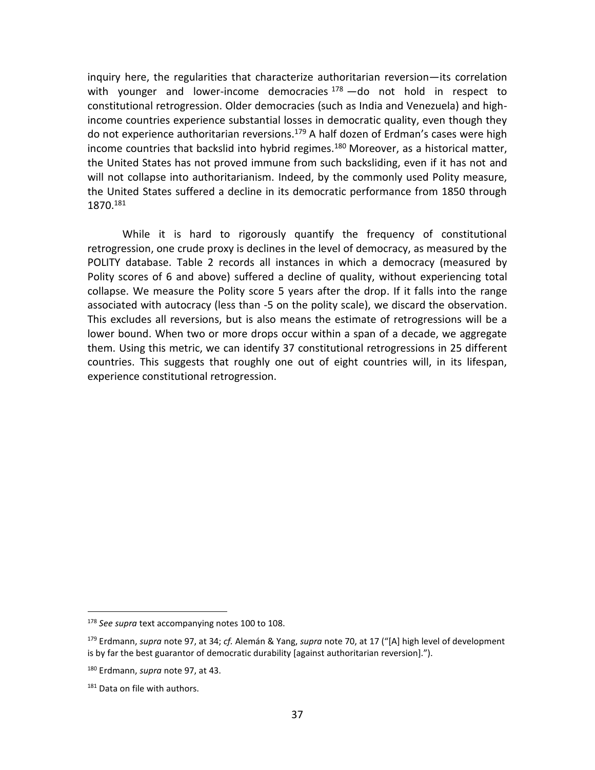inquiry here, the regularities that characterize authoritarian reversion—its correlation with younger and lower-income democracies [178] —do not hold in respect to constitutional retrogression. Older democracies (such as India and Venezuela) and high-income countries experience substantial losses in democratic quality, even though they do not experience authoritarian reversions.[179] A half dozen of Erdman's cases were high income countries that backslid into hybrid regimes.[180] Moreover, as a historical matter, the United States has not proved immune from such backsliding, even if it has not and will not collapse into authoritarianism. Indeed, by the commonly used Polity measure, the United States suffered a decline in its democratic performance from 1850 through 1870.[181]

While it is hard to rigorously quantify the frequency of constitutional retrogression, one crude proxy is declines in the level of democracy, as measured by the POLITY database. Table 2 records all instances in which a democracy (measured by Polity scores of 6 and above) suffered a decline of quality, without experiencing total collapse. We measure the Polity score 5 years after the drop. If it falls into the range associated with autocracy (less than -5 on the polity scale), we discard the observation. This excludes all reversions, but is also means the estimate of retrogressions will be a lower bound. When two or more drops occur within a span of a decade, we aggregate them. Using this metric, we can identify 37 constitutional retrogressions in 25 different countries. This suggests that roughly one out of eight countries will, in its lifespan, experience constitutional retrogression.

---

[178] *See supra* text accompanying notes 100 to 108.

[179] Erdmann, *supra* note 97, at 34; *cf.* Alemán & Yang, *supra* note 70, at 17 ("[A] high level of development is by far the best guarantor of democratic durability [against authoritarian reversion].").

[180] Erdmann, *supra* note 97, at 43.

[181] Data on file with authors.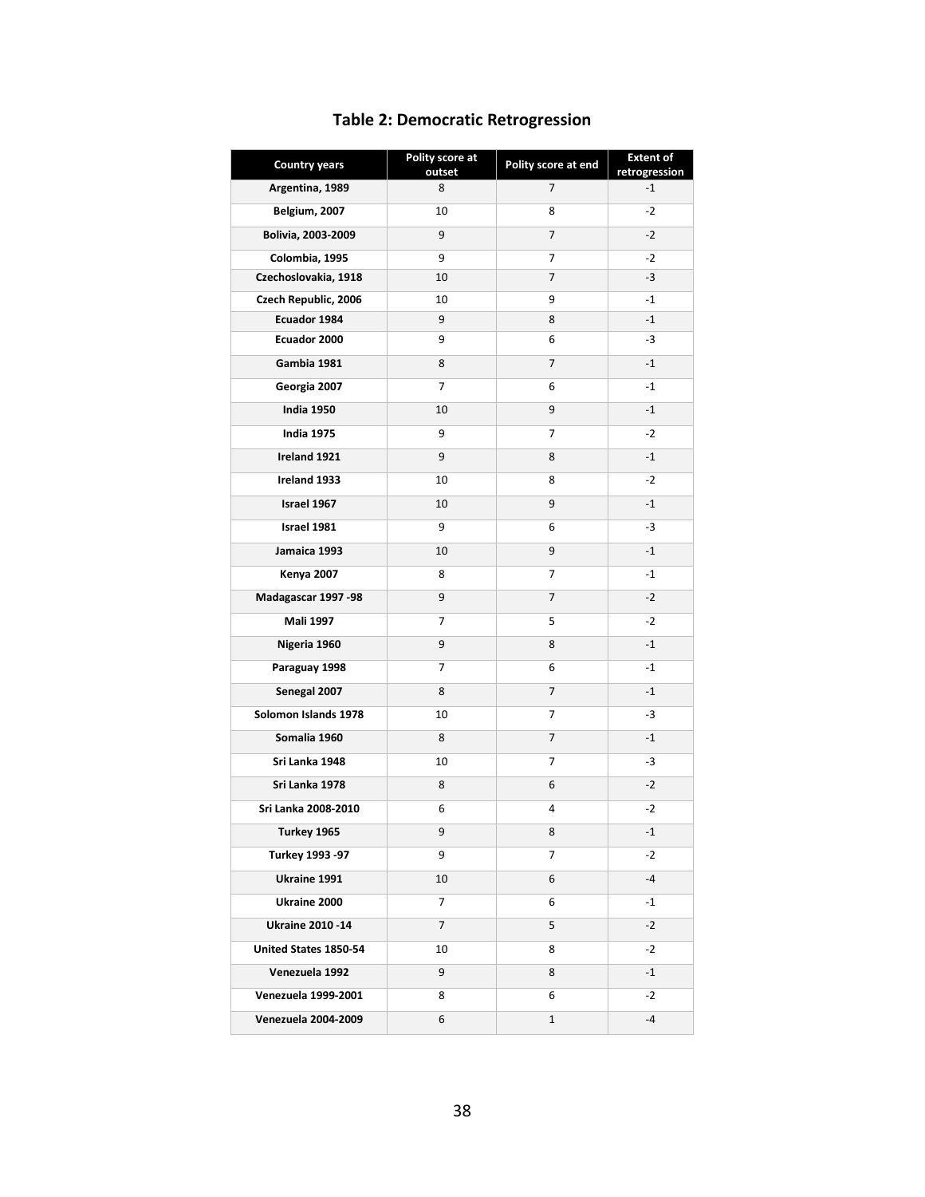## Table 2: Democratic Retrogression

| Country years | Polity score at outset | Polity score at end | Extent of retrogression |
|---|---|---|---|
| Argentina, 1989 | 8 | 7 | -1 |
| Belgium, 2007 | 10 | 8 | -2 |
| Bolivia, 2003-2009 | 9 | 7 | -2 |
| Colombia, 1995 | 9 | 7 | -2 |
| Czechoslovakia, 1918 | 10 | 7 | -3 |
| Czech Republic, 2006 | 10 | 9 | -1 |
| Ecuador 1984 | 9 | 8 | -1 |
| Ecuador 2000 | 9 | 6 | -3 |
| Gambia 1981 | 8 | 7 | -1 |
| Georgia 2007 | 7 | 6 | -1 |
| India 1950 | 10 | 9 | -1 |
| India 1975 | 9 | 7 | -2 |
| Ireland 1921 | 9 | 8 | -1 |
| Ireland 1933 | 10 | 8 | -2 |
| Israel 1967 | 10 | 9 | -1 |
| Israel 1981 | 9 | 6 | -3 |
| Jamaica 1993 | 10 | 9 | -1 |
| Kenya 2007 | 8 | 7 | -1 |
| Madagascar 1997 -98 | 9 | 7 | -2 |
| Mali 1997 | 7 | 5 | -2 |
| Nigeria 1960 | 9 | 8 | -1 |
| Paraguay 1998 | 7 | 6 | -1 |
| Senegal 2007 | 8 | 7 | -1 |
| Solomon Islands 1978 | 10 | 7 | -3 |
| Somalia 1960 | 8 | 7 | -1 |
| Sri Lanka 1948 | 10 | 7 | -3 |
| Sri Lanka 1978 | 8 | 6 | -2 |
| Sri Lanka 2008-2010 | 6 | 4 | -2 |
| Turkey 1965 | 9 | 8 | -1 |
| Turkey 1993 -97 | 9 | 7 | -2 |
| Ukraine 1991 | 10 | 6 | -4 |
| Ukraine 2000 | 7 | 6 | -1 |
| Ukraine 2010 -14 | 7 | 5 | -2 |
| United States 1850-54 | 10 | 8 | -2 |
| Venezuela 1992 | 9 | 8 | -1 |
| Venezuela 1999-2001 | 8 | 6 | -2 |
| Venezuela 2004-2009 | 6 | 1 | -4 |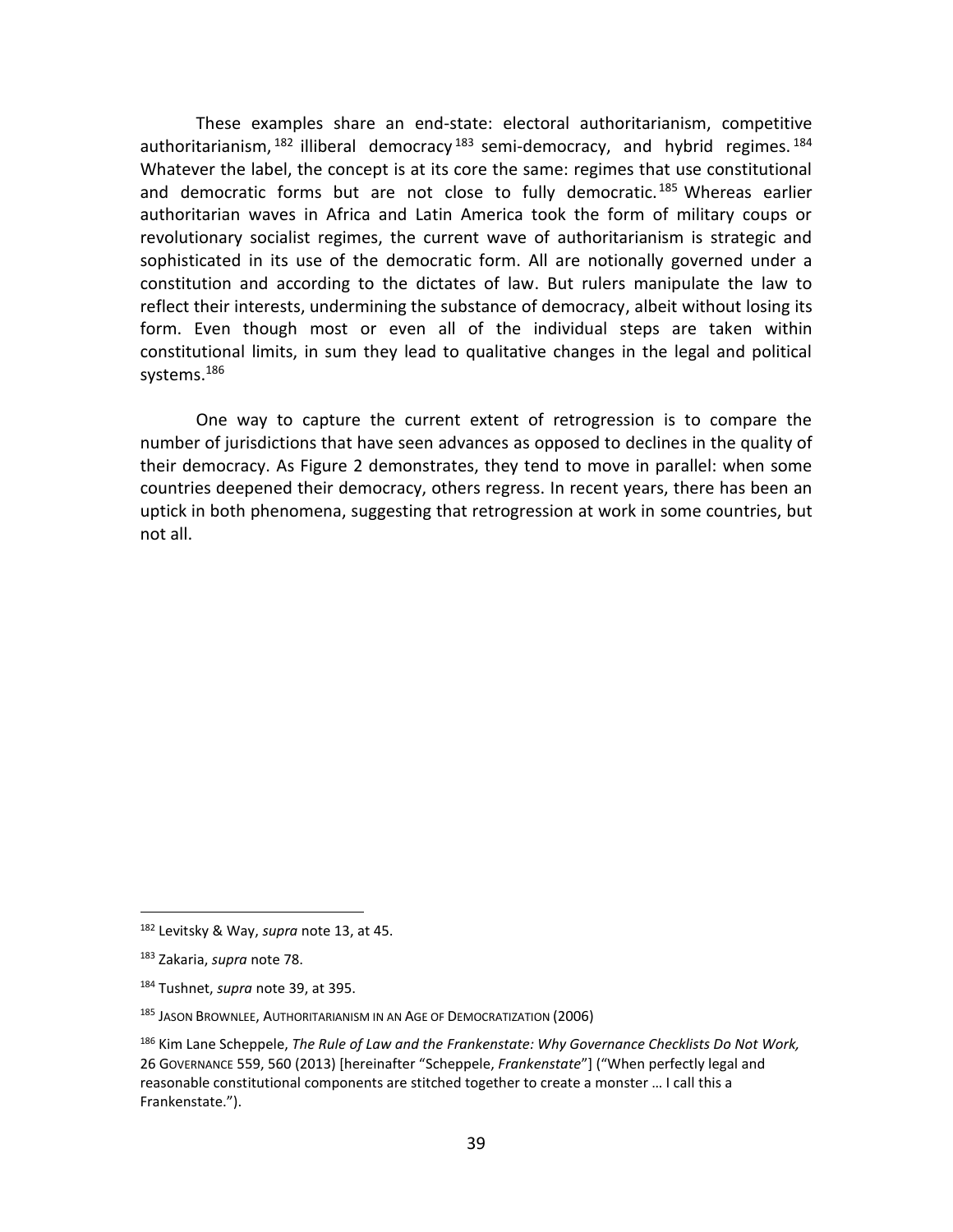These examples share an end-state: electoral authoritarianism, competitive authoritarianism,[182] illiberal democracy[183] semi-democracy, and hybrid regimes.[184] Whatever the label, the concept is at its core the same: regimes that use constitutional and democratic forms but are not close to fully democratic.[185] Whereas earlier authoritarian waves in Africa and Latin America took the form of military coups or revolutionary socialist regimes, the current wave of authoritarianism is strategic and sophisticated in its use of the democratic form. All are notionally governed under a constitution and according to the dictates of law. But rulers manipulate the law to reflect their interests, undermining the substance of democracy, albeit without losing its form. Even though most or even all of the individual steps are taken within constitutional limits, in sum they lead to qualitative changes in the legal and political systems.[186]

One way to capture the current extent of retrogression is to compare the number of jurisdictions that have seen advances as opposed to declines in the quality of their democracy. As Figure 2 demonstrates, they tend to move in parallel: when some countries deepened their democracy, others regress. In recent years, there has been an uptick in both phenomena, suggesting that retrogression at work in some countries, but not all.

---

[182] Levitsky & Way, *supra* note 13, at 45.

[183] Zakaria, *supra* note 78.

[184] Tushnet, *supra* note 39, at 395.

[185] JASON BROWNLEE, AUTHORITARIANISM IN AN AGE OF DEMOCRATIZATION (2006)

[186] Kim Lane Scheppele, *The Rule of Law and the Frankenstate: Why Governance Checklists Do Not Work,* 26 GOVERNANCE 559, 560 (2013) [hereinafter "Scheppele, *Frankenstate*"] ("When perfectly legal and reasonable constitutional components are stitched together to create a monster … I call this a Frankenstate.").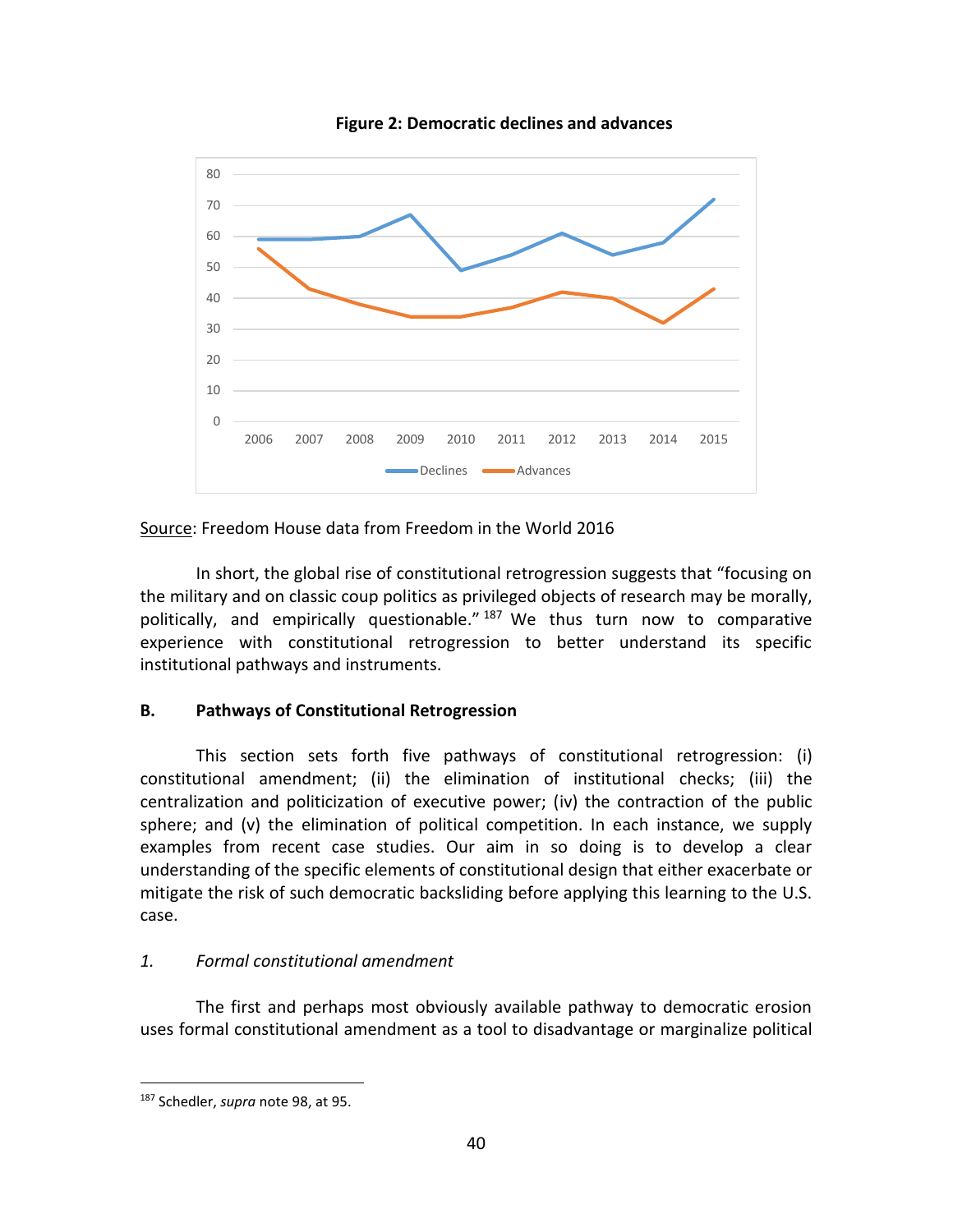**Figure 2: Democratic declines and advances**

Source: Freedom House data from Freedom in the World 2016

In short, the global rise of constitutional retrogression suggests that "focusing on the military and on classic coup politics as privileged objects of research may be morally, politically, and empirically questionable."[187] We thus turn now to comparative experience with constitutional retrogression to better understand its specific institutional pathways and instruments.

### B. Pathways of Constitutional Retrogression

This section sets forth five pathways of constitutional retrogression: (i) constitutional amendment; (ii) the elimination of institutional checks; (iii) the centralization and politicization of executive power; (iv) the contraction of the public sphere; and (v) the elimination of political competition. In each instance, we supply examples from recent case studies. Our aim in so doing is to develop a clear understanding of the specific elements of constitutional design that either exacerbate or mitigate the risk of such democratic backsliding before applying this learning to the U.S. case.

#### *1. Formal constitutional amendment*

The first and perhaps most obviously available pathway to democratic erosion uses formal constitutional amendment as a tool to disadvantage or marginalize political

---

[187] Schedler, *supra* note 98, at 95.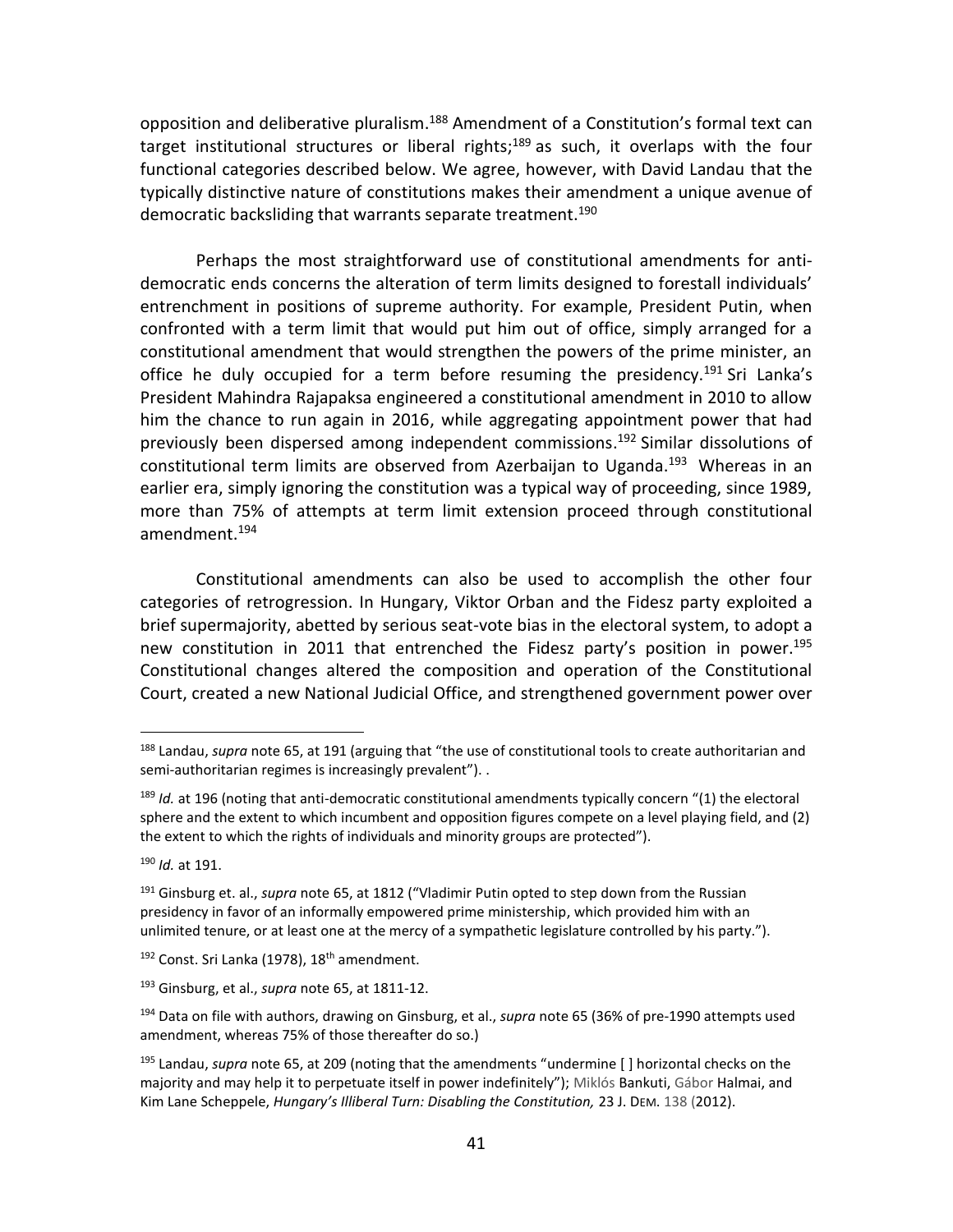opposition and deliberative pluralism.[188] Amendment of a Constitution's formal text can target institutional structures or liberal rights;[189] as such, it overlaps with the four functional categories described below. We agree, however, with David Landau that the typically distinctive nature of constitutions makes their amendment a unique avenue of democratic backsliding that warrants separate treatment.[190]

Perhaps the most straightforward use of constitutional amendments for anti-democratic ends concerns the alteration of term limits designed to forestall individuals' entrenchment in positions of supreme authority. For example, President Putin, when confronted with a term limit that would put him out of office, simply arranged for a constitutional amendment that would strengthen the powers of the prime minister, an office he duly occupied for a term before resuming the presidency.[191] Sri Lanka's President Mahindra Rajapaksa engineered a constitutional amendment in 2010 to allow him the chance to run again in 2016, while aggregating appointment power that had previously been dispersed among independent commissions.[192] Similar dissolutions of constitutional term limits are observed from Azerbaijan to Uganda.[193] Whereas in an earlier era, simply ignoring the constitution was a typical way of proceeding, since 1989, more than 75% of attempts at term limit extension proceed through constitutional amendment.[194]

Constitutional amendments can also be used to accomplish the other four categories of retrogression. In Hungary, Viktor Orban and the Fidesz party exploited a brief supermajority, abetted by serious seat-vote bias in the electoral system, to adopt a new constitution in 2011 that entrenched the Fidesz party's position in power.[195] Constitutional changes altered the composition and operation of the Constitutional Court, created a new National Judicial Office, and strengthened government power over

---

[188] Landau, *supra* note 65, at 191 (arguing that "the use of constitutional tools to create authoritarian and semi-authoritarian regimes is increasingly prevalent"). .

[189] *Id.* at 196 (noting that anti-democratic constitutional amendments typically concern "(1) the electoral sphere and the extent to which incumbent and opposition figures compete on a level playing field, and (2) the extent to which the rights of individuals and minority groups are protected").

[190] *Id.* at 191.

[191] Ginsburg et. al., *supra* note 65, at 1812 ("Vladimir Putin opted to step down from the Russian presidency in favor of an informally empowered prime ministership, which provided him with an unlimited tenure, or at least one at the mercy of a sympathetic legislature controlled by his party.").

[192] Const. Sri Lanka (1978), 18th amendment.

[193] Ginsburg, et al., *supra* note 65, at 1811-12.

[194] Data on file with authors, drawing on Ginsburg, et al., *supra* note 65 (36% of pre-1990 attempts used amendment, whereas 75% of those thereafter do so.)

[195] Landau, *supra* note 65, at 209 (noting that the amendments "undermine [ ] horizontal checks on the majority and may help it to perpetuate itself in power indefinitely"); Miklós Bankuti, Gábor Halmai, and Kim Lane Scheppele, *Hungary's Illiberal Turn: Disabling the Constitution,* 23 J. DEM. 138 (2012).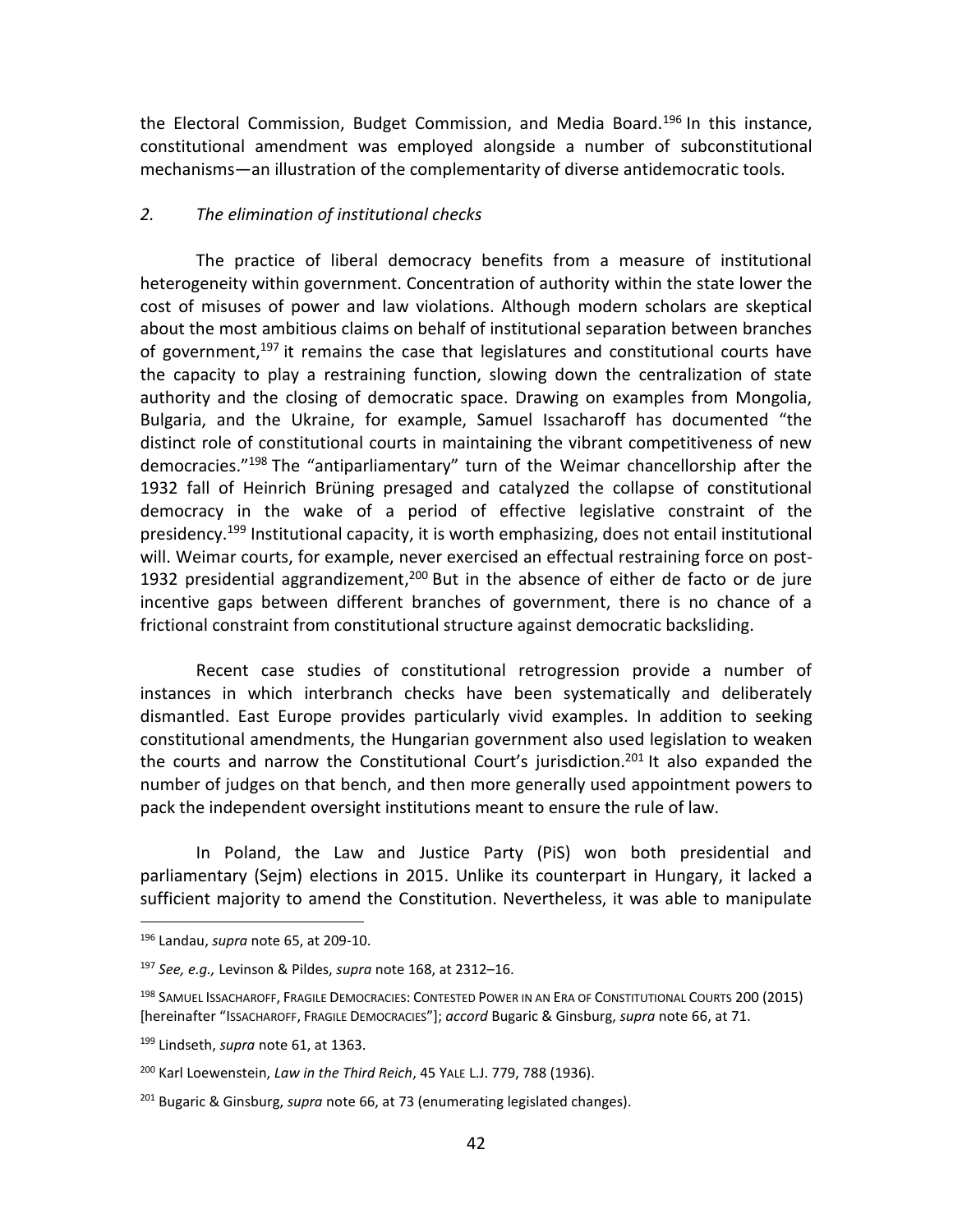the Electoral Commission, Budget Commission, and Media Board.[196] In this instance, constitutional amendment was employed alongside a number of subconstitutional mechanisms—an illustration of the complementarity of diverse antidemocratic tools.

### 2. *The elimination of institutional checks*

The practice of liberal democracy benefits from a measure of institutional heterogeneity within government. Concentration of authority within the state lower the cost of misuses of power and law violations. Although modern scholars are skeptical about the most ambitious claims on behalf of institutional separation between branches of government,[197] it remains the case that legislatures and constitutional courts have the capacity to play a restraining function, slowing down the centralization of state authority and the closing of democratic space. Drawing on examples from Mongolia, Bulgaria, and the Ukraine, for example, Samuel Issacharoff has documented "the distinct role of constitutional courts in maintaining the vibrant competitiveness of new democracies."[198] The "antiparliamentary" turn of the Weimar chancellorship after the 1932 fall of Heinrich Brüning presaged and catalyzed the collapse of constitutional democracy in the wake of a period of effective legislative constraint of the presidency.[199] Institutional capacity, it is worth emphasizing, does not entail institutional will. Weimar courts, for example, never exercised an effectual restraining force on post-1932 presidential aggrandizement,[200] But in the absence of either de facto or de jure incentive gaps between different branches of government, there is no chance of a frictional constraint from constitutional structure against democratic backsliding.

Recent case studies of constitutional retrogression provide a number of instances in which interbranch checks have been systematically and deliberately dismantled. East Europe provides particularly vivid examples. In addition to seeking constitutional amendments, the Hungarian government also used legislation to weaken the courts and narrow the Constitutional Court's jurisdiction.[201] It also expanded the number of judges on that bench, and then more generally used appointment powers to pack the independent oversight institutions meant to ensure the rule of law.

In Poland, the Law and Justice Party (PiS) won both presidential and parliamentary (Sejm) elections in 2015. Unlike its counterpart in Hungary, it lacked a sufficient majority to amend the Constitution. Nevertheless, it was able to manipulate

---

[196] Landau, *supra* note 65, at 209-10.

[197] *See, e.g.,* Levinson & Pildes, *supra* note 168, at 2312–16.

[198] SAMUEL ISSACHAROFF, FRAGILE DEMOCRACIES: CONTESTED POWER IN AN ERA OF CONSTITUTIONAL COURTS 200 (2015) [hereinafter "ISSACHAROFF, FRAGILE DEMOCRACIES"]; *accord* Bugaric & Ginsburg, *supra* note 66, at 71.

[199] Lindseth, *supra* note 61, at 1363.

[200] Karl Loewenstein, *Law in the Third Reich*, 45 YALE L.J. 779, 788 (1936).

[201] Bugaric & Ginsburg, *supra* note 66, at 73 (enumerating legislated changes).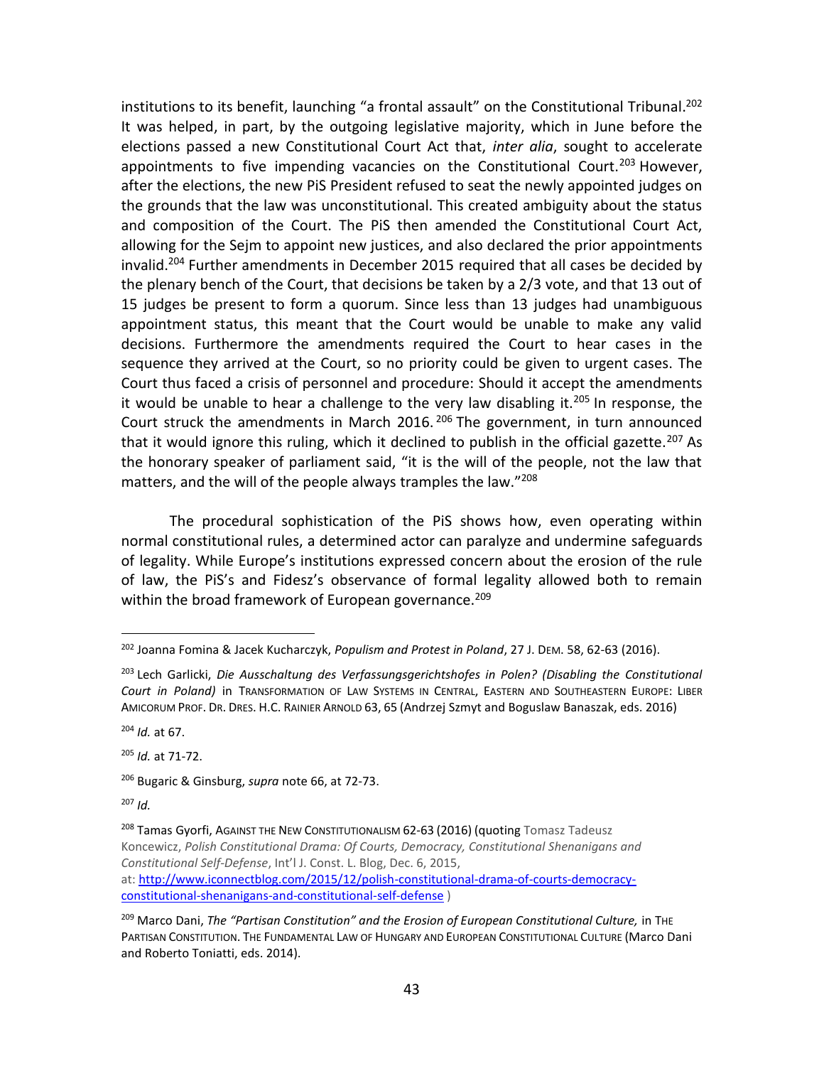institutions to its benefit, launching "a frontal assault" on the Constitutional Tribunal.[202] It was helped, in part, by the outgoing legislative majority, which in June before the elections passed a new Constitutional Court Act that, *inter alia*, sought to accelerate appointments to five impending vacancies on the Constitutional Court.[203] However, after the elections, the new PiS President refused to seat the newly appointed judges on the grounds that the law was unconstitutional. This created ambiguity about the status and composition of the Court. The PiS then amended the Constitutional Court Act, allowing for the Sejm to appoint new justices, and also declared the prior appointments invalid.[204] Further amendments in December 2015 required that all cases be decided by the plenary bench of the Court, that decisions be taken by a 2/3 vote, and that 13 out of 15 judges be present to form a quorum. Since less than 13 judges had unambiguous appointment status, this meant that the Court would be unable to make any valid decisions. Furthermore the amendments required the Court to hear cases in the sequence they arrived at the Court, so no priority could be given to urgent cases. The Court thus faced a crisis of personnel and procedure: Should it accept the amendments it would be unable to hear a challenge to the very law disabling it.[205] In response, the Court struck the amendments in March 2016.[206] The government, in turn announced that it would ignore this ruling, which it declined to publish in the official gazette.[207] As the honorary speaker of parliament said, "it is the will of the people, not the law that matters, and the will of the people always tramples the law."[208]

The procedural sophistication of the PiS shows how, even operating within normal constitutional rules, a determined actor can paralyze and undermine safeguards of legality. While Europe's institutions expressed concern about the erosion of the rule of law, the PiS's and Fidesz's observance of formal legality allowed both to remain within the broad framework of European governance.[209]

---

[202] Joanna Fomina & Jacek Kucharczyk, *Populism and Protest in Poland*, 27 J. DEM. 58, 62-63 (2016).

[203] Lech Garlicki, *Die Ausschaltung des Verfassungsgerichtshofes in Polen? (Disabling the Constitutional Court in Poland)* in TRANSFORMATION OF LAW SYSTEMS IN CENTRAL, EASTERN AND SOUTHEASTERN EUROPE: LIBER AMICORUM PROF. DR. DRES. H.C. RAINIER ARNOLD 63, 65 (Andrzej Szmyt and Boguslaw Banaszak, eds. 2016)

[204] *Id.* at 67.

[205] *Id.* at 71-72.

[206] Bugaric & Ginsburg, *supra* note 66, at 72-73.

[207] *Id.*

[208] Tamas Gyorfi, AGAINST THE NEW CONSTITUTIONALISM 62-63 (2016) (quoting Tomasz Tadeusz Koncewicz, *Polish Constitutional Drama: Of Courts, Democracy, Constitutional Shenanigans and Constitutional Self-Defense*, Int'l J. Const. L. Blog, Dec. 6, 2015, at: [http://www.iconnectblog.com/2015/12/polish-constitutional-drama-of-courts-democracy-constitutional-shenanigans-and-constitutional-self-defense](http://www.iconnectblog.com/2015/12/polish-constitutional-drama-of-courts-democracy-constitutional-shenanigans-and-constitutional-self-defense) )

[209] Marco Dani, *The "Partisan Constitution" and the Erosion of European Constitutional Culture,* in THE PARTISAN CONSTITUTION. THE FUNDAMENTAL LAW OF HUNGARY AND EUROPEAN CONSTITUTIONAL CULTURE (Marco Dani and Roberto Toniatti, eds. 2014).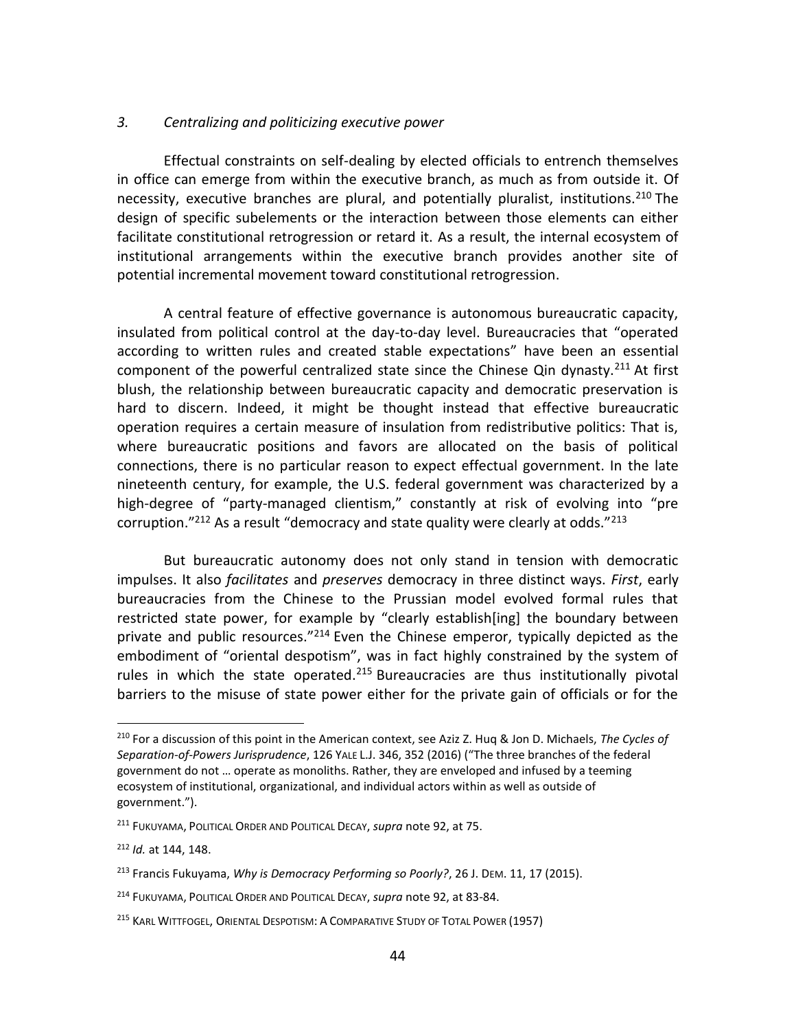### *3. Centralizing and politicizing executive power*

Effectual constraints on self-dealing by elected officials to entrench themselves in office can emerge from within the executive branch, as much as from outside it. Of necessity, executive branches are plural, and potentially pluralist, institutions.[210] The design of specific subelements or the interaction between those elements can either facilitate constitutional retrogression or retard it. As a result, the internal ecosystem of institutional arrangements within the executive branch provides another site of potential incremental movement toward constitutional retrogression.

A central feature of effective governance is autonomous bureaucratic capacity, insulated from political control at the day-to-day level. Bureaucracies that "operated according to written rules and created stable expectations" have been an essential component of the powerful centralized state since the Chinese Qin dynasty.[211] At first blush, the relationship between bureaucratic capacity and democratic preservation is hard to discern. Indeed, it might be thought instead that effective bureaucratic operation requires a certain measure of insulation from redistributive politics: That is, where bureaucratic positions and favors are allocated on the basis of political connections, there is no particular reason to expect effectual government. In the late nineteenth century, for example, the U.S. federal government was characterized by a high-degree of "party-managed clientism," constantly at risk of evolving into "pre corruption."[212] As a result "democracy and state quality were clearly at odds."[213]

But bureaucratic autonomy does not only stand in tension with democratic impulses. It also *facilitates* and *preserves* democracy in three distinct ways. *First*, early bureaucracies from the Chinese to the Prussian model evolved formal rules that restricted state power, for example by "clearly establish[ing] the boundary between private and public resources."[214] Even the Chinese emperor, typically depicted as the embodiment of "oriental despotism", was in fact highly constrained by the system of rules in which the state operated.[215] Bureaucracies are thus institutionally pivotal barriers to the misuse of state power either for the private gain of officials or for the

---

[210] For a discussion of this point in the American context, see Aziz Z. Huq & Jon D. Michaels, *The Cycles of Separation-of-Powers Jurisprudence*, 126 YALE L.J. 346, 352 (2016) ("The three branches of the federal government do not … operate as monoliths. Rather, they are enveloped and infused by a teeming ecosystem of institutional, organizational, and individual actors within as well as outside of government.").

[211] FUKUYAMA, POLITICAL ORDER AND POLITICAL DECAY, *supra* note 92, at 75.

[212] *Id.* at 144, 148.

[213] Francis Fukuyama, *Why is Democracy Performing so Poorly?*, 26 J. DEM. 11, 17 (2015).

[214] FUKUYAMA, POLITICAL ORDER AND POLITICAL DECAY, *supra* note 92, at 83-84.

[215] KARL WITTFOGEL, ORIENTAL DESPOTISM: A COMPARATIVE STUDY OF TOTAL POWER (1957)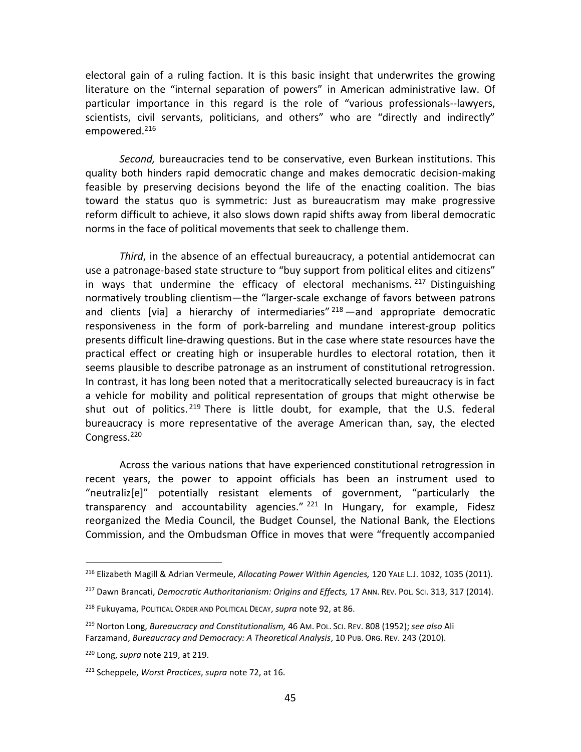electoral gain of a ruling faction. It is this basic insight that underwrites the growing literature on the "internal separation of powers" in American administrative law. Of particular importance in this regard is the role of "various professionals--lawyers, scientists, civil servants, politicians, and others" who are "directly and indirectly" empowered.[216]

*Second,* bureaucracies tend to be conservative, even Burkean institutions. This quality both hinders rapid democratic change and makes democratic decision-making feasible by preserving decisions beyond the life of the enacting coalition. The bias toward the status quo is symmetric: Just as bureaucratism may make progressive reform difficult to achieve, it also slows down rapid shifts away from liberal democratic norms in the face of political movements that seek to challenge them.

*Third*, in the absence of an effectual bureaucracy, a potential antidemocrat can use a patronage-based state structure to "buy support from political elites and citizens" in ways that undermine the efficacy of electoral mechanisms.[217] Distinguishing normatively troubling clientism—the "larger-scale exchange of favors between patrons and clients [via] a hierarchy of intermediaries"[218]—and appropriate democratic responsiveness in the form of pork-barreling and mundane interest-group politics presents difficult line-drawing questions. But in the case where state resources have the practical effect or creating high or insuperable hurdles to electoral rotation, then it seems plausible to describe patronage as an instrument of constitutional retrogression. In contrast, it has long been noted that a meritocratically selected bureaucracy is in fact a vehicle for mobility and political representation of groups that might otherwise be shut out of politics.[219] There is little doubt, for example, that the U.S. federal bureaucracy is more representative of the average American than, say, the elected Congress.[220]

Across the various nations that have experienced constitutional retrogression in recent years, the power to appoint officials has been an instrument used to "neutraliz[e]" potentially resistant elements of government, "particularly the transparency and accountability agencies."[221] In Hungary, for example, Fidesz reorganized the Media Council, the Budget Counsel, the National Bank, the Elections Commission, and the Ombudsman Office in moves that were "frequently accompanied

---

[216] Elizabeth Magill & Adrian Vermeule, *Allocating Power Within Agencies,* 120 YALE L.J. 1032, 1035 (2011).

[217] Dawn Brancati, *Democratic Authoritarianism: Origins and Effects,* 17 ANN. REV. POL. SCI. 313, 317 (2014).

[218] Fukuyama, POLITICAL ORDER AND POLITICAL DECAY, *supra* note 92, at 86.

[219] Norton Long, *Bureaucracy and Constitutionalism,* 46 AM. POL. SCI. REV. 808 (1952); *see also* Ali Farzamand, *Bureaucracy and Democracy: A Theoretical Analysis*, 10 PUB. ORG. REV. 243 (2010).

[220] Long, *supra* note 219, at 219.

[221] Scheppele, *Worst Practices*, *supra* note 72, at 16.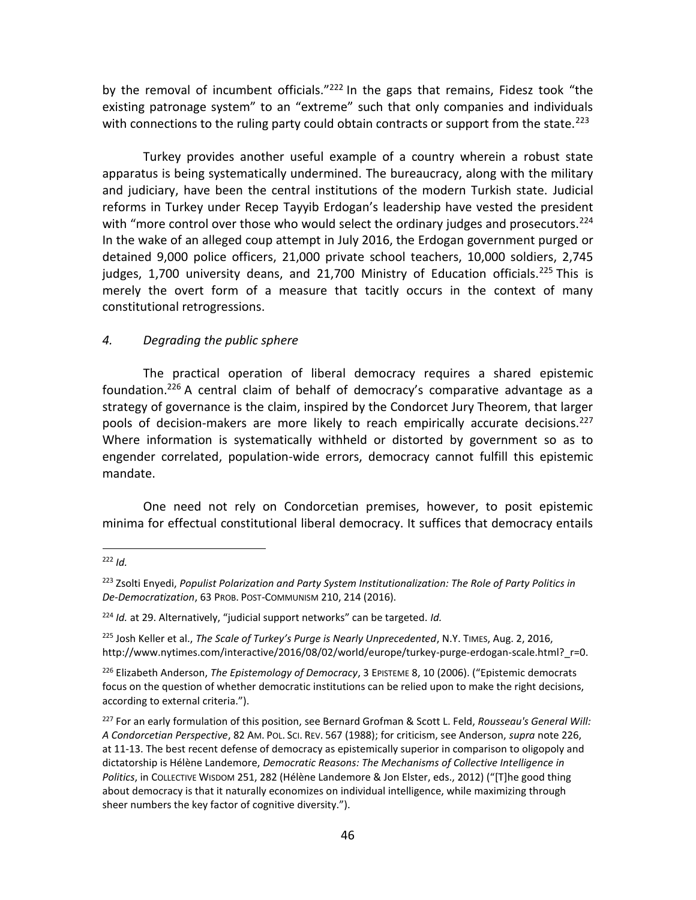by the removal of incumbent officials."[222] In the gaps that remains, Fidesz took "the existing patronage system" to an "extreme" such that only companies and individuals with connections to the ruling party could obtain contracts or support from the state.[223]

Turkey provides another useful example of a country wherein a robust state apparatus is being systematically undermined. The bureaucracy, along with the military and judiciary, have been the central institutions of the modern Turkish state. Judicial reforms in Turkey under Recep Tayyib Erdogan's leadership have vested the president with "more control over those who would select the ordinary judges and prosecutors.[224] In the wake of an alleged coup attempt in July 2016, the Erdogan government purged or detained 9,000 police officers, 21,000 private school teachers, 10,000 soldiers, 2,745 judges, 1,700 university deans, and 21,700 Ministry of Education officials.[225] This is merely the overt form of a measure that tacitly occurs in the context of many constitutional retrogressions.

#### *4. Degrading the public sphere*

The practical operation of liberal democracy requires a shared epistemic foundation.[226] A central claim of behalf of democracy's comparative advantage as a strategy of governance is the claim, inspired by the Condorcet Jury Theorem, that larger pools of decision-makers are more likely to reach empirically accurate decisions.[227] Where information is systematically withheld or distorted by government so as to engender correlated, population-wide errors, democracy cannot fulfill this epistemic mandate.

One need not rely on Condorcetian premises, however, to posit epistemic minima for effectual constitutional liberal democracy. It suffices that democracy entails

---

[222] *Id.*

[223] Zsolti Enyedi, *Populist Polarization and Party System Institutionalization: The Role of Party Politics in De-Democratization*, 63 PROB. POST-COMMUNISM 210, 214 (2016).

[224] *Id.* at 29. Alternatively, "judicial support networks" can be targeted. *Id.*

[225] Josh Keller et al., *The Scale of Turkey's Purge is Nearly Unprecedented*, N.Y. TIMES, Aug. 2, 2016, http://www.nytimes.com/interactive/2016/08/02/world/europe/turkey-purge-erdogan-scale.html?_r=0.

[226] Elizabeth Anderson, *The Epistemology of Democracy*, 3 EPISTEME 8, 10 (2006). ("Epistemic democrats focus on the question of whether democratic institutions can be relied upon to make the right decisions, according to external criteria.").

[227] For an early formulation of this position, see Bernard Grofman & Scott L. Feld, *Rousseau's General Will: A Condorcetian Perspective*, 82 AM. POL. SCI. REV. 567 (1988); for criticism, see Anderson, *supra* note 226, at 11-13. The best recent defense of democracy as epistemically superior in comparison to oligopoly and dictatorship is Hélène Landemore, *Democratic Reasons: The Mechanisms of Collective Intelligence in Politics*, in COLLECTIVE WISDOM 251, 282 (Hélène Landemore & Jon Elster, eds., 2012) ("[T]he good thing about democracy is that it naturally economizes on individual intelligence, while maximizing through sheer numbers the key factor of cognitive diversity.").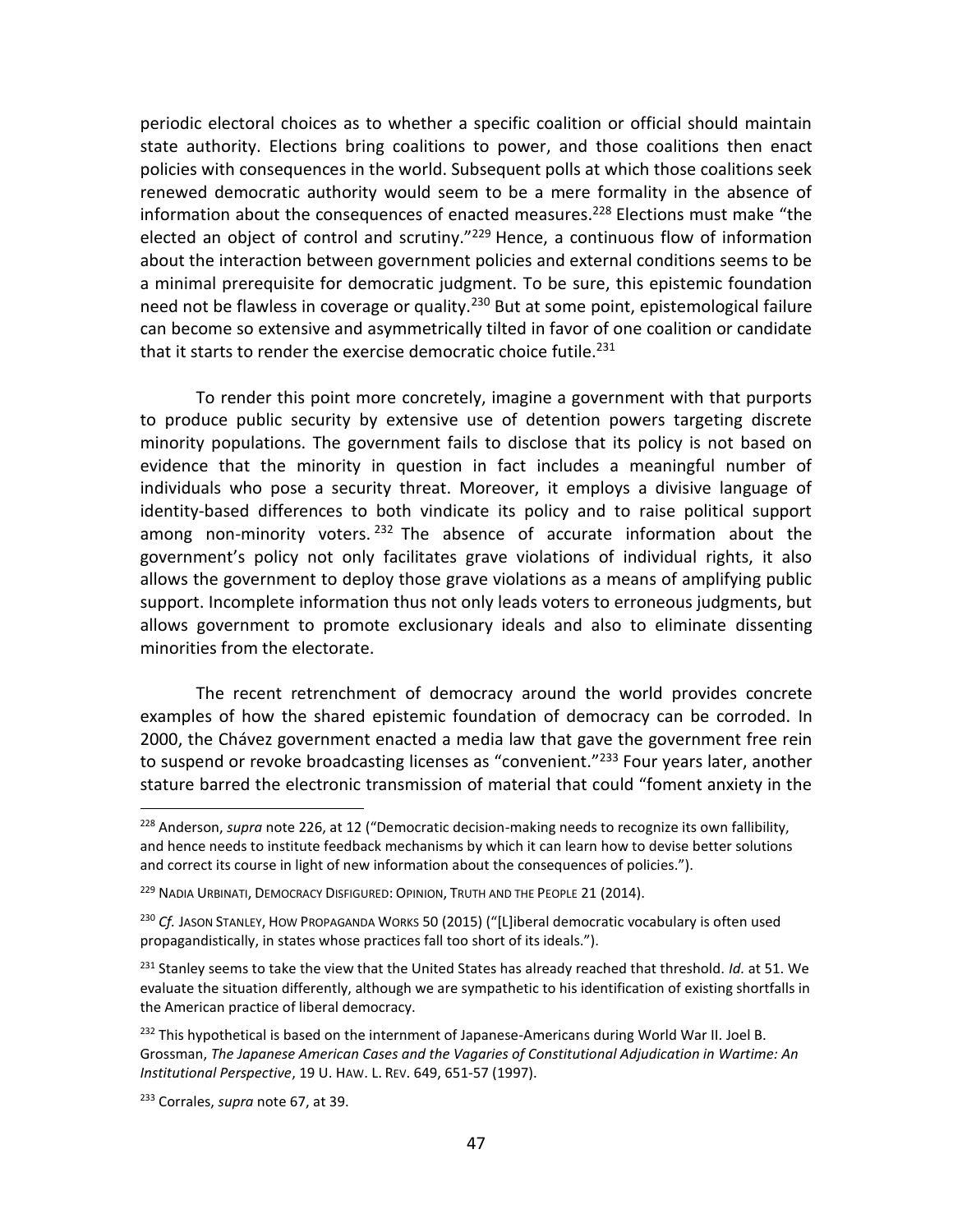periodic electoral choices as to whether a specific coalition or official should maintain state authority. Elections bring coalitions to power, and those coalitions then enact policies with consequences in the world. Subsequent polls at which those coalitions seek renewed democratic authority would seem to be a mere formality in the absence of information about the consequences of enacted measures.[228] Elections must make "the elected an object of control and scrutiny."[229] Hence, a continuous flow of information about the interaction between government policies and external conditions seems to be a minimal prerequisite for democratic judgment. To be sure, this epistemic foundation need not be flawless in coverage or quality.[230] But at some point, epistemological failure can become so extensive and asymmetrically tilted in favor of one coalition or candidate that it starts to render the exercise democratic choice futile.[231]

To render this point more concretely, imagine a government with that purports to produce public security by extensive use of detention powers targeting discrete minority populations. The government fails to disclose that its policy is not based on evidence that the minority in question in fact includes a meaningful number of individuals who pose a security threat. Moreover, it employs a divisive language of identity-based differences to both vindicate its policy and to raise political support among non-minority voters.[232] The absence of accurate information about the government's policy not only facilitates grave violations of individual rights, it also allows the government to deploy those grave violations as a means of amplifying public support. Incomplete information thus not only leads voters to erroneous judgments, but allows government to promote exclusionary ideals and also to eliminate dissenting minorities from the electorate.

The recent retrenchment of democracy around the world provides concrete examples of how the shared epistemic foundation of democracy can be corroded. In 2000, the Chávez government enacted a media law that gave the government free rein to suspend or revoke broadcasting licenses as "convenient."[233] Four years later, another stature barred the electronic transmission of material that could "foment anxiety in the

---

[228] Anderson, *supra* note 226, at 12 ("Democratic decision-making needs to recognize its own fallibility, and hence needs to institute feedback mechanisms by which it can learn how to devise better solutions and correct its course in light of new information about the consequences of policies.").

[229] NADIA URBINATI, DEMOCRACY DISFIGURED: OPINION, TRUTH AND THE PEOPLE 21 (2014).

[230] *Cf.* JASON STANLEY, HOW PROPAGANDA WORKS 50 (2015) ("[L]iberal democratic vocabulary is often used propagandistically, in states whose practices fall too short of its ideals.").

[231] Stanley seems to take the view that the United States has already reached that threshold. *Id.* at 51. We evaluate the situation differently, although we are sympathetic to his identification of existing shortfalls in the American practice of liberal democracy.

[232] This hypothetical is based on the internment of Japanese-Americans during World War II. Joel B. Grossman, *The Japanese American Cases and the Vagaries of Constitutional Adjudication in Wartime: An Institutional Perspective*, 19 U. HAW. L. REV. 649, 651-57 (1997).

[233] Corrales, *supra* note 67, at 39.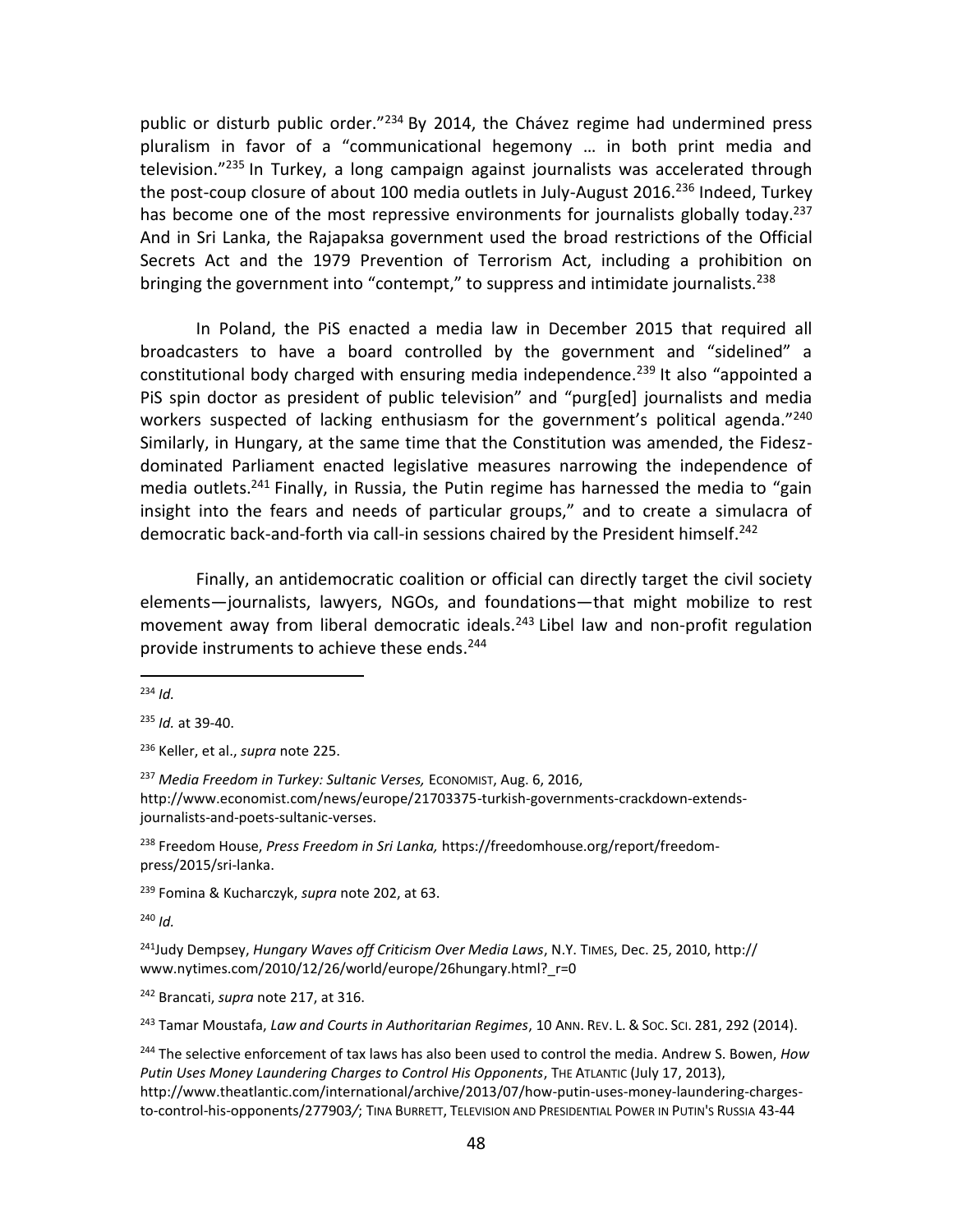public or disturb public order."[234] By 2014, the Chávez regime had undermined press pluralism in favor of a "communicational hegemony … in both print media and television."[235] In Turkey, a long campaign against journalists was accelerated through the post-coup closure of about 100 media outlets in July-August 2016.[236] Indeed, Turkey has become one of the most repressive environments for journalists globally today.[237] And in Sri Lanka, the Rajapaksa government used the broad restrictions of the Official Secrets Act and the 1979 Prevention of Terrorism Act, including a prohibition on bringing the government into "contempt," to suppress and intimidate journalists.[238]

In Poland, the PiS enacted a media law in December 2015 that required all broadcasters to have a board controlled by the government and "sidelined" a constitutional body charged with ensuring media independence.[239] It also "appointed a PiS spin doctor as president of public television" and "purg[ed] journalists and media workers suspected of lacking enthusiasm for the government's political agenda."[240] Similarly, in Hungary, at the same time that the Constitution was amended, the Fidesz-dominated Parliament enacted legislative measures narrowing the independence of media outlets.[241] Finally, in Russia, the Putin regime has harnessed the media to "gain insight into the fears and needs of particular groups," and to create a simulacra of democratic back-and-forth via call-in sessions chaired by the President himself.[242]

Finally, an antidemocratic coalition or official can directly target the civil society elements—journalists, lawyers, NGOs, and foundations—that might mobilize to rest movement away from liberal democratic ideals.[243] Libel law and non-profit regulation provide instruments to achieve these ends.[244]

---

[234] *Id.*

[235] *Id.* at 39-40.

[236] Keller, et al., *supra* note 225.

[237] *Media Freedom in Turkey: Sultanic Verses,* ECONOMIST, Aug. 6, 2016, http://www.economist.com/news/europe/21703375-turkish-governments-crackdown-extends-journalists-and-poets-sultanic-verses.

[238] Freedom House, *Press Freedom in Sri Lanka,* https://freedomhouse.org/report/freedom-press/2015/sri-lanka.

[239] Fomina & Kucharczyk, *supra* note 202, at 63.

[240] *Id.*

[241] Judy Dempsey, *Hungary Waves off Criticism Over Media Laws*, N.Y. TIMES, Dec. 25, 2010, http://www.nytimes.com/2010/12/26/world/europe/26hungary.html?_r=0

[242] Brancati, *supra* note 217, at 316.

[243] Tamar Moustafa, *Law and Courts in Authoritarian Regimes*, 10 ANN. REV. L. & SOC. SCI. 281, 292 (2014).

[244] The selective enforcement of tax laws has also been used to control the media. Andrew S. Bowen, *How Putin Uses Money Laundering Charges to Control His Opponents*, THE ATLANTIC (July 17, 2013), http://www.theatlantic.com/international/archive/2013/07/how-putin-uses-money-laundering-charges-to-control-his-opponents/277903/; TINA BURRETT, TELEVISION AND PRESIDENTIAL POWER IN PUTIN'S RUSSIA 43-44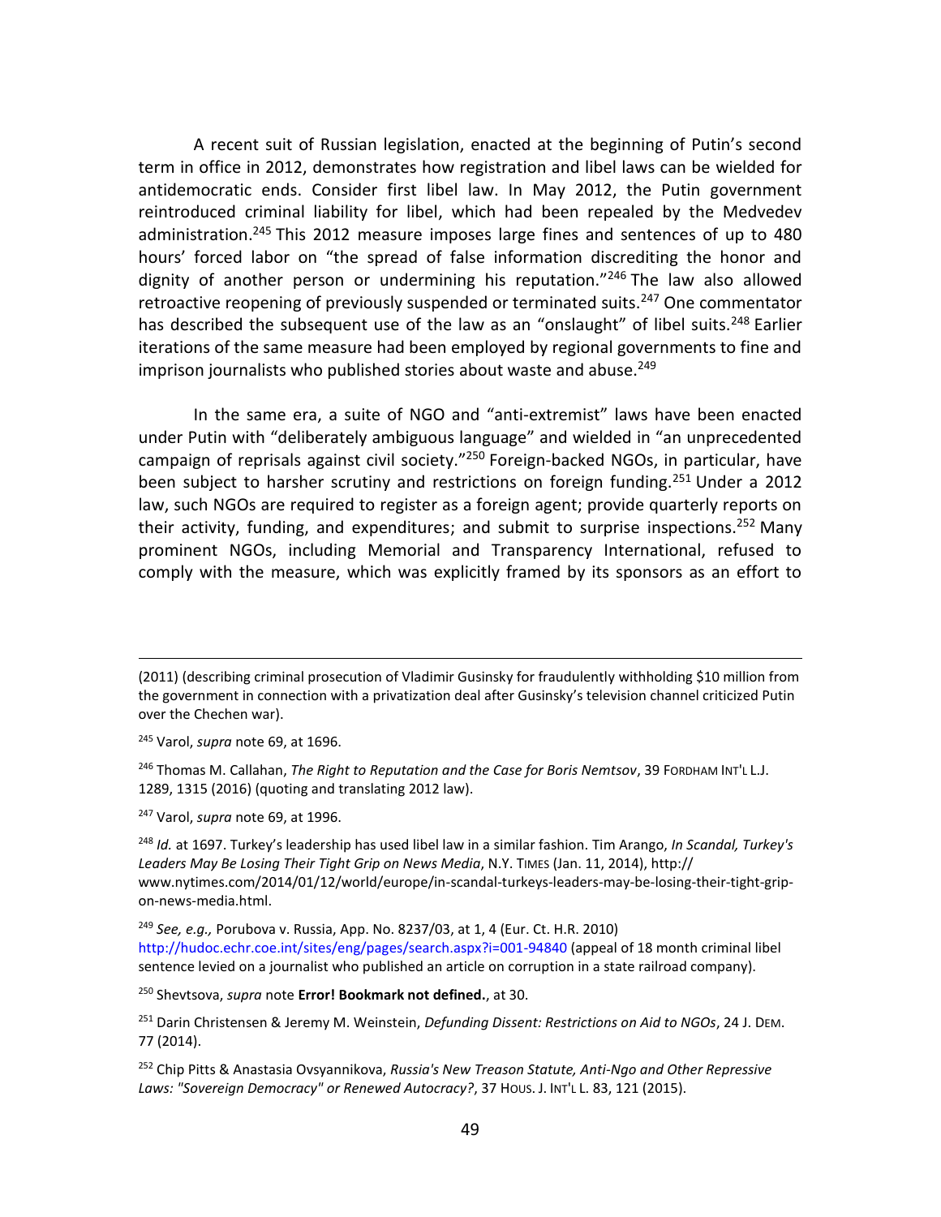A recent suit of Russian legislation, enacted at the beginning of Putin's second term in office in 2012, demonstrates how registration and libel laws can be wielded for antidemocratic ends. Consider first libel law. In May 2012, the Putin government reintroduced criminal liability for libel, which had been repealed by the Medvedev administration.[245] This 2012 measure imposes large fines and sentences of up to 480 hours' forced labor on "the spread of false information discrediting the honor and dignity of another person or undermining his reputation."[246] The law also allowed retroactive reopening of previously suspended or terminated suits.[247] One commentator has described the subsequent use of the law as an "onslaught" of libel suits.[248] Earlier iterations of the same measure had been employed by regional governments to fine and imprison journalists who published stories about waste and abuse.[249]

In the same era, a suite of NGO and "anti-extremist" laws have been enacted under Putin with "deliberately ambiguous language" and wielded in "an unprecedented campaign of reprisals against civil society."[250] Foreign-backed NGOs, in particular, have been subject to harsher scrutiny and restrictions on foreign funding.[251] Under a 2012 law, such NGOs are required to register as a foreign agent; provide quarterly reports on their activity, funding, and expenditures; and submit to surprise inspections.[252] Many prominent NGOs, including Memorial and Transparency International, refused to comply with the measure, which was explicitly framed by its sponsors as an effort to

---

(2011) (describing criminal prosecution of Vladimir Gusinsky for fraudulently withholding $10 million from the government in connection with a privatization deal after Gusinsky's television channel criticized Putin over the Chechen war).

[245] Varol, *supra* note 69, at 1696.

[246] Thomas M. Callahan, *The Right to Reputation and the Case for Boris Nemtsov*, 39 FORDHAM INT'L L.J. 1289, 1315 (2016) (quoting and translating 2012 law).

[247] Varol, *supra* note 69, at 1996.

[248] *Id.* at 1697. Turkey's leadership has used libel law in a similar fashion. Tim Arango, *In Scandal, Turkey's Leaders May Be Losing Their Tight Grip on News Media*, N.Y. TIMES (Jan. 11, 2014), http://www.nytimes.com/2014/01/12/world/europe/in-scandal-turkeys-leaders-may-be-losing-their-tight-grip-on-news-media.html.

[249] *See, e.g.,* Porubova v. Russia, App. No. 8237/03, at 1, 4 (Eur. Ct. H.R. 2010) http://hudoc.echr.coe.int/sites/eng/pages/search.aspx?i=001-94840 (appeal of 18 month criminal libel sentence levied on a journalist who published an article on corruption in a state railroad company).

[250] Shevtsova, *supra* note **Error! Bookmark not defined.**, at 30.

[251] Darin Christensen & Jeremy M. Weinstein, *Defunding Dissent: Restrictions on Aid to NGOs*, 24 J. DEM. 77 (2014).

[252] Chip Pitts & Anastasia Ovsyannikova, *Russia's New Treason Statute, Anti-Ngo and Other Repressive Laws: "Sovereign Democracy" or Renewed Autocracy?*, 37 HOUS. J. INT'L L. 83, 121 (2015).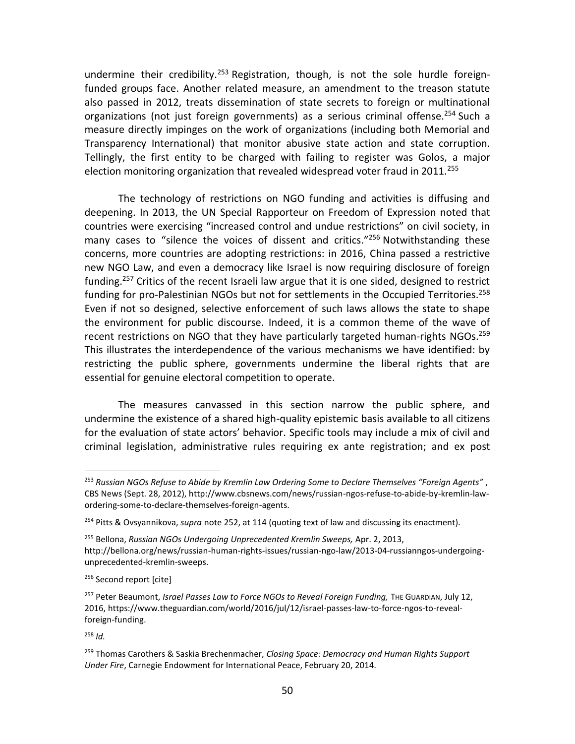undermine their credibility.[253] Registration, though, is not the sole hurdle foreign-funded groups face. Another related measure, an amendment to the treason statute also passed in 2012, treats dissemination of state secrets to foreign or multinational organizations (not just foreign governments) as a serious criminal offense.[254] Such a measure directly impinges on the work of organizations (including both Memorial and Transparency International) that monitor abusive state action and state corruption. Tellingly, the first entity to be charged with failing to register was Golos, a major election monitoring organization that revealed widespread voter fraud in 2011.[255]

The technology of restrictions on NGO funding and activities is diffusing and deepening. In 2013, the UN Special Rapporteur on Freedom of Expression noted that countries were exercising "increased control and undue restrictions" on civil society, in many cases to "silence the voices of dissent and critics."[256] Notwithstanding these concerns, more countries are adopting restrictions: in 2016, China passed a restrictive new NGO Law, and even a democracy like Israel is now requiring disclosure of foreign funding.[257] Critics of the recent Israeli law argue that it is one sided, designed to restrict funding for pro-Palestinian NGOs but not for settlements in the Occupied Territories.[258] Even if not so designed, selective enforcement of such laws allows the state to shape the environment for public discourse. Indeed, it is a common theme of the wave of recent restrictions on NGO that they have particularly targeted human-rights NGOs.[259] This illustrates the interdependence of the various mechanisms we have identified: by restricting the public sphere, governments undermine the liberal rights that are essential for genuine electoral competition to operate.

The measures canvassed in this section narrow the public sphere, and undermine the existence of a shared high-quality epistemic basis available to all citizens for the evaluation of state actors' behavior. Specific tools may include a mix of civil and criminal legislation, administrative rules requiring ex ante registration; and ex post

---

[253] *Russian NGOs Refuse to Abide by Kremlin Law Ordering Some to Declare Themselves "Foreign Agents"* , CBS News (Sept. 28, 2012), http://www.cbsnews.com/news/russian-ngos-refuse-to-abide-by-kremlin-law-ordering-some-to-declare-themselves-foreign-agents.

[254] Pitts & Ovsyannikova, *supra* note 252, at 114 (quoting text of law and discussing its enactment).

[255] Bellona, *Russian NGOs Undergoing Unprecedented Kremlin Sweeps,* Apr. 2, 2013, http://bellona.org/news/russian-human-rights-issues/russian-ngo-law/2013-04-russianngos-undergoing-unprecedented-kremlin-sweeps.

[256] Second report [cite]

[257] Peter Beaumont, *Israel Passes Law to Force NGOs to Reveal Foreign Funding,* THE GUARDIAN, July 12, 2016, https://www.theguardian.com/world/2016/jul/12/israel-passes-law-to-force-ngos-to-reveal-foreign-funding.

[258] *Id.*

[259] Thomas Carothers & Saskia Brechenmacher, *Closing Space: Democracy and Human Rights Support Under Fire*, Carnegie Endowment for International Peace, February 20, 2014.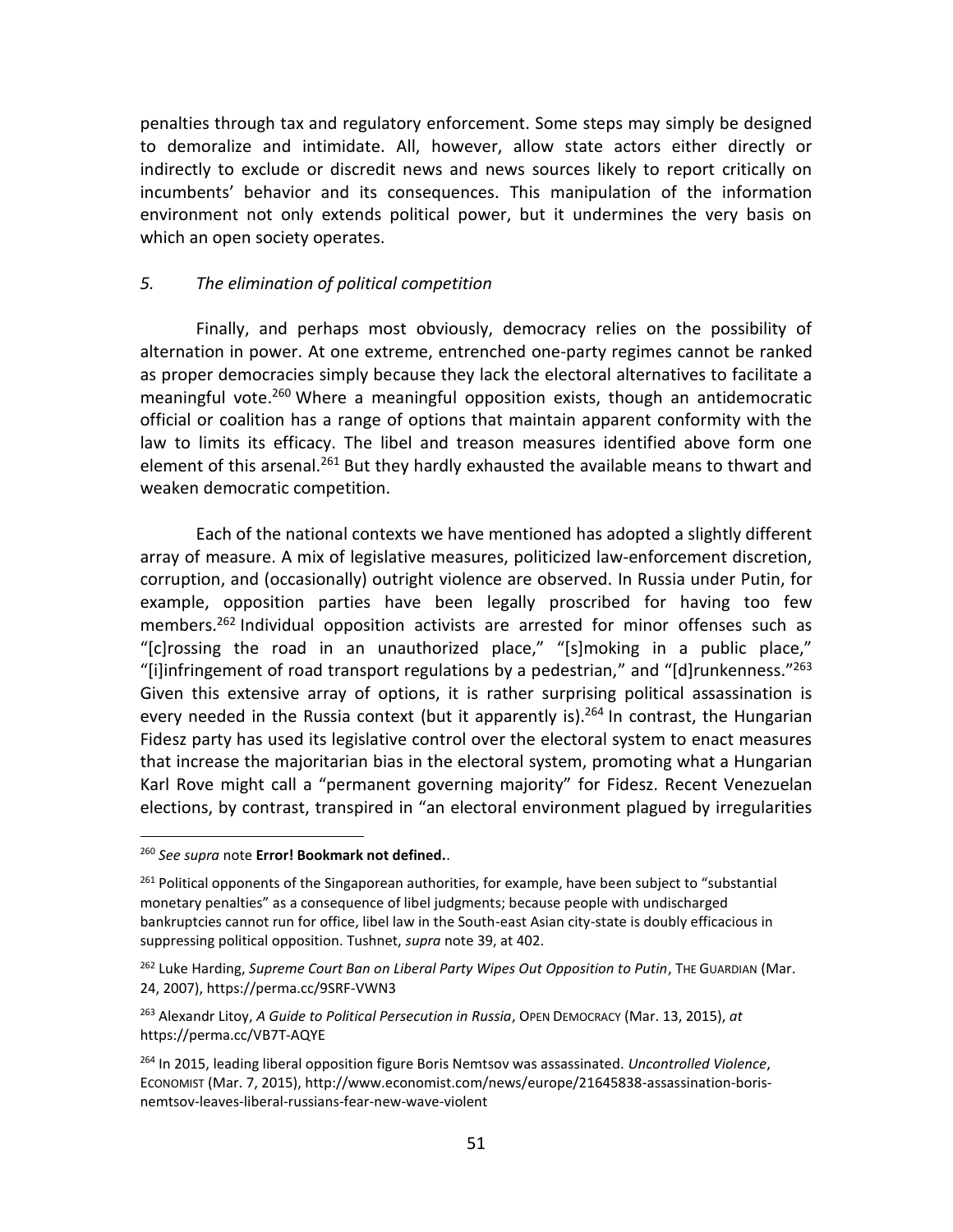penalties through tax and regulatory enforcement. Some steps may simply be designed to demoralize and intimidate. All, however, allow state actors either directly or indirectly to exclude or discredit news and news sources likely to report critically on incumbents' behavior and its consequences. This manipulation of the information environment not only extends political power, but it undermines the very basis on which an open society operates.

### *5. The elimination of political competition*

Finally, and perhaps most obviously, democracy relies on the possibility of alternation in power. At one extreme, entrenched one-party regimes cannot be ranked as proper democracies simply because they lack the electoral alternatives to facilitate a meaningful vote.[260] Where a meaningful opposition exists, though an antidemocratic official or coalition has a range of options that maintain apparent conformity with the law to limits its efficacy. The libel and treason measures identified above form one element of this arsenal.[261] But they hardly exhausted the available means to thwart and weaken democratic competition.

Each of the national contexts we have mentioned has adopted a slightly different array of measure. A mix of legislative measures, politicized law-enforcement discretion, corruption, and (occasionally) outright violence are observed. In Russia under Putin, for example, opposition parties have been legally proscribed for having too few members.[262] Individual opposition activists are arrested for minor offenses such as "[c]rossing the road in an unauthorized place," "[s]moking in a public place," "[i]infringement of road transport regulations by a pedestrian," and "[d]runkenness."[263] Given this extensive array of options, it is rather surprising political assassination is every needed in the Russia context (but it apparently is).[264] In contrast, the Hungarian Fidesz party has used its legislative control over the electoral system to enact measures that increase the majoritarian bias in the electoral system, promoting what a Hungarian Karl Rove might call a "permanent governing majority" for Fidesz. Recent Venezuelan elections, by contrast, transpired in "an electoral environment plagued by irregularities

---

[260] *See supra* note **Error! Bookmark not defined.**.

[261] Political opponents of the Singaporean authorities, for example, have been subject to "substantial monetary penalties" as a consequence of libel judgments; because people with undischarged bankruptcies cannot run for office, libel law in the South-east Asian city-state is doubly efficacious in suppressing political opposition. Tushnet, *supra* note 39, at 402.

[262] Luke Harding, *Supreme Court Ban on Liberal Party Wipes Out Opposition to Putin*, THE GUARDIAN (Mar. 24, 2007), https://perma.cc/9SRF-VWN3

[263] Alexandr Litoy, *A Guide to Political Persecution in Russia*, OPEN DEMOCRACY (Mar. 13, 2015), *at* https://perma.cc/VB7T-AQYE

[264] In 2015, leading liberal opposition figure Boris Nemtsov was assassinated. *Uncontrolled Violence*, ECONOMIST (Mar. 7, 2015), http://www.economist.com/news/europe/21645838-assassination-boris-nemtsov-leaves-liberal-russians-fear-new-wave-violent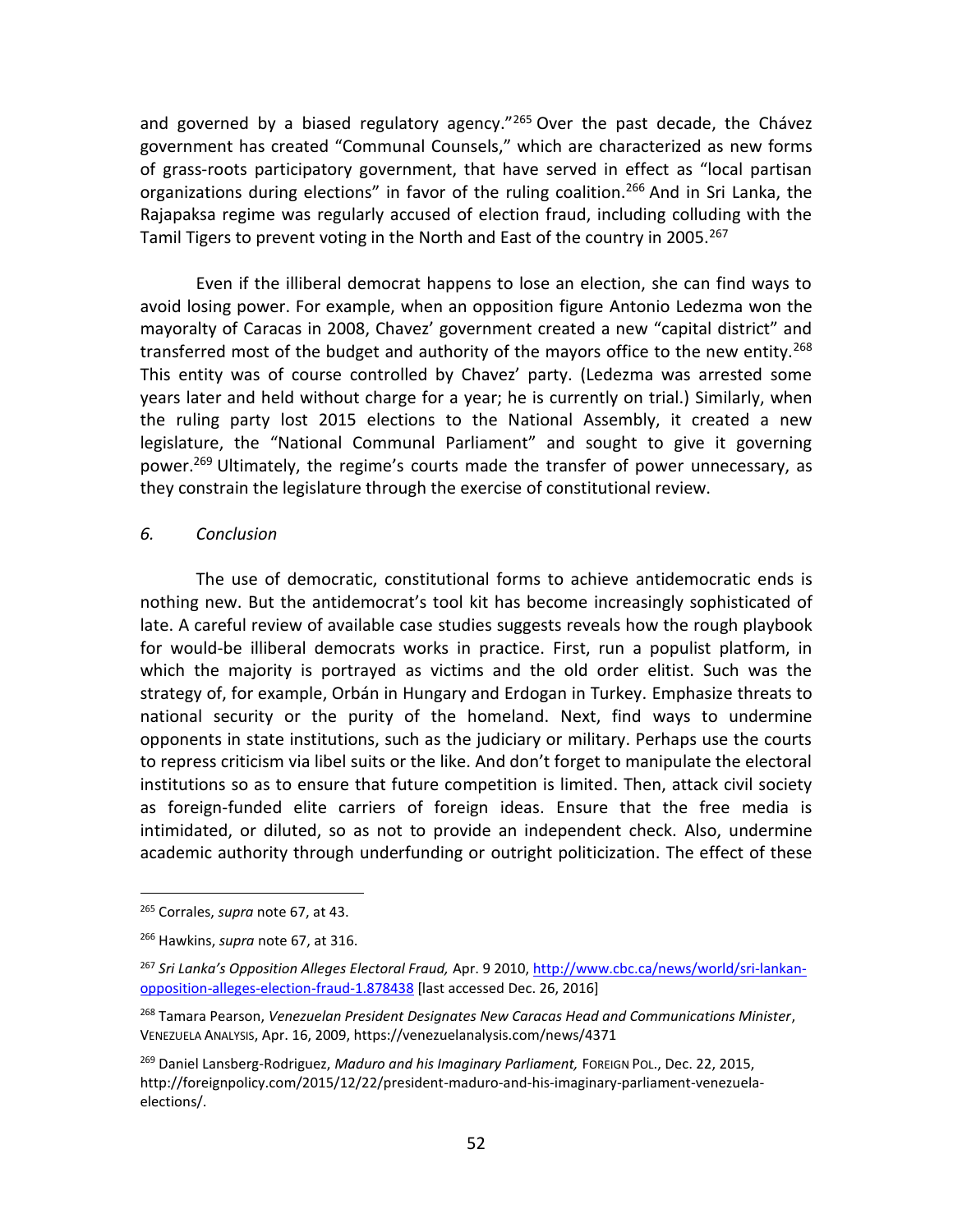and governed by a biased regulatory agency."[265] Over the past decade, the Chávez government has created "Communal Counsels," which are characterized as new forms of grass-roots participatory government, that have served in effect as "local partisan organizations during elections" in favor of the ruling coalition.[266] And in Sri Lanka, the Rajapaksa regime was regularly accused of election fraud, including colluding with the Tamil Tigers to prevent voting in the North and East of the country in 2005.[267]

Even if the illiberal democrat happens to lose an election, she can find ways to avoid losing power. For example, when an opposition figure Antonio Ledezma won the mayoralty of Caracas in 2008, Chavez' government created a new "capital district" and transferred most of the budget and authority of the mayors office to the new entity.[268] This entity was of course controlled by Chavez' party. (Ledezma was arrested some years later and held without charge for a year; he is currently on trial.) Similarly, when the ruling party lost 2015 elections to the National Assembly, it created a new legislature, the "National Communal Parliament" and sought to give it governing power.[269] Ultimately, the regime's courts made the transfer of power unnecessary, as they constrain the legislature through the exercise of constitutional review.

### *6. Conclusion*

The use of democratic, constitutional forms to achieve antidemocratic ends is nothing new. But the antidemocrat's tool kit has become increasingly sophisticated of late. A careful review of available case studies suggests reveals how the rough playbook for would-be illiberal democrats works in practice. First, run a populist platform, in which the majority is portrayed as victims and the old order elitist. Such was the strategy of, for example, Orbán in Hungary and Erdogan in Turkey. Emphasize threats to national security or the purity of the homeland. Next, find ways to undermine opponents in state institutions, such as the judiciary or military. Perhaps use the courts to repress criticism via libel suits or the like. And don't forget to manipulate the electoral institutions so as to ensure that future competition is limited. Then, attack civil society as foreign-funded elite carriers of foreign ideas. Ensure that the free media is intimidated, or diluted, so as not to provide an independent check. Also, undermine academic authority through underfunding or outright politicization. The effect of these

---

[265] Corrales, *supra* note 67, at 43.

[266] Hawkins, *supra* note 67, at 316.

[267] *Sri Lanka's Opposition Alleges Electoral Fraud,* Apr. 9 2010, http://www.cbc.ca/news/world/sri-lankan-opposition-alleges-election-fraud-1.878438 [last accessed Dec. 26, 2016]

[268] Tamara Pearson, *Venezuelan President Designates New Caracas Head and Communications Minister*, VENEZUELA ANALYSIS, Apr. 16, 2009, https://venezuelanalysis.com/news/4371

[269] Daniel Lansberg-Rodriguez, *Maduro and his Imaginary Parliament,* FOREIGN POL., Dec. 22, 2015, http://foreignpolicy.com/2015/12/22/president-maduro-and-his-imaginary-parliament-venezuela-elections/.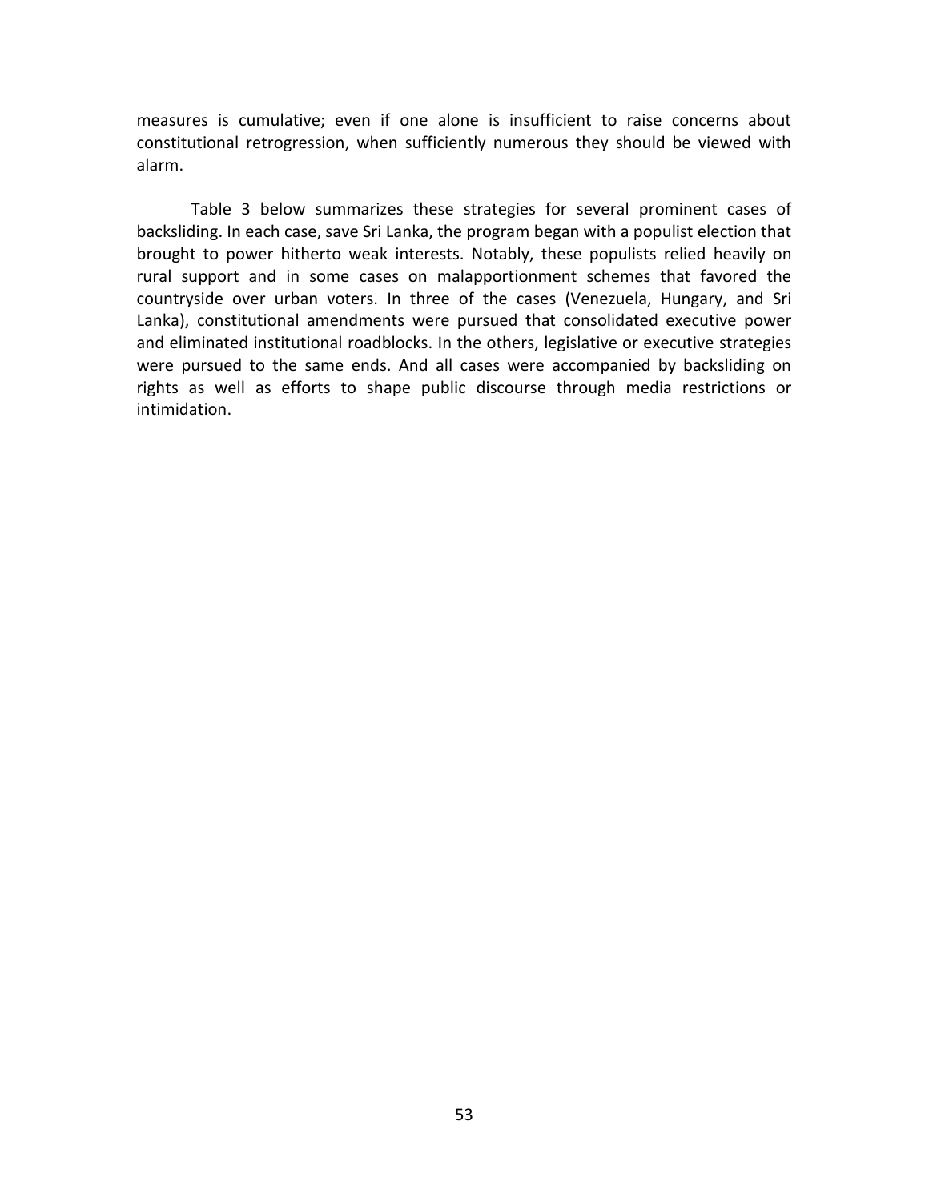measures is cumulative; even if one alone is insufficient to raise concerns about constitutional retrogression, when sufficiently numerous they should be viewed with alarm.

Table 3 below summarizes these strategies for several prominent cases of backsliding. In each case, save Sri Lanka, the program began with a populist election that brought to power hitherto weak interests. Notably, these populists relied heavily on rural support and in some cases on malapportionment schemes that favored the countryside over urban voters. In three of the cases (Venezuela, Hungary, and Sri Lanka), constitutional amendments were pursued that consolidated executive power and eliminated institutional roadblocks. In the others, legislative or executive strategies were pursued to the same ends. And all cases were accompanied by backsliding on rights as well as efforts to shape public discourse through media restrictions or intimidation.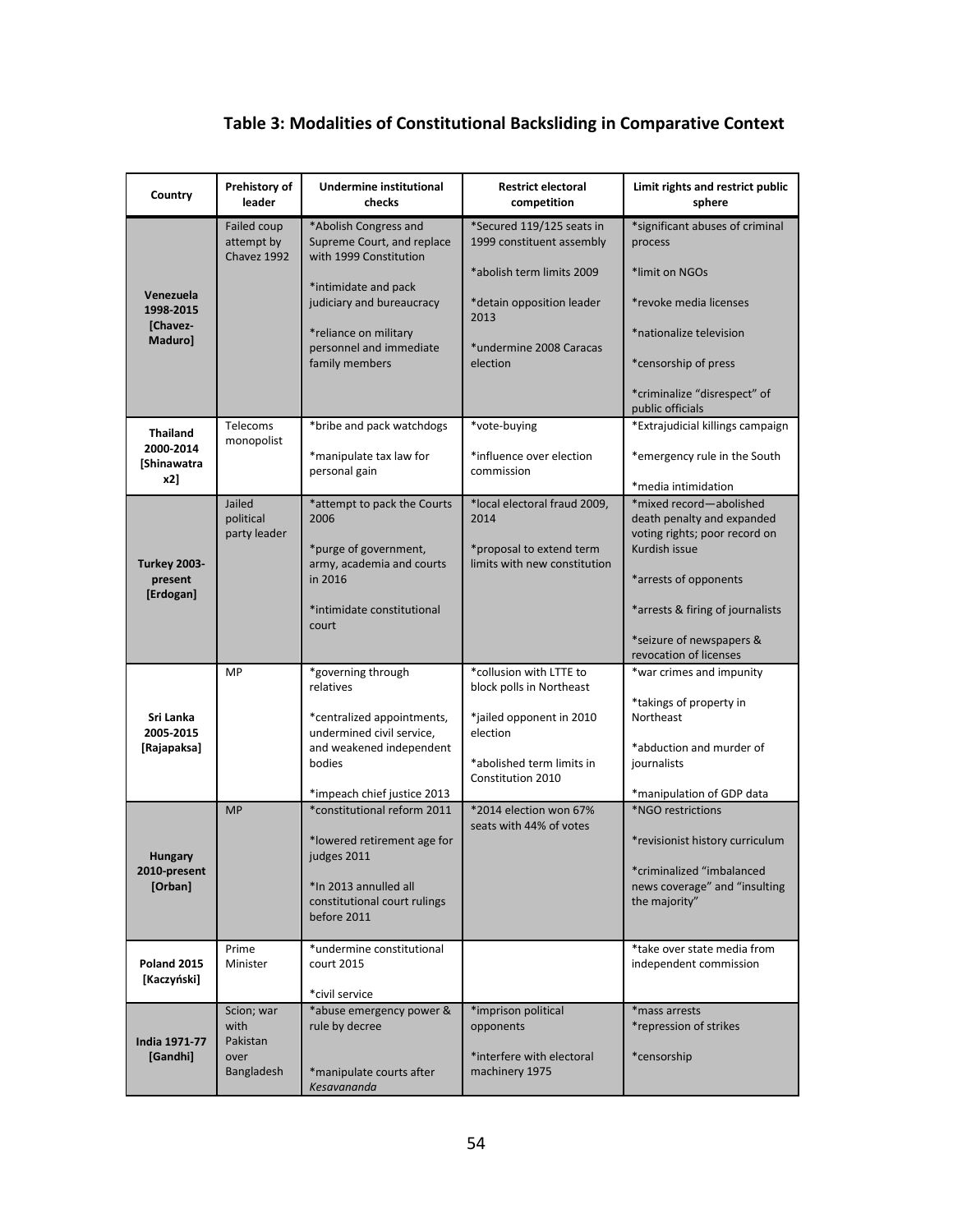## Table 3: Modalities of Constitutional Backsliding in Comparative Context

| Country | Prehistory of leader | Undermine institutional checks | Restrict electoral competition | Limit rights and restrict public sphere |
|---|---|---|---|---|
| **Venezuela 1998-2015 [Chavez-Maduro]** | Failed coup attempt by Chavez 1992 | *Abolish Congress and Supreme Court, and replace with 1999 Constitution<br><br>*intimidate and pack judiciary and bureaucracy<br><br>*reliance on military personnel and immediate family members | *Secured 119/125 seats in 1999 constituent assembly<br><br>*abolish term limits 2009<br><br>*detain opposition leader 2013<br><br>*undermine 2008 Caracas election | *significant abuses of criminal process<br><br>*limit on NGOs<br><br>*revoke media licenses<br><br>*nationalize television<br><br>*censorship of press<br><br>*criminalize "disrespect" of public officials |
| **Thailand 2000-2014 [Shinawatra x2]** | Telecoms monopolist | *bribe and pack watchdogs<br><br>*manipulate tax law for personal gain | *vote-buying<br><br>*influence over election commission | *Extrajudicial killings campaign<br><br>*emergency rule in the South<br><br>*media intimidation |
| **Turkey 2003-present [Erdogan]** | Jailed political party leader | *attempt to pack the Courts 2006<br><br>*purge of government, army, academia and courts in 2016<br><br>*intimidate constitutional court | *local electoral fraud 2009, 2014<br><br>*proposal to extend term limits with new constitution | *mixed record—abolished death penalty and expanded voting rights; poor record on Kurdish issue<br><br>*arrests of opponents<br><br>*arrests & firing of journalists<br><br>*seizure of newspapers & revocation of licenses |
| **Sri Lanka 2005-2015 [Rajapaksa]** | MP | *governing through relatives<br><br>*centralized appointments, undermined civil service, and weakened independent bodies<br><br>*impeach chief justice 2013 | *collusion with LTTE to block polls in Northeast<br><br>*jailed opponent in 2010 election<br><br>*abolished term limits in Constitution 2010 | *war crimes and impunity<br><br>*takings of property in Northeast<br><br>*abduction and murder of journalists<br><br>*manipulation of GDP data |
| **Hungary 2010-present [Orban]** | MP | *constitutional reform 2011<br><br>*lowered retirement age for judges 2011<br><br>*In 2013 annulled all constitutional court rulings before 2011 | *2014 election won 67% seats with 44% of votes | *NGO restrictions<br><br>*revisionist history curriculum<br><br>*criminalized "imbalanced news coverage" and "insulting the majority" |
| **Poland 2015 [Kaczyński]** | Prime Minister | *undermine constitutional court 2015<br><br>*civil service | | *take over state media from independent commission |
| **India 1971-77 [Gandhi]** | Scion; war with Pakistan over Bangladesh | *abuse emergency power & rule by decree<br><br>*manipulate courts after *Kesavananda* | *imprison political opponents<br><br>*interfere with electoral machinery 1975 | *mass arrests<br>*repression of strikes<br><br>*censorship |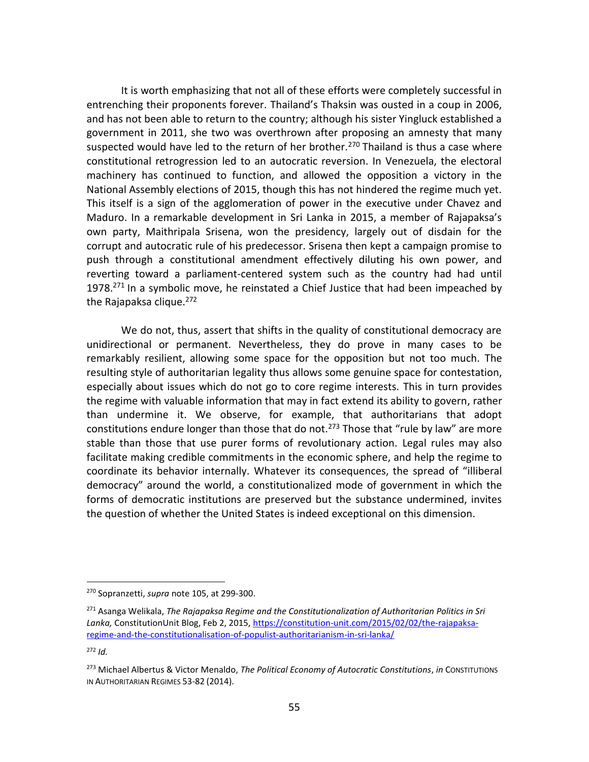It is worth emphasizing that not all of these efforts were completely successful in entrenching their proponents forever. Thailand's Thaksin was ousted in a coup in 2006, and has not been able to return to the country; although his sister Yingluck established a government in 2011, she two was overthrown after proposing an amnesty that many suspected would have led to the return of her brother.[270] Thailand is thus a case where constitutional retrogression led to an autocratic reversion. In Venezuela, the electoral machinery has continued to function, and allowed the opposition a victory in the National Assembly elections of 2015, though this has not hindered the regime much yet. This itself is a sign of the agglomeration of power in the executive under Chavez and Maduro. In a remarkable development in Sri Lanka in 2015, a member of Rajapaksa's own party, Maithripala Srisena, won the presidency, largely out of disdain for the corrupt and autocratic rule of his predecessor. Srisena then kept a campaign promise to push through a constitutional amendment effectively diluting his own power, and reverting toward a parliament-centered system such as the country had had until 1978.[271] In a symbolic move, he reinstated a Chief Justice that had been impeached by the Rajapaksa clique.[272]

We do not, thus, assert that shifts in the quality of constitutional democracy are unidirectional or permanent. Nevertheless, they do prove in many cases to be remarkably resilient, allowing some space for the opposition but not too much. The resulting style of authoritarian legality thus allows some genuine space for contestation, especially about issues which do not go to core regime interests. This in turn provides the regime with valuable information that may in fact extend its ability to govern, rather than undermine it. We observe, for example, that authoritarians that adopt constitutions endure longer than those that do not.[273] Those that "rule by law" are more stable than those that use purer forms of revolutionary action. Legal rules may also facilitate making credible commitments in the economic sphere, and help the regime to coordinate its behavior internally. Whatever its consequences, the spread of "illiberal democracy" around the world, a constitutionalized mode of government in which the forms of democratic institutions are preserved but the substance undermined, invites the question of whether the United States is indeed exceptional on this dimension.

---

[270] Sopranzetti, *supra* note 105, at 299-300.

[271] Asanga Welikala, *The Rajapaksa Regime and the Constitutionalization of Authoritarian Politics in Sri Lanka,* ConstitutionUnit Blog, Feb 2, 2015, https://constitution-unit.com/2015/02/02/the-rajapaksa-regime-and-the-constitutionalisation-of-populist-authoritarianism-in-sri-lanka/

[272] *Id.*

[273] Michael Albertus & Victor Menaldo, *The Political Economy of Autocratic Constitutions*, *in* CONSTITUTIONS IN AUTHORITARIAN REGIMES 53-82 (2014).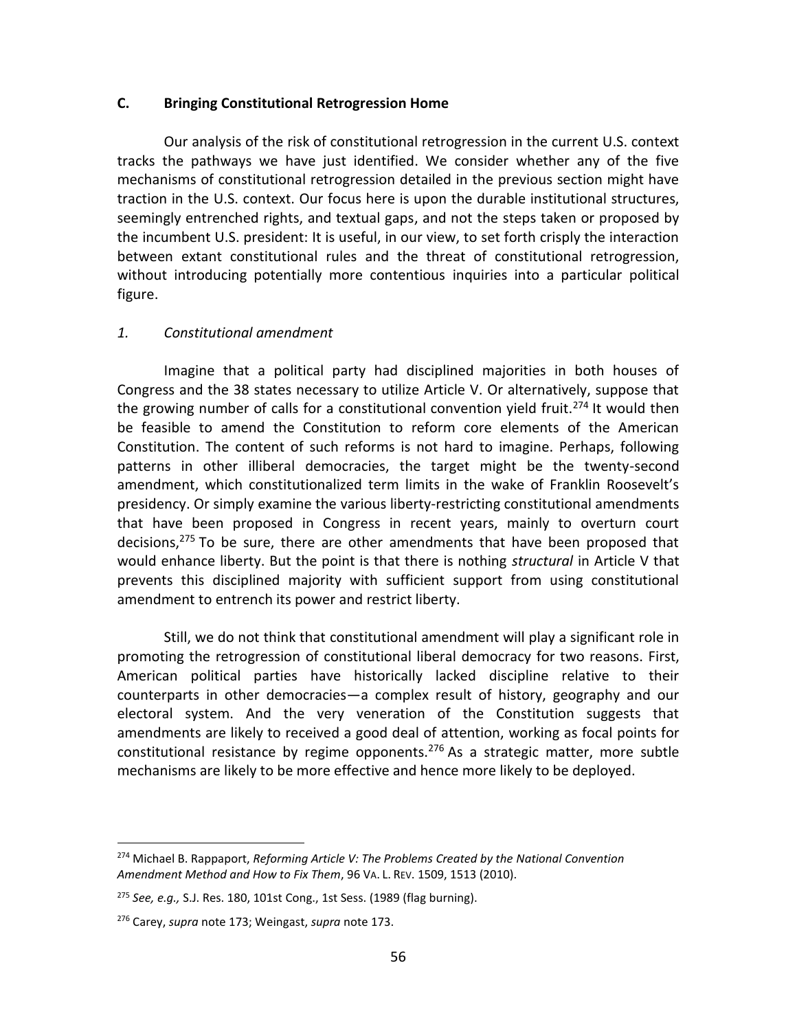### C. Bringing Constitutional Retrogression Home

Our analysis of the risk of constitutional retrogression in the current U.S. context tracks the pathways we have just identified. We consider whether any of the five mechanisms of constitutional retrogression detailed in the previous section might have traction in the U.S. context. Our focus here is upon the durable institutional structures, seemingly entrenched rights, and textual gaps, and not the steps taken or proposed by the incumbent U.S. president: It is useful, in our view, to set forth crisply the interaction between extant constitutional rules and the threat of constitutional retrogression, without introducing potentially more contentious inquiries into a particular political figure.

#### *1. Constitutional amendment*

Imagine that a political party had disciplined majorities in both houses of Congress and the 38 states necessary to utilize Article V. Or alternatively, suppose that the growing number of calls for a constitutional convention yield fruit.[274] It would then be feasible to amend the Constitution to reform core elements of the American Constitution. The content of such reforms is not hard to imagine. Perhaps, following patterns in other illiberal democracies, the target might be the twenty-second amendment, which constitutionalized term limits in the wake of Franklin Roosevelt's presidency. Or simply examine the various liberty-restricting constitutional amendments that have been proposed in Congress in recent years, mainly to overturn court decisions,[275] To be sure, there are other amendments that have been proposed that would enhance liberty. But the point is that there is nothing *structural* in Article V that prevents this disciplined majority with sufficient support from using constitutional amendment to entrench its power and restrict liberty.

Still, we do not think that constitutional amendment will play a significant role in promoting the retrogression of constitutional liberal democracy for two reasons. First, American political parties have historically lacked discipline relative to their counterparts in other democracies—a complex result of history, geography and our electoral system. And the very veneration of the Constitution suggests that amendments are likely to received a good deal of attention, working as focal points for constitutional resistance by regime opponents.[276] As a strategic matter, more subtle mechanisms are likely to be more effective and hence more likely to be deployed.

---

[274] Michael B. Rappaport, *Reforming Article V: The Problems Created by the National Convention Amendment Method and How to Fix Them*, 96 VA. L. REV. 1509, 1513 (2010).

[275] *See, e.g.,* S.J. Res. 180, 101st Cong., 1st Sess. (1989 (flag burning).

[276] Carey, *supra* note 173; Weingast, *supra* note 173.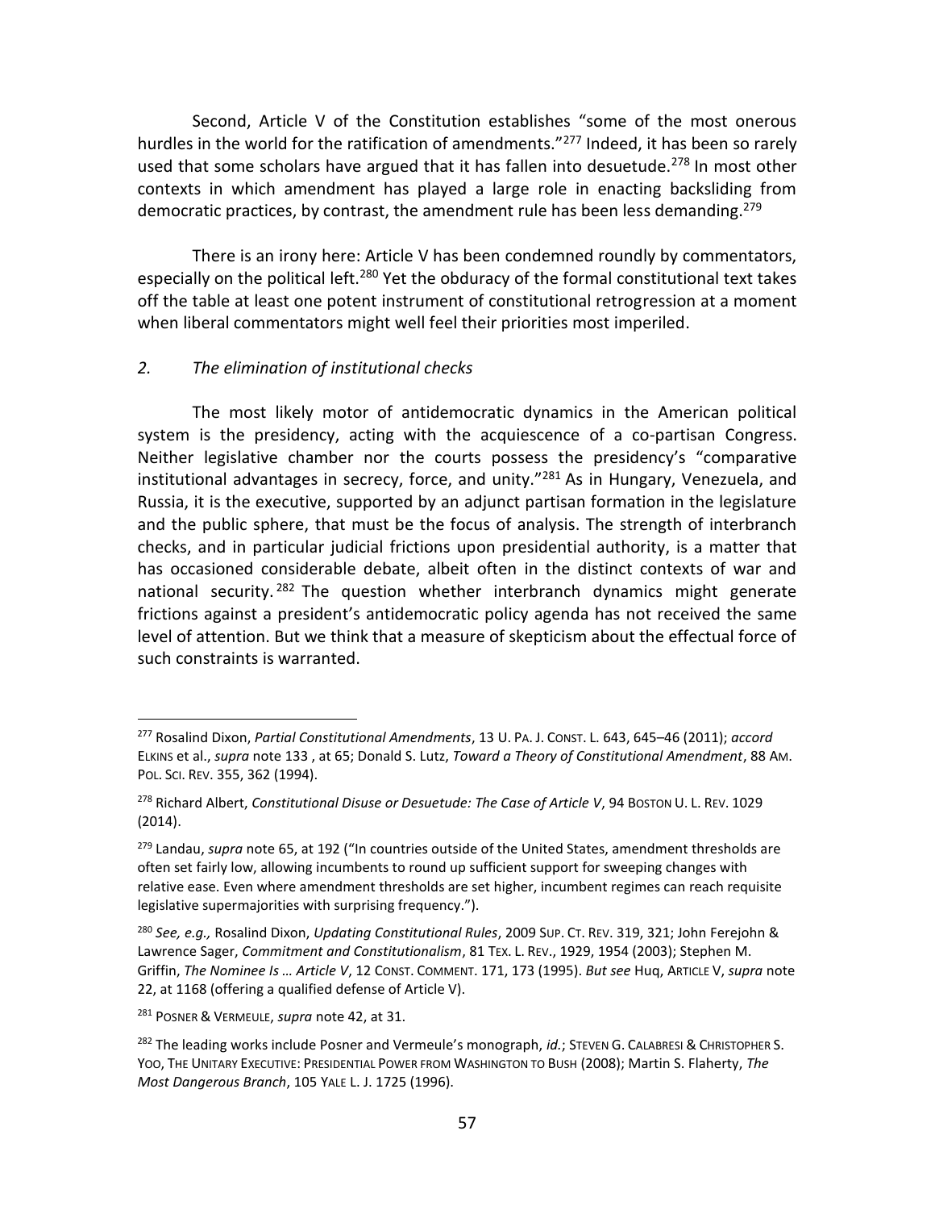Second, Article V of the Constitution establishes "some of the most onerous hurdles in the world for the ratification of amendments."[277] Indeed, it has been so rarely used that some scholars have argued that it has fallen into desuetude.[278] In most other contexts in which amendment has played a large role in enacting backsliding from democratic practices, by contrast, the amendment rule has been less demanding.[279]

There is an irony here: Article V has been condemned roundly by commentators, especially on the political left.[280] Yet the obduracy of the formal constitutional text takes off the table at least one potent instrument of constitutional retrogression at a moment when liberal commentators might well feel their priorities most imperiled.

### *2. The elimination of institutional checks*

The most likely motor of antidemocratic dynamics in the American political system is the presidency, acting with the acquiescence of a co-partisan Congress. Neither legislative chamber nor the courts possess the presidency's "comparative institutional advantages in secrecy, force, and unity."[281] As in Hungary, Venezuela, and Russia, it is the executive, supported by an adjunct partisan formation in the legislature and the public sphere, that must be the focus of analysis. The strength of interbranch checks, and in particular judicial frictions upon presidential authority, is a matter that has occasioned considerable debate, albeit often in the distinct contexts of war and national security.[282] The question whether interbranch dynamics might generate frictions against a president's antidemocratic policy agenda has not received the same level of attention. But we think that a measure of skepticism about the effectual force of such constraints is warranted.

---

[277] Rosalind Dixon, *Partial Constitutional Amendments*, 13 U. PA. J. CONST. L. 643, 645–46 (2011); *accord* ELKINS et al., *supra* note 133 , at 65; Donald S. Lutz, *Toward a Theory of Constitutional Amendment*, 88 AM. POL. SCI. REV. 355, 362 (1994).

[278] Richard Albert, *Constitutional Disuse or Desuetude: The Case of Article V*, 94 BOSTON U. L. REV. 1029 (2014).

[279] Landau, *supra* note 65, at 192 ("In countries outside of the United States, amendment thresholds are often set fairly low, allowing incumbents to round up sufficient support for sweeping changes with relative ease. Even where amendment thresholds are set higher, incumbent regimes can reach requisite legislative supermajorities with surprising frequency.").

[280] *See, e.g.,* Rosalind Dixon, *Updating Constitutional Rules*, 2009 SUP. CT. REV. 319, 321; John Ferejohn & Lawrence Sager, *Commitment and Constitutionalism*, 81 TEX. L. REV., 1929, 1954 (2003); Stephen M. Griffin, *The Nominee Is … Article V*, 12 CONST. COMMENT. 171, 173 (1995). *But see* Huq, ARTICLE V, *supra* note 22, at 1168 (offering a qualified defense of Article V).

[281] POSNER & VERMEULE, *supra* note 42, at 31.

[282] The leading works include Posner and Vermeule's monograph, *id.*; STEVEN G. CALABRESI & CHRISTOPHER S. YOO, THE UNITARY EXECUTIVE: PRESIDENTIAL POWER FROM WASHINGTON TO BUSH (2008); Martin S. Flaherty, *The Most Dangerous Branch*, 105 YALE L. J. 1725 (1996).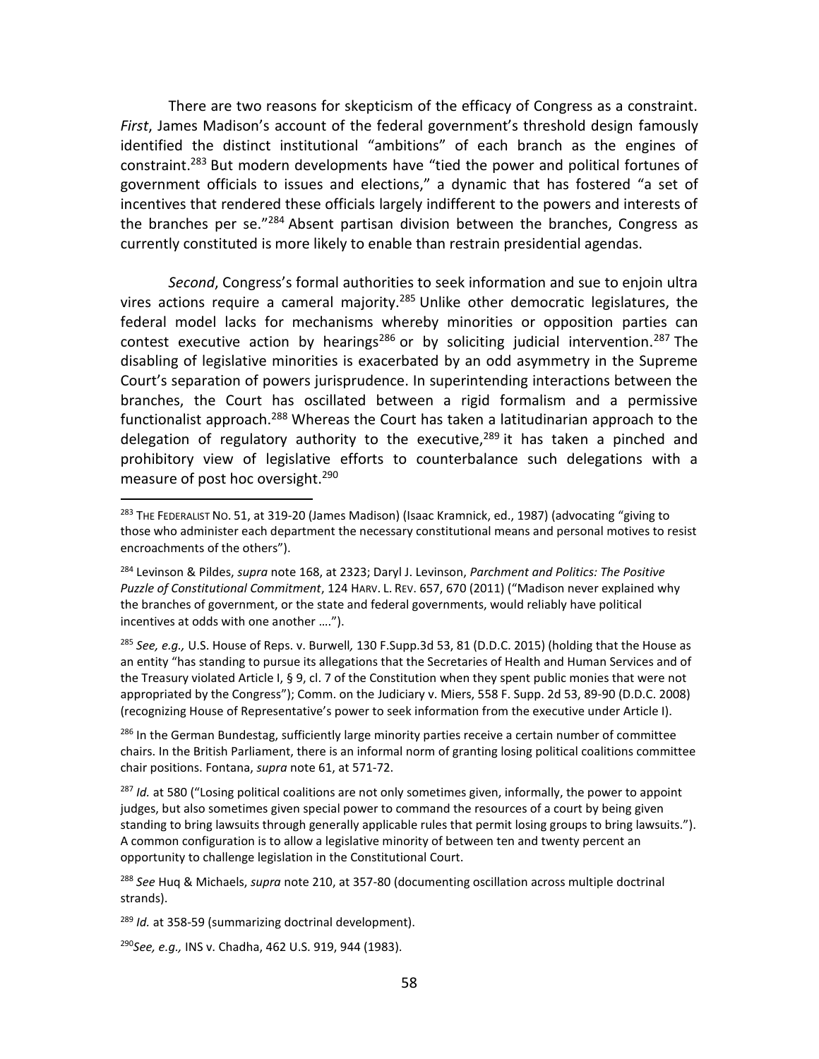There are two reasons for skepticism of the efficacy of Congress as a constraint. *First*, James Madison's account of the federal government's threshold design famously identified the distinct institutional "ambitions" of each branch as the engines of constraint.[283] But modern developments have "tied the power and political fortunes of government officials to issues and elections," a dynamic that has fostered "a set of incentives that rendered these officials largely indifferent to the powers and interests of the branches per se."[284] Absent partisan division between the branches, Congress as currently constituted is more likely to enable than restrain presidential agendas.

*Second*, Congress's formal authorities to seek information and sue to enjoin ultra vires actions require a cameral majority.[285] Unlike other democratic legislatures, the federal model lacks for mechanisms whereby minorities or opposition parties can contest executive action by hearings[286] or by soliciting judicial intervention.[287] The disabling of legislative minorities is exacerbated by an odd asymmetry in the Supreme Court's separation of powers jurisprudence. In superintending interactions between the branches, the Court has oscillated between a rigid formalism and a permissive functionalist approach.[288] Whereas the Court has taken a latitudinarian approach to the delegation of regulatory authority to the executive,[289] it has taken a pinched and prohibitory view of legislative efforts to counterbalance such delegations with a measure of post hoc oversight.[290]

---

[283] THE FEDERALIST NO. 51, at 319-20 (James Madison) (Isaac Kramnick, ed., 1987) (advocating "giving to those who administer each department the necessary constitutional means and personal motives to resist encroachments of the others").

[284] Levinson & Pildes, *supra* note 168, at 2323; Daryl J. Levinson, *Parchment and Politics: The Positive Puzzle of Constitutional Commitment*, 124 HARV. L. REV. 657, 670 (2011) ("Madison never explained why the branches of government, or the state and federal governments, would reliably have political incentives at odds with one another ….").

[285] *See, e.g.,* U.S. House of Reps. v. Burwell*,* 130 F.Supp.3d 53, 81 (D.D.C. 2015) (holding that the House as an entity "has standing to pursue its allegations that the Secretaries of Health and Human Services and of the Treasury violated Article I, § 9, cl. 7 of the Constitution when they spent public monies that were not appropriated by the Congress"); Comm. on the Judiciary v. Miers, 558 F. Supp. 2d 53, 89-90 (D.D.C. 2008) (recognizing House of Representative's power to seek information from the executive under Article I).

[286] In the German Bundestag, sufficiently large minority parties receive a certain number of committee chairs. In the British Parliament, there is an informal norm of granting losing political coalitions committee chair positions. Fontana, *supra* note 61, at 571-72.

[287] *Id.* at 580 ("Losing political coalitions are not only sometimes given, informally, the power to appoint judges, but also sometimes given special power to command the resources of a court by being given standing to bring lawsuits through generally applicable rules that permit losing groups to bring lawsuits."). A common configuration is to allow a legislative minority of between ten and twenty percent an opportunity to challenge legislation in the Constitutional Court.

[288] *See* Huq & Michaels, *supra* note 210, at 357-80 (documenting oscillation across multiple doctrinal strands).

[289] *Id.* at 358-59 (summarizing doctrinal development).

[290] *See, e.g.,* INS v. Chadha, 462 U.S. 919, 944 (1983).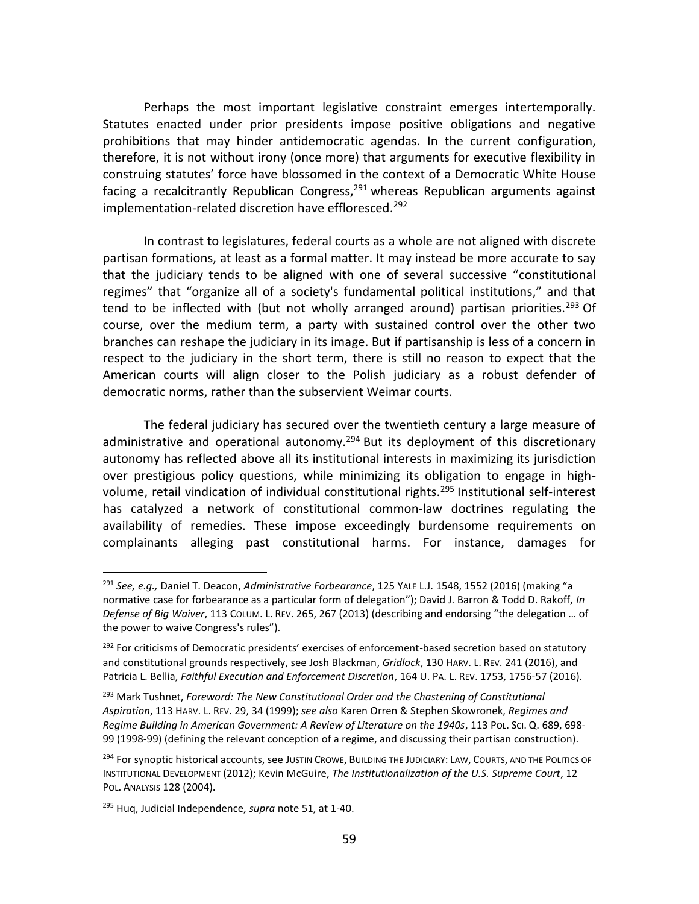Perhaps the most important legislative constraint emerges intertemporally. Statutes enacted under prior presidents impose positive obligations and negative prohibitions that may hinder antidemocratic agendas. In the current configuration, therefore, it is not without irony (once more) that arguments for executive flexibility in construing statutes' force have blossomed in the context of a Democratic White House facing a recalcitrantly Republican Congress,[291] whereas Republican arguments against implementation-related discretion have effloresced.[292]

In contrast to legislatures, federal courts as a whole are not aligned with discrete partisan formations, at least as a formal matter. It may instead be more accurate to say that the judiciary tends to be aligned with one of several successive "constitutional regimes" that "organize all of a society's fundamental political institutions," and that tend to be inflected with (but not wholly arranged around) partisan priorities.[293] Of course, over the medium term, a party with sustained control over the other two branches can reshape the judiciary in its image. But if partisanship is less of a concern in respect to the judiciary in the short term, there is still no reason to expect that the American courts will align closer to the Polish judiciary as a robust defender of democratic norms, rather than the subservient Weimar courts.

The federal judiciary has secured over the twentieth century a large measure of administrative and operational autonomy.[294] But its deployment of this discretionary autonomy has reflected above all its institutional interests in maximizing its jurisdiction over prestigious policy questions, while minimizing its obligation to engage in high-volume, retail vindication of individual constitutional rights.[295] Institutional self-interest has catalyzed a network of constitutional common-law doctrines regulating the availability of remedies. These impose exceedingly burdensome requirements on complainants alleging past constitutional harms. For instance, damages for

---

[291] *See, e.g.,* Daniel T. Deacon, *Administrative Forbearance*, 125 YALE L.J. 1548, 1552 (2016) (making "a normative case for forbearance as a particular form of delegation"); David J. Barron & Todd D. Rakoff, *In Defense of Big Waiver*, 113 COLUM. L. REV. 265, 267 (2013) (describing and endorsing "the delegation … of the power to waive Congress's rules").

[292] For criticisms of Democratic presidents' exercises of enforcement-based secretion based on statutory and constitutional grounds respectively, see Josh Blackman, *Gridlock*, 130 HARV. L. REV. 241 (2016), and Patricia L. Bellia, *Faithful Execution and Enforcement Discretion*, 164 U. PA. L. REV. 1753, 1756-57 (2016).

[293] Mark Tushnet, *Foreword: The New Constitutional Order and the Chastening of Constitutional Aspiration*, 113 HARV. L. REV. 29, 34 (1999); *see also* Karen Orren & Stephen Skowronek, *Regimes and Regime Building in American Government: A Review of Literature on the 1940s*, 113 POL. SCI. Q. 689, 698-99 (1998-99) (defining the relevant conception of a regime, and discussing their partisan construction).

[294] For synoptic historical accounts, see JUSTIN CROWE, BUILDING THE JUDICIARY: LAW, COURTS, AND THE POLITICS OF INSTITUTIONAL DEVELOPMENT (2012); Kevin McGuire, *The Institutionalization of the U.S. Supreme Court*, 12 POL. ANALYSIS 128 (2004).

[295] Huq, Judicial Independence, *supra* note 51, at 1-40.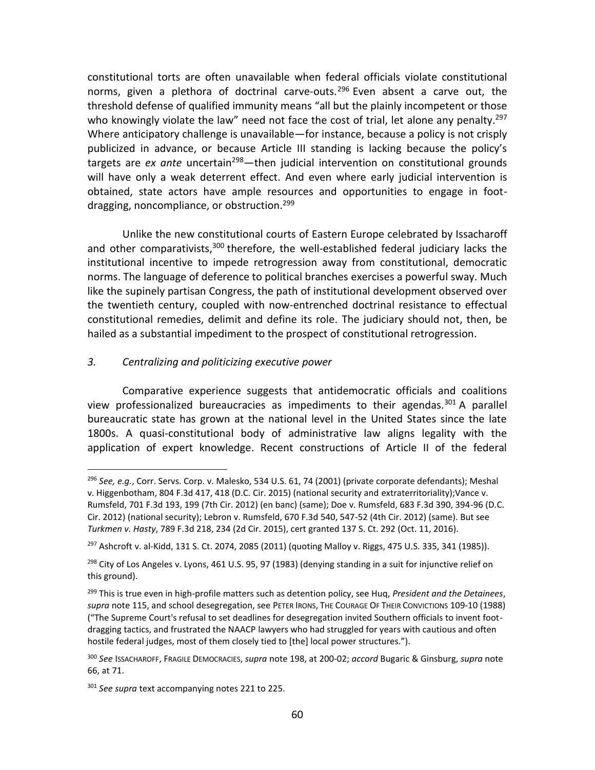constitutional torts are often unavailable when federal officials violate constitutional norms, given a plethora of doctrinal carve-outs.[296] Even absent a carve out, the threshold defense of qualified immunity means "all but the plainly incompetent or those who knowingly violate the law" need not face the cost of trial, let alone any penalty.[297] Where anticipatory challenge is unavailable—for instance, because a policy is not crisply publicized in advance, or because Article III standing is lacking because the policy's targets are *ex ante* uncertain[298]—then judicial intervention on constitutional grounds will have only a weak deterrent effect. And even where early judicial intervention is obtained, state actors have ample resources and opportunities to engage in foot-dragging, noncompliance, or obstruction.[299]

Unlike the new constitutional courts of Eastern Europe celebrated by Issacharoff and other comparativists,[300] therefore, the well-established federal judiciary lacks the institutional incentive to impede retrogression away from constitutional, democratic norms. The language of deference to political branches exercises a powerful sway. Much like the supinely partisan Congress, the path of institutional development observed over the twentieth century, coupled with now-entrenched doctrinal resistance to effectual constitutional remedies, delimit and define its role. The judiciary should not, then, be hailed as a substantial impediment to the prospect of constitutional retrogression.

### *3. Centralizing and politicizing executive power*

Comparative experience suggests that antidemocratic officials and coalitions view professionalized bureaucracies as impediments to their agendas.[301] A parallel bureaucratic state has grown at the national level in the United States since the late 1800s. A quasi-constitutional body of administrative law aligns legality with the application of expert knowledge. Recent constructions of Article II of the federal

---

[296] *See, e.g.*, Corr. Servs. Corp. v. Malesko, 534 U.S. 61, 74 (2001) (private corporate defendants); Meshal v. Higgenbotham, 804 F.3d 417, 418 (D.C. Cir. 2015) (national security and extraterritoriality);Vance v. Rumsfeld, 701 F.3d 193, 199 (7th Cir. 2012) (en banc) (same); Doe v. Rumsfeld, 683 F.3d 390, 394-96 (D.C. Cir. 2012) (national security); Lebron v. Rumsfeld, 670 F.3d 540, 547-52 (4th Cir. 2012) (same). But see *Turkmen v. Hasty*, 789 F.3d 218, 234 (2d Cir. 2015), cert granted 137 S. Ct. 292 (Oct. 11, 2016).

[297] Ashcroft v. al-Kidd, 131 S. Ct. 2074, 2085 (2011) (quoting Malloy v. Riggs, 475 U.S. 335, 341 (1985)).

[298] City of Los Angeles v. Lyons, 461 U.S. 95, 97 (1983) (denying standing in a suit for injunctive relief on this ground).

[299] This is true even in high-profile matters such as detention policy, see Huq, *President and the Detainees*, *supra* note 115, and school desegregation, see PETER IRONS, THE COURAGE OF THEIR CONVICTIONS 109-10 (1988) ("The Supreme Court's refusal to set deadlines for desegregation invited Southern officials to invent foot-dragging tactics, and frustrated the NAACP lawyers who had struggled for years with cautious and often hostile federal judges, most of them closely tied to [the] local power structures.").

[300] *See* ISSACHAROFF, FRAGILE DEMOCRACIES, *supra* note 198, at 200-02; *accord* Bugaric & Ginsburg, *supra* note 66, at 71.

[301] *See supra* text accompanying notes 221 to 225.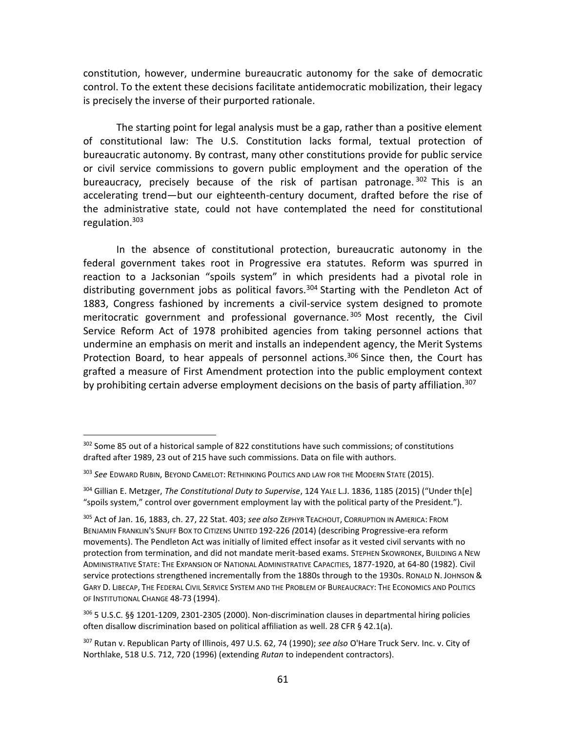constitution, however, undermine bureaucratic autonomy for the sake of democratic control. To the extent these decisions facilitate antidemocratic mobilization, their legacy is precisely the inverse of their purported rationale.

The starting point for legal analysis must be a gap, rather than a positive element of constitutional law: The U.S. Constitution lacks formal, textual protection of bureaucratic autonomy. By contrast, many other constitutions provide for public service or civil service commissions to govern public employment and the operation of the bureaucracy, precisely because of the risk of partisan patronage.[302] This is an accelerating trend—but our eighteenth-century document, drafted before the rise of the administrative state, could not have contemplated the need for constitutional regulation.[303]

In the absence of constitutional protection, bureaucratic autonomy in the federal government takes root in Progressive era statutes. Reform was spurred in reaction to a Jacksonian "spoils system" in which presidents had a pivotal role in distributing government jobs as political favors.[304] Starting with the Pendleton Act of 1883, Congress fashioned by increments a civil-service system designed to promote meritocratic government and professional governance.[305] Most recently, the Civil Service Reform Act of 1978 prohibited agencies from taking personnel actions that undermine an emphasis on merit and installs an independent agency, the Merit Systems Protection Board, to hear appeals of personnel actions.[306] Since then, the Court has grafted a measure of First Amendment protection into the public employment context by prohibiting certain adverse employment decisions on the basis of party affiliation.[307]

---

[302] Some 85 out of a historical sample of 822 constitutions have such commissions; of constitutions drafted after 1989, 23 out of 215 have such commissions. Data on file with authors.

[303] *See* EDWARD RUBIN, BEYOND CAMELOT: RETHINKING POLITICS AND LAW FOR THE MODERN STATE (2015).

[304] Gillian E. Metzger, *The Constitutional Duty to Supervise*, 124 YALE L.J. 1836, 1185 (2015) ("Under th[e] "spoils system," control over government employment lay with the political party of the President.").

[305] Act of Jan. 16, 1883, ch. 27, 22 Stat. 403; *see also* ZEPHYR TEACHOUT, CORRUPTION IN AMERICA: FROM BENJAMIN FRANKLIN'S SNUFF BOX TO CITIZENS UNITED 192-226 (2014) (describing Progressive-era reform movements). The Pendleton Act was initially of limited effect insofar as it vested civil servants with no protection from termination, and did not mandate merit-based exams. STEPHEN SKOWRONEK, BUILDING A NEW ADMINISTRATIVE STATE: THE EXPANSION OF NATIONAL ADMINISTRATIVE CAPACITIES, 1877-1920, at 64-80 (1982). Civil service protections strengthened incrementally from the 1880s through to the 1930s. RONALD N. JOHNSON & GARY D. LIBECAP, THE FEDERAL CIVIL SERVICE SYSTEM AND THE PROBLEM OF BUREAUCRACY: THE ECONOMICS AND POLITICS OF INSTITUTIONAL CHANGE 48-73 (1994).

[306] 5 U.S.C. §§ 1201-1209, 2301-2305 (2000). Non-discrimination clauses in departmental hiring policies often disallow discrimination based on political affiliation as well. 28 CFR § 42.1(a).

[307] Rutan v. Republican Party of Illinois, 497 U.S. 62, 74 (1990); *see also* O'Hare Truck Serv. Inc. v. City of Northlake, 518 U.S. 712, 720 (1996) (extending *Rutan* to independent contractors).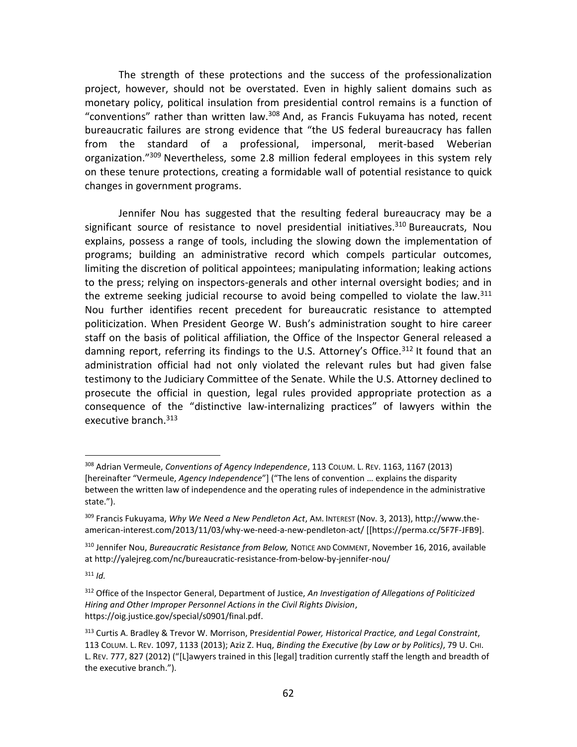The strength of these protections and the success of the professionalization project, however, should not be overstated. Even in highly salient domains such as monetary policy, political insulation from presidential control remains is a function of "conventions" rather than written law.[308] And, as Francis Fukuyama has noted, recent bureaucratic failures are strong evidence that "the US federal bureaucracy has fallen from the standard of a professional, impersonal, merit-based Weberian organization."[309] Nevertheless, some 2.8 million federal employees in this system rely on these tenure protections, creating a formidable wall of potential resistance to quick changes in government programs.

Jennifer Nou has suggested that the resulting federal bureaucracy may be a significant source of resistance to novel presidential initiatives.[310] Bureaucrats, Nou explains, possess a range of tools, including the slowing down the implementation of programs; building an administrative record which compels particular outcomes, limiting the discretion of political appointees; manipulating information; leaking actions to the press; relying on inspectors-generals and other internal oversight bodies; and in the extreme seeking judicial recourse to avoid being compelled to violate the law.[311] Nou further identifies recent precedent for bureaucratic resistance to attempted politicization. When President George W. Bush's administration sought to hire career staff on the basis of political affiliation, the Office of the Inspector General released a damning report, referring its findings to the U.S. Attorney's Office.[312] It found that an administration official had not only violated the relevant rules but had given false testimony to the Judiciary Committee of the Senate. While the U.S. Attorney declined to prosecute the official in question, legal rules provided appropriate protection as a consequence of the "distinctive law-internalizing practices" of lawyers within the executive branch.[313]

---

[308] Adrian Vermeule, *Conventions of Agency Independence*, 113 COLUM. L. REV. 1163, 1167 (2013) [hereinafter "Vermeule, *Agency Independence*"] ("The lens of convention … explains the disparity between the written law of independence and the operating rules of independence in the administrative state.").

[309] Francis Fukuyama, *Why We Need a New Pendleton Act*, AM. INTEREST (Nov. 3, 2013), http://www.the-american-interest.com/2013/11/03/why-we-need-a-new-pendleton-act/ [[https://perma.cc/5F7F-JFB9].

[310] Jennifer Nou, *Bureaucratic Resistance from Below,* NOTICE AND COMMENT, November 16, 2016, available at http://yalejreg.com/nc/bureaucratic-resistance-from-below-by-jennifer-nou/

[311] *Id.*

[312] Office of the Inspector General, Department of Justice, *An Investigation of Allegations of Politicized Hiring and Other Improper Personnel Actions in the Civil Rights Division*, https://oig.justice.gov/special/s0901/final.pdf.

[313] Curtis A. Bradley & Trevor W. Morrison, Pr*esidential Power, Historical Practice, and Legal Constraint*, 113 COLUM. L. REV. 1097, 1133 (2013); Aziz Z. Huq, *Binding the Executive (by Law or by Politics)*, 79 U. CHI. L. REV. 777, 827 (2012) ("[L]awyers trained in this [legal] tradition currently staff the length and breadth of the executive branch.").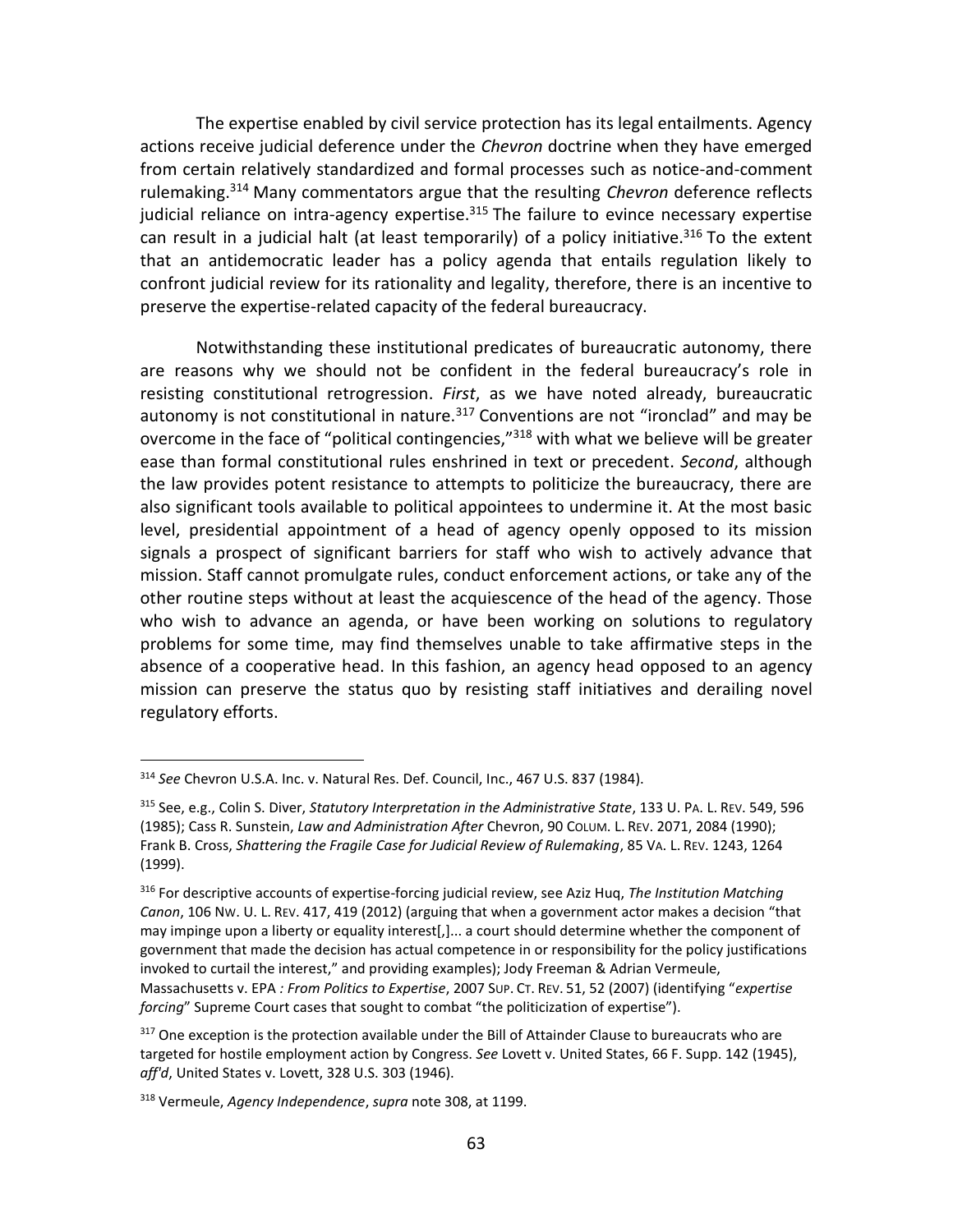The expertise enabled by civil service protection has its legal entailments. Agency actions receive judicial deference under the *Chevron* doctrine when they have emerged from certain relatively standardized and formal processes such as notice-and-comment rulemaking.[314] Many commentators argue that the resulting *Chevron* deference reflects judicial reliance on intra-agency expertise.[315] The failure to evince necessary expertise can result in a judicial halt (at least temporarily) of a policy initiative.[316] To the extent that an antidemocratic leader has a policy agenda that entails regulation likely to confront judicial review for its rationality and legality, therefore, there is an incentive to preserve the expertise-related capacity of the federal bureaucracy.

Notwithstanding these institutional predicates of bureaucratic autonomy, there are reasons why we should not be confident in the federal bureaucracy's role in resisting constitutional retrogression. *First*, as we have noted already, bureaucratic autonomy is not constitutional in nature.[317] Conventions are not "ironclad" and may be overcome in the face of "political contingencies,"[318] with what we believe will be greater ease than formal constitutional rules enshrined in text or precedent. *Second*, although the law provides potent resistance to attempts to politicize the bureaucracy, there are also significant tools available to political appointees to undermine it. At the most basic level, presidential appointment of a head of agency openly opposed to its mission signals a prospect of significant barriers for staff who wish to actively advance that mission. Staff cannot promulgate rules, conduct enforcement actions, or take any of the other routine steps without at least the acquiescence of the head of the agency. Those who wish to advance an agenda, or have been working on solutions to regulatory problems for some time, may find themselves unable to take affirmative steps in the absence of a cooperative head. In this fashion, an agency head opposed to an agency mission can preserve the status quo by resisting staff initiatives and derailing novel regulatory efforts.

---

[314] *See* Chevron U.S.A. Inc. v. Natural Res. Def. Council, Inc., 467 U.S. 837 (1984).

[315] See, e.g., Colin S. Diver, *Statutory Interpretation in the Administrative State*, 133 U. PA. L. REV. 549, 596 (1985); Cass R. Sunstein, *Law and Administration After* Chevron, 90 COLUM. L. REV. 2071, 2084 (1990); Frank B. Cross, *Shattering the Fragile Case for Judicial Review of Rulemaking*, 85 VA. L. REV. 1243, 1264 (1999).

[316] For descriptive accounts of expertise-forcing judicial review, see Aziz Huq, *The Institution Matching Canon*, 106 NW. U. L. REV. 417, 419 (2012) (arguing that when a government actor makes a decision "that may impinge upon a liberty or equality interest[,]... a court should determine whether the component of government that made the decision has actual competence in or responsibility for the policy justifications invoked to curtail the interest," and providing examples); Jody Freeman & Adrian Vermeule, Massachusetts v. EPA *: From Politics to Expertise*, 2007 SUP. CT. REV. 51, 52 (2007) (identifying "*expertise forcing*" Supreme Court cases that sought to combat "the politicization of expertise").

[317] One exception is the protection available under the Bill of Attainder Clause to bureaucrats who are targeted for hostile employment action by Congress. *See* Lovett v. United States, 66 F. Supp. 142 (1945), *aff'd*, United States v. Lovett, 328 U.S. 303 (1946).

[318] Vermeule, *Agency Independence*, *supra* note 308, at 1199.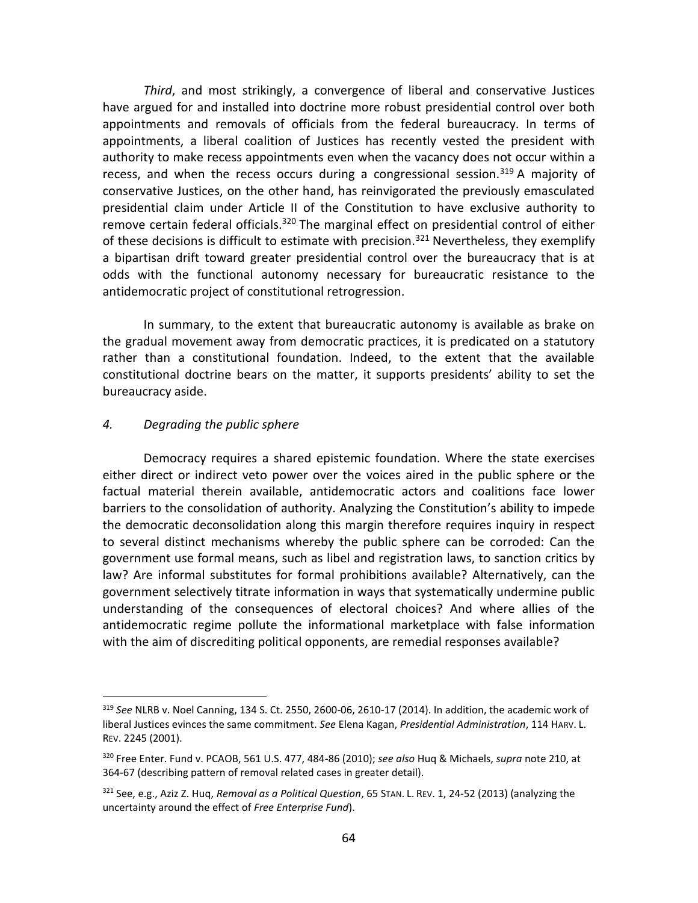*Third*, and most strikingly, a convergence of liberal and conservative Justices have argued for and installed into doctrine more robust presidential control over both appointments and removals of officials from the federal bureaucracy. In terms of appointments, a liberal coalition of Justices has recently vested the president with authority to make recess appointments even when the vacancy does not occur within a recess, and when the recess occurs during a congressional session.[319] A majority of conservative Justices, on the other hand, has reinvigorated the previously emasculated presidential claim under Article II of the Constitution to have exclusive authority to remove certain federal officials.[320] The marginal effect on presidential control of either of these decisions is difficult to estimate with precision.[321] Nevertheless, they exemplify a bipartisan drift toward greater presidential control over the bureaucracy that is at odds with the functional autonomy necessary for bureaucratic resistance to the antidemocratic project of constitutional retrogression.

In summary, to the extent that bureaucratic autonomy is available as brake on the gradual movement away from democratic practices, it is predicated on a statutory rather than a constitutional foundation. Indeed, to the extent that the available constitutional doctrine bears on the matter, it supports presidents' ability to set the bureaucracy aside.

#### *4. Degrading the public sphere*

Democracy requires a shared epistemic foundation. Where the state exercises either direct or indirect veto power over the voices aired in the public sphere or the factual material therein available, antidemocratic actors and coalitions face lower barriers to the consolidation of authority. Analyzing the Constitution's ability to impede the democratic deconsolidation along this margin therefore requires inquiry in respect to several distinct mechanisms whereby the public sphere can be corroded: Can the government use formal means, such as libel and registration laws, to sanction critics by law? Are informal substitutes for formal prohibitions available? Alternatively, can the government selectively titrate information in ways that systematically undermine public understanding of the consequences of electoral choices? And where allies of the antidemocratic regime pollute the informational marketplace with false information with the aim of discrediting political opponents, are remedial responses available?

---

[319] *See* NLRB v. Noel Canning, 134 S. Ct. 2550, 2600-06, 2610-17 (2014). In addition, the academic work of liberal Justices evinces the same commitment. *See* Elena Kagan, *Presidential Administration*, 114 HARV. L. REV. 2245 (2001).

[320] Free Enter. Fund v. PCAOB, 561 U.S. 477, 484-86 (2010); *see also* Huq & Michaels, *supra* note 210, at 364-67 (describing pattern of removal related cases in greater detail).

[321] See, e.g., Aziz Z. Huq, *Removal as a Political Question*, 65 STAN. L. REV. 1, 24-52 (2013) (analyzing the uncertainty around the effect of *Free Enterprise Fund*).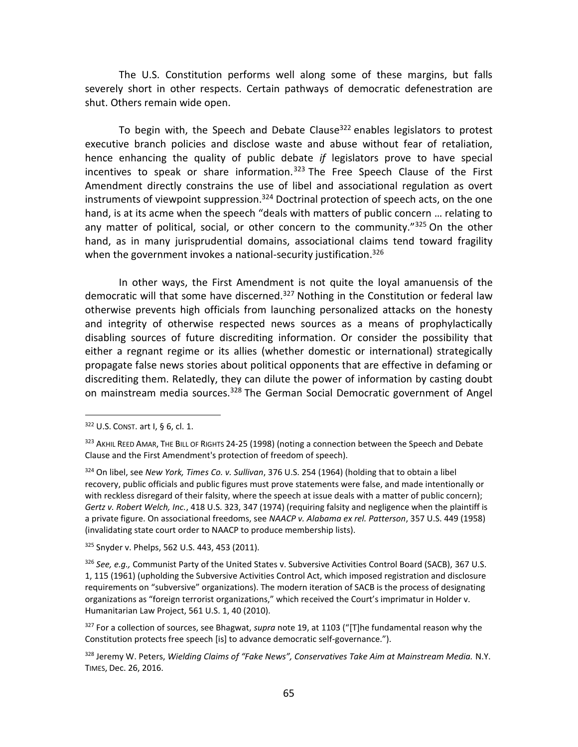The U.S. Constitution performs well along some of these margins, but falls severely short in other respects. Certain pathways of democratic defenestration are shut. Others remain wide open.

To begin with, the Speech and Debate Clause[322] enables legislators to protest executive branch policies and disclose waste and abuse without fear of retaliation, hence enhancing the quality of public debate *if* legislators prove to have special incentives to speak or share information.[323] The Free Speech Clause of the First Amendment directly constrains the use of libel and associational regulation as overt instruments of viewpoint suppression.[324] Doctrinal protection of speech acts, on the one hand, is at its acme when the speech "deals with matters of public concern … relating to any matter of political, social, or other concern to the community."[325] On the other hand, as in many jurisprudential domains, associational claims tend toward fragility when the government invokes a national-security justification.[326]

In other ways, the First Amendment is not quite the loyal amanuensis of the democratic will that some have discerned.[327] Nothing in the Constitution or federal law otherwise prevents high officials from launching personalized attacks on the honesty and integrity of otherwise respected news sources as a means of prophylactically disabling sources of future discrediting information. Or consider the possibility that either a regnant regime or its allies (whether domestic or international) strategically propagate false news stories about political opponents that are effective in defaming or discrediting them. Relatedly, they can dilute the power of information by casting doubt on mainstream media sources.[328] The German Social Democratic government of Angel

---

[322] U.S. CONST. art I, § 6, cl. 1.

[323] AKHIL REED AMAR, THE BILL OF RIGHTS 24-25 (1998) (noting a connection between the Speech and Debate Clause and the First Amendment's protection of freedom of speech).

[324] On libel, see *New York, Times Co. v. Sullivan*, 376 U.S. 254 (1964) (holding that to obtain a libel recovery, public officials and public figures must prove statements were false, and made intentionally or with reckless disregard of their falsity, where the speech at issue deals with a matter of public concern); *Gertz v. Robert Welch, Inc.*, 418 U.S. 323, 347 (1974) (requiring falsity and negligence when the plaintiff is a private figure. On associational freedoms, see *NAACP v. Alabama ex rel. Patterson*, 357 U.S. 449 (1958) (invalidating state court order to NAACP to produce membership lists).

[325] Snyder v. Phelps, 562 U.S. 443, 453 (2011).

[326] *See, e.g.,* Communist Party of the United States v. Subversive Activities Control Board (SACB), 367 U.S. 1, 115 (1961) (upholding the Subversive Activities Control Act, which imposed registration and disclosure requirements on "subversive" organizations). The modern iteration of SACB is the process of designating organizations as "foreign terrorist organizations," which received the Court's imprimatur in Holder v. Humanitarian Law Project, 561 U.S. 1, 40 (2010).

[327] For a collection of sources, see Bhagwat, *supra* note 19, at 1103 ("[T]he fundamental reason why the Constitution protects free speech [is] to advance democratic self-governance.").

[328] Jeremy W. Peters, *Wielding Claims of "Fake News", Conservatives Take Aim at Mainstream Media.* N.Y. TIMES, Dec. 26, 2016.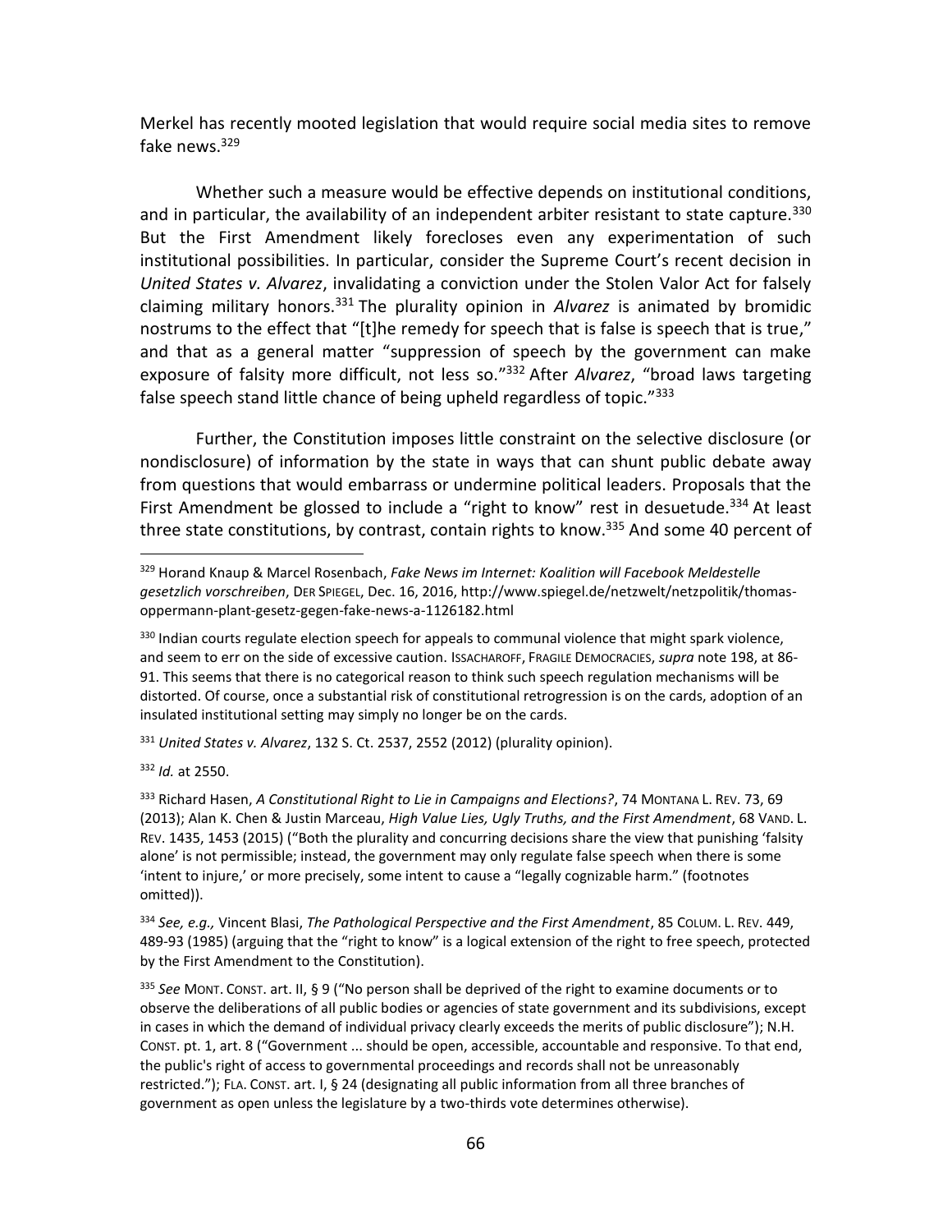Merkel has recently mooted legislation that would require social media sites to remove fake news.[329]

Whether such a measure would be effective depends on institutional conditions, and in particular, the availability of an independent arbiter resistant to state capture.[330] But the First Amendment likely forecloses even any experimentation of such institutional possibilities. In particular, consider the Supreme Court's recent decision in *United States v. Alvarez*, invalidating a conviction under the Stolen Valor Act for falsely claiming military honors.[331] The plurality opinion in *Alvarez* is animated by bromidic nostrums to the effect that "[t]he remedy for speech that is false is speech that is true," and that as a general matter "suppression of speech by the government can make exposure of falsity more difficult, not less so."[332] After *Alvarez*, "broad laws targeting false speech stand little chance of being upheld regardless of topic."[333]

Further, the Constitution imposes little constraint on the selective disclosure (or nondisclosure) of information by the state in ways that can shunt public debate away from questions that would embarrass or undermine political leaders. Proposals that the First Amendment be glossed to include a "right to know" rest in desuetude.[334] At least three state constitutions, by contrast, contain rights to know.[335] And some 40 percent of

---

[329] Horand Knaup & Marcel Rosenbach, *Fake News im Internet: Koalition will Facebook Meldestelle gesetzlich vorschreiben*, DER SPIEGEL, Dec. 16, 2016, http://www.spiegel.de/netzwelt/netzpolitik/thomas-oppermann-plant-gesetz-gegen-fake-news-a-1126182.html

[330] Indian courts regulate election speech for appeals to communal violence that might spark violence, and seem to err on the side of excessive caution. ISSACHAROFF, FRAGILE DEMOCRACIES, *supra* note 198, at 86-91. This seems that there is no categorical reason to think such speech regulation mechanisms will be distorted. Of course, once a substantial risk of constitutional retrogression is on the cards, adoption of an insulated institutional setting may simply no longer be on the cards.

[331] *United States v. Alvarez*, 132 S. Ct. 2537, 2552 (2012) (plurality opinion).

[332] *Id.* at 2550.

[333] Richard Hasen, *A Constitutional Right to Lie in Campaigns and Elections?*, 74 MONTANA L. REV. 73, 69 (2013); Alan K. Chen & Justin Marceau, *High Value Lies, Ugly Truths, and the First Amendment*, 68 VAND. L. REV. 1435, 1453 (2015) ("Both the plurality and concurring decisions share the view that punishing 'falsity alone' is not permissible; instead, the government may only regulate false speech when there is some 'intent to injure,' or more precisely, some intent to cause a "legally cognizable harm." (footnotes omitted)).

[334] *See, e.g.,* Vincent Blasi, *The Pathological Perspective and the First Amendment*, 85 COLUM. L. REV. 449, 489-93 (1985) (arguing that the "right to know" is a logical extension of the right to free speech, protected by the First Amendment to the Constitution).

[335] *See* MONT. CONST. art. II, § 9 ("No person shall be deprived of the right to examine documents or to observe the deliberations of all public bodies or agencies of state government and its subdivisions, except in cases in which the demand of individual privacy clearly exceeds the merits of public disclosure"); N.H. CONST. pt. 1, art. 8 ("Government ... should be open, accessible, accountable and responsive. To that end, the public's right of access to governmental proceedings and records shall not be unreasonably restricted."); FLA. CONST. art. I, § 24 (designating all public information from all three branches of government as open unless the legislature by a two-thirds vote determines otherwise).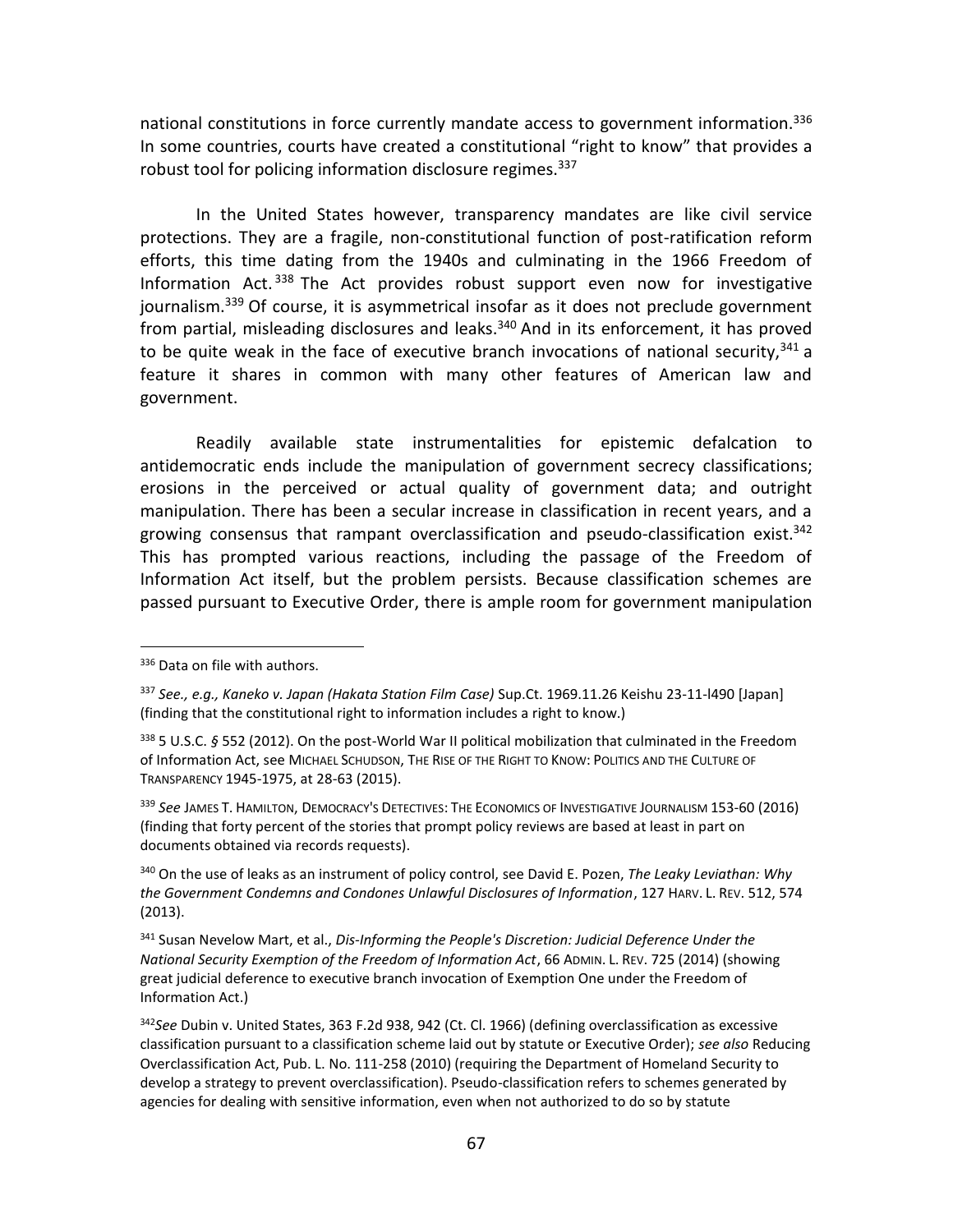national constitutions in force currently mandate access to government information.[336] In some countries, courts have created a constitutional "right to know" that provides a robust tool for policing information disclosure regimes.[337]

In the United States however, transparency mandates are like civil service protections. They are a fragile, non-constitutional function of post-ratification reform efforts, this time dating from the 1940s and culminating in the 1966 Freedom of Information Act.[338] The Act provides robust support even now for investigative journalism.[339] Of course, it is asymmetrical insofar as it does not preclude government from partial, misleading disclosures and leaks.[340] And in its enforcement, it has proved to be quite weak in the face of executive branch invocations of national security,[341] a feature it shares in common with many other features of American law and government.

Readily available state instrumentalities for epistemic defalcation to antidemocratic ends include the manipulation of government secrecy classifications; erosions in the perceived or actual quality of government data; and outright manipulation. There has been a secular increase in classification in recent years, and a growing consensus that rampant overclassification and pseudo-classification exist.[342] This has prompted various reactions, including the passage of the Freedom of Information Act itself, but the problem persists. Because classification schemes are passed pursuant to Executive Order, there is ample room for government manipulation

---

[336] Data on file with authors.

[337] *See., e.g., Kaneko v. Japan (Hakata Station Film Case)* Sup.Ct. 1969.11.26 Keishu 23-11-l490 [Japan] (finding that the constitutional right to information includes a right to know.)

[338] 5 U.S.C. *§* 552 (2012). On the post-World War II political mobilization that culminated in the Freedom of Information Act, see MICHAEL SCHUDSON, THE RISE OF THE RIGHT TO KNOW: POLITICS AND THE CULTURE OF TRANSPARENCY 1945-1975, at 28-63 (2015).

[339] *See* JAMES T. HAMILTON, DEMOCRACY'S DETECTIVES: THE ECONOMICS OF INVESTIGATIVE JOURNALISM 153-60 (2016) (finding that forty percent of the stories that prompt policy reviews are based at least in part on documents obtained via records requests).

[340] On the use of leaks as an instrument of policy control, see David E. Pozen, *The Leaky Leviathan: Why the Government Condemns and Condones Unlawful Disclosures of Information*, 127 HARV. L. REV. 512, 574 (2013).

[341] Susan Nevelow Mart, et al., *Dis-Informing the People's Discretion: Judicial Deference Under the National Security Exemption of the Freedom of Information Act*, 66 ADMIN. L. REV. 725 (2014) (showing great judicial deference to executive branch invocation of Exemption One under the Freedom of Information Act.)

[342] *See* Dubin v. United States, 363 F.2d 938, 942 (Ct. Cl. 1966) (defining overclassification as excessive classification pursuant to a classification scheme laid out by statute or Executive Order); *see also* Reducing Overclassification Act, Pub. L. No. 111-258 (2010) (requiring the Department of Homeland Security to develop a strategy to prevent overclassification). Pseudo-classification refers to schemes generated by agencies for dealing with sensitive information, even when not authorized to do so by statute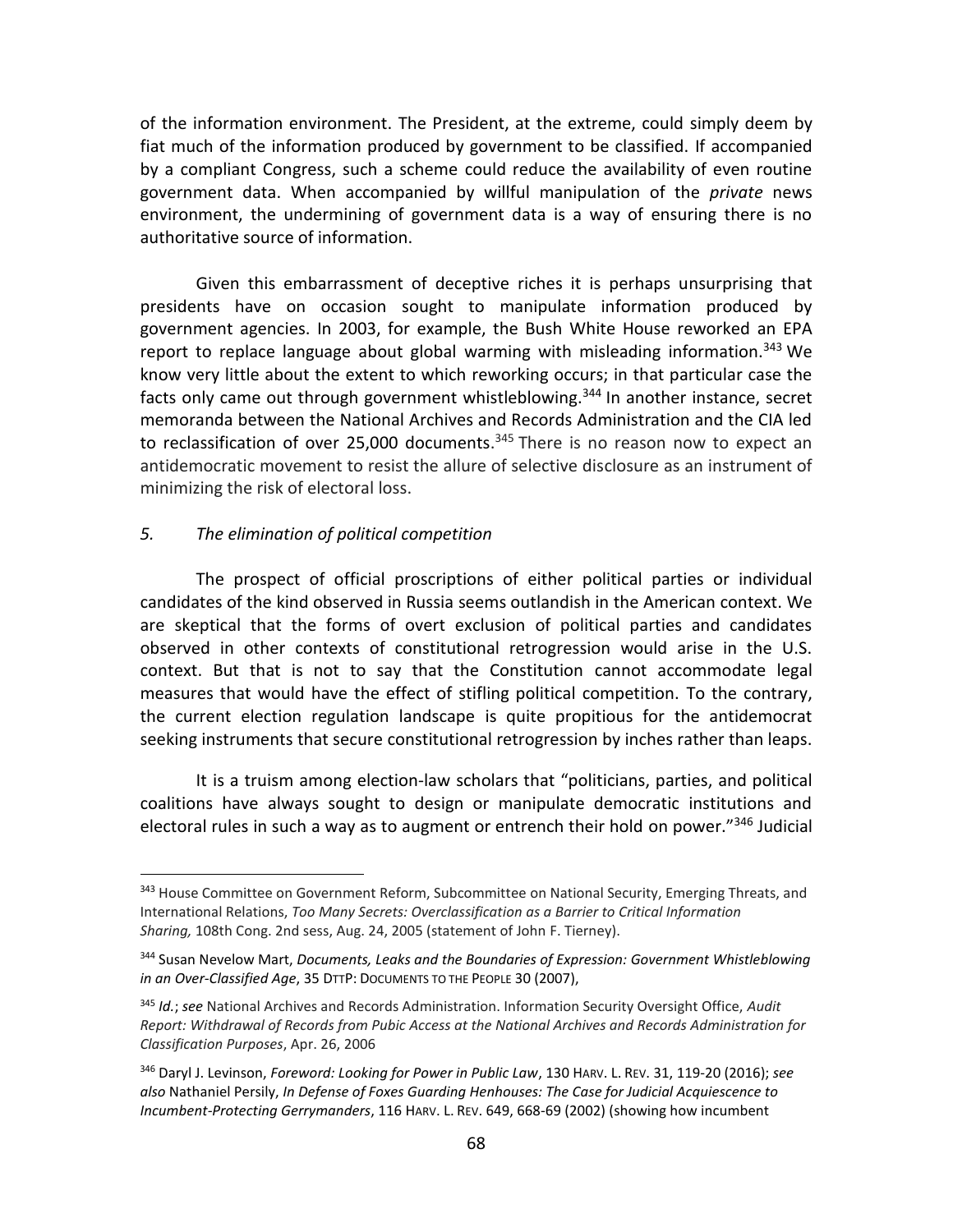of the information environment. The President, at the extreme, could simply deem by fiat much of the information produced by government to be classified. If accompanied by a compliant Congress, such a scheme could reduce the availability of even routine government data. When accompanied by willful manipulation of the *private* news environment, the undermining of government data is a way of ensuring there is no authoritative source of information.

Given this embarrassment of deceptive riches it is perhaps unsurprising that presidents have on occasion sought to manipulate information produced by government agencies. In 2003, for example, the Bush White House reworked an EPA report to replace language about global warming with misleading information.[343] We know very little about the extent to which reworking occurs; in that particular case the facts only came out through government whistleblowing.[344] In another instance, secret memoranda between the National Archives and Records Administration and the CIA led to reclassification of over 25,000 documents.[345] There is no reason now to expect an antidemocratic movement to resist the allure of selective disclosure as an instrument of minimizing the risk of electoral loss.

### *5. The elimination of political competition*

The prospect of official proscriptions of either political parties or individual candidates of the kind observed in Russia seems outlandish in the American context. We are skeptical that the forms of overt exclusion of political parties and candidates observed in other contexts of constitutional retrogression would arise in the U.S. context. But that is not to say that the Constitution cannot accommodate legal measures that would have the effect of stifling political competition. To the contrary, the current election regulation landscape is quite propitious for the antidemocrat seeking instruments that secure constitutional retrogression by inches rather than leaps.

It is a truism among election-law scholars that "politicians, parties, and political coalitions have always sought to design or manipulate democratic institutions and electoral rules in such a way as to augment or entrench their hold on power."[346] Judicial

---

[343] House Committee on Government Reform, Subcommittee on National Security, Emerging Threats, and International Relations, *Too Many Secrets: Overclassification as a Barrier to Critical Information Sharing,* 108th Cong. 2nd sess, Aug. 24, 2005 (statement of John F. Tierney).

[344] Susan Nevelow Mart, *Documents, Leaks and the Boundaries of Expression: Government Whistleblowing in an Over-Classified Age*, 35 DTTP: DOCUMENTS TO THE PEOPLE 30 (2007),

[345] *Id.*; *see* National Archives and Records Administration. Information Security Oversight Office, *Audit Report: Withdrawal of Records from Pubic Access at the National Archives and Records Administration for Classification Purposes*, Apr. 26, 2006

[346] Daryl J. Levinson, *Foreword: Looking for Power in Public Law*, 130 HARV. L. REV. 31, 119-20 (2016); *see also* Nathaniel Persily, *In Defense of Foxes Guarding Henhouses: The Case for Judicial Acquiescence to Incumbent-Protecting Gerrymanders*, 116 HARV. L. REV. 649, 668-69 (2002) (showing how incumbent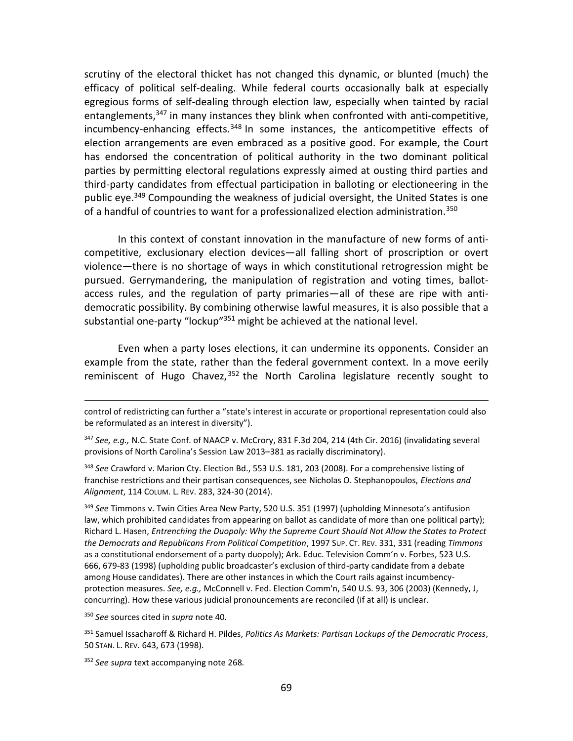scrutiny of the electoral thicket has not changed this dynamic, or blunted (much) the efficacy of political self-dealing. While federal courts occasionally balk at especially egregious forms of self-dealing through election law, especially when tainted by racial entanglements,[347] in many instances they blink when confronted with anti-competitive, incumbency-enhancing effects.[348] In some instances, the anticompetitive effects of election arrangements are even embraced as a positive good. For example, the Court has endorsed the concentration of political authority in the two dominant political parties by permitting electoral regulations expressly aimed at ousting third parties and third-party candidates from effectual participation in balloting or electioneering in the public eye.[349] Compounding the weakness of judicial oversight, the United States is one of a handful of countries to want for a professionalized election administration.[350]

In this context of constant innovation in the manufacture of new forms of anti-competitive, exclusionary election devices—all falling short of proscription or overt violence—there is no shortage of ways in which constitutional retrogression might be pursued. Gerrymandering, the manipulation of registration and voting times, ballot-access rules, and the regulation of party primaries—all of these are ripe with anti-democratic possibility. By combining otherwise lawful measures, it is also possible that a substantial one-party "lockup"[351] might be achieved at the national level.

Even when a party loses elections, it can undermine its opponents. Consider an example from the state, rather than the federal government context. In a move eerily reminiscent of Hugo Chavez,[352] the North Carolina legislature recently sought to

---

control of redistricting can further a "state's interest in accurate or proportional representation could also be reformulated as an interest in diversity").

[347] *See, e.g.,* N.C. State Conf. of NAACP v. McCrory, 831 F.3d 204, 214 (4th Cir. 2016) (invalidating several provisions of North Carolina's Session Law 2013–381 as racially discriminatory).

[348] *See* Crawford v. Marion Cty. Election Bd., 553 U.S. 181, 203 (2008). For a comprehensive listing of franchise restrictions and their partisan consequences, see Nicholas O. Stephanopoulos, *Elections and Alignment*, 114 COLUM. L. REV. 283, 324-30 (2014).

[349] *See* Timmons v. Twin Cities Area New Party, 520 U.S. 351 (1997) (upholding Minnesota's antifusion law, which prohibited candidates from appearing on ballot as candidate of more than one political party); Richard L. Hasen, *Entrenching the Duopoly: Why the Supreme Court Should Not Allow the States to Protect the Democrats and Republicans From Political Competition*, 1997 SUP. CT. REV. 331, 331 (reading *Timmons* as a constitutional endorsement of a party duopoly); Ark. Educ. Television Comm'n v. Forbes, 523 U.S. 666, 679-83 (1998) (upholding public broadcaster's exclusion of third-party candidate from a debate among House candidates). There are other instances in which the Court rails against incumbency-protection measures. *See, e.g.,* McConnell v. Fed. Election Comm'n, 540 U.S. 93, 306 (2003) (Kennedy, J, concurring). How these various judicial pronouncements are reconciled (if at all) is unclear.

[350] *See* sources cited in *supra* note 40.

[351] Samuel Issacharoff & Richard H. Pildes, *Politics As Markets: Partisan Lockups of the Democratic Process*, 50 STAN. L. REV. 643, 673 (1998).

[352] *See supra* text accompanying note 268*.*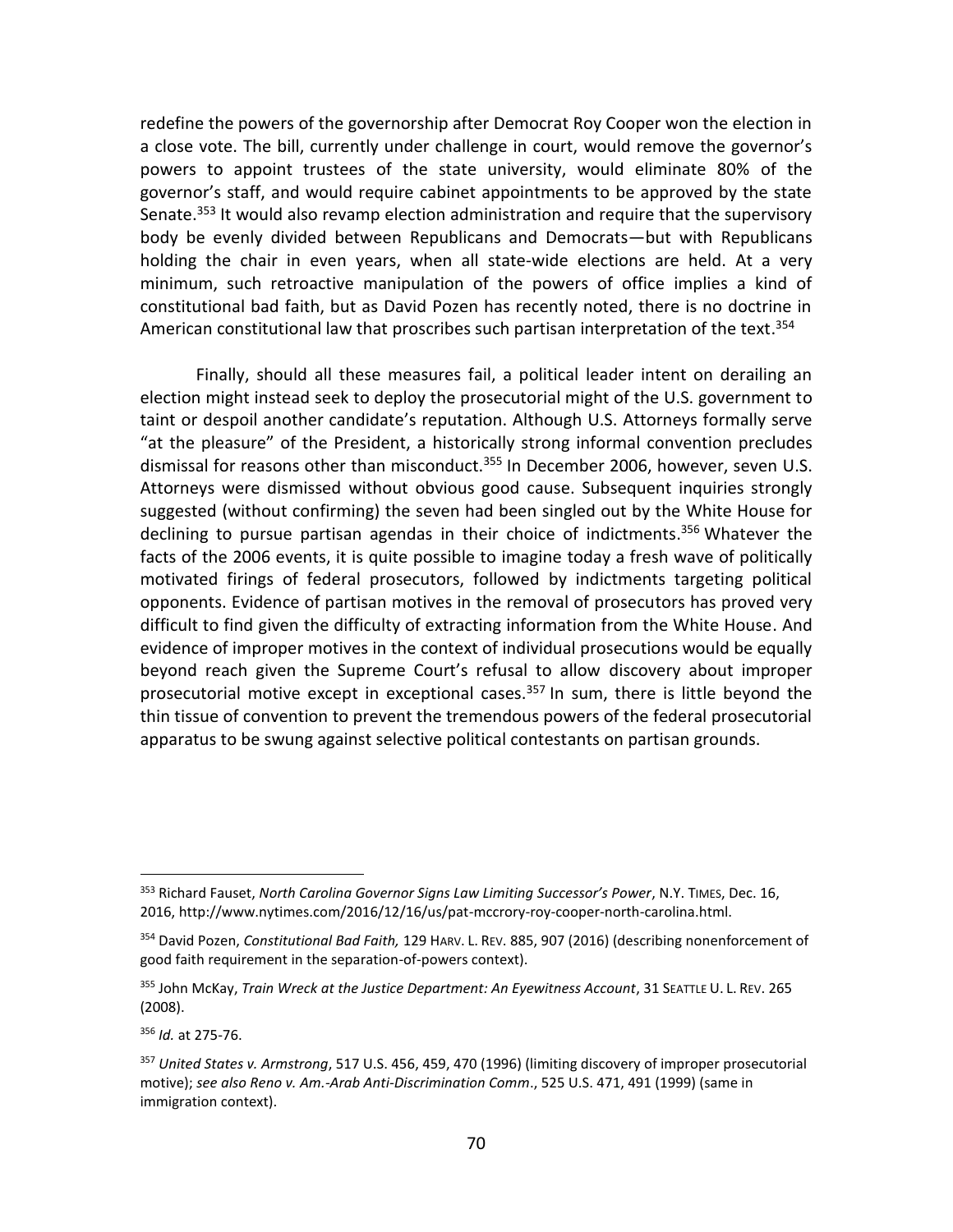redefine the powers of the governorship after Democrat Roy Cooper won the election in a close vote. The bill, currently under challenge in court, would remove the governor's powers to appoint trustees of the state university, would eliminate 80% of the governor's staff, and would require cabinet appointments to be approved by the state Senate.[353] It would also revamp election administration and require that the supervisory body be evenly divided between Republicans and Democrats—but with Republicans holding the chair in even years, when all state-wide elections are held. At a very minimum, such retroactive manipulation of the powers of office implies a kind of constitutional bad faith, but as David Pozen has recently noted, there is no doctrine in American constitutional law that proscribes such partisan interpretation of the text.[354]

Finally, should all these measures fail, a political leader intent on derailing an election might instead seek to deploy the prosecutorial might of the U.S. government to taint or despoil another candidate's reputation. Although U.S. Attorneys formally serve "at the pleasure" of the President, a historically strong informal convention precludes dismissal for reasons other than misconduct.[355] In December 2006, however, seven U.S. Attorneys were dismissed without obvious good cause. Subsequent inquiries strongly suggested (without confirming) the seven had been singled out by the White House for declining to pursue partisan agendas in their choice of indictments.[356] Whatever the facts of the 2006 events, it is quite possible to imagine today a fresh wave of politically motivated firings of federal prosecutors, followed by indictments targeting political opponents. Evidence of partisan motives in the removal of prosecutors has proved very difficult to find given the difficulty of extracting information from the White House. And evidence of improper motives in the context of individual prosecutions would be equally beyond reach given the Supreme Court's refusal to allow discovery about improper prosecutorial motive except in exceptional cases.[357] In sum, there is little beyond the thin tissue of convention to prevent the tremendous powers of the federal prosecutorial apparatus to be swung against selective political contestants on partisan grounds.

---

[353] Richard Fauset, *North Carolina Governor Signs Law Limiting Successor's Power*, N.Y. TIMES, Dec. 16, 2016, http://www.nytimes.com/2016/12/16/us/pat-mccrory-roy-cooper-north-carolina.html.

[354] David Pozen, *Constitutional Bad Faith,* 129 HARV. L. REV. 885, 907 (2016) (describing nonenforcement of good faith requirement in the separation-of-powers context).

[355] John McKay, *Train Wreck at the Justice Department: An Eyewitness Account*, 31 SEATTLE U. L. REV. 265 (2008).

[356] *Id.* at 275-76.

[357] *United States v. Armstrong*, 517 U.S. 456, 459, 470 (1996) (limiting discovery of improper prosecutorial motive); *see also Reno v. Am.-Arab Anti-Discrimination Comm*., 525 U.S. 471, 491 (1999) (same in immigration context).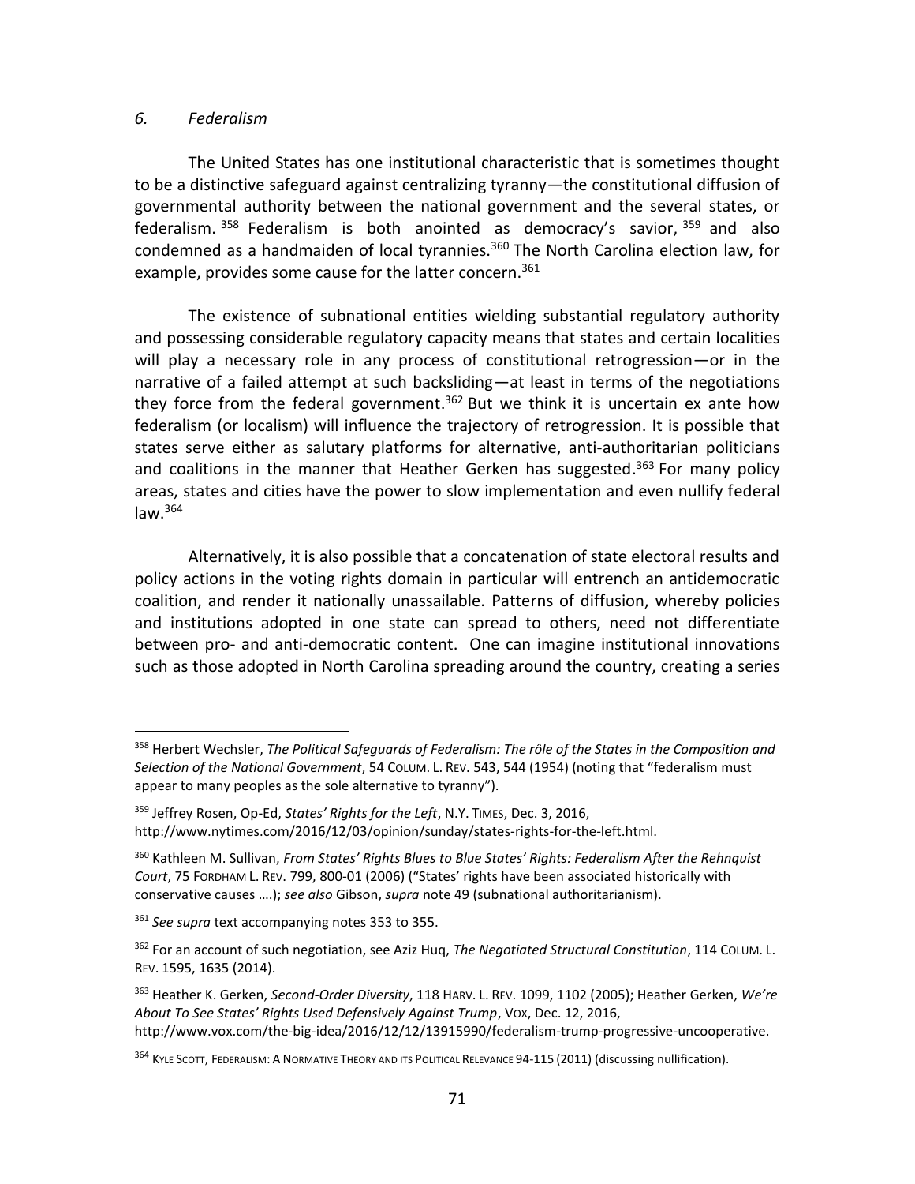### *6. Federalism*

The United States has one institutional characteristic that is sometimes thought to be a distinctive safeguard against centralizing tyranny—the constitutional diffusion of governmental authority between the national government and the several states, or federalism.[358] Federalism is both anointed as democracy's savior,[359] and also condemned as a handmaiden of local tyrannies.[360] The North Carolina election law, for example, provides some cause for the latter concern.[361]

The existence of subnational entities wielding substantial regulatory authority and possessing considerable regulatory capacity means that states and certain localities will play a necessary role in any process of constitutional retrogression—or in the narrative of a failed attempt at such backsliding—at least in terms of the negotiations they force from the federal government.[362] But we think it is uncertain ex ante how federalism (or localism) will influence the trajectory of retrogression. It is possible that states serve either as salutary platforms for alternative, anti-authoritarian politicians and coalitions in the manner that Heather Gerken has suggested.[363] For many policy areas, states and cities have the power to slow implementation and even nullify federal law.[364]

Alternatively, it is also possible that a concatenation of state electoral results and policy actions in the voting rights domain in particular will entrench an antidemocratic coalition, and render it nationally unassailable. Patterns of diffusion, whereby policies and institutions adopted in one state can spread to others, need not differentiate between pro- and anti-democratic content. One can imagine institutional innovations such as those adopted in North Carolina spreading around the country, creating a series

---

[358] Herbert Wechsler, *The Political Safeguards of Federalism: The rôle of the States in the Composition and Selection of the National Government*, 54 COLUM. L. REV. 543, 544 (1954) (noting that "federalism must appear to many peoples as the sole alternative to tyranny").

[359] Jeffrey Rosen, Op-Ed, *States' Rights for the Left*, N.Y. TIMES, Dec. 3, 2016, http://www.nytimes.com/2016/12/03/opinion/sunday/states-rights-for-the-left.html.

[360] Kathleen M. Sullivan, *From States' Rights Blues to Blue States' Rights: Federalism After the Rehnquist Court*, 75 FORDHAM L. REV. 799, 800-01 (2006) ("States' rights have been associated historically with conservative causes ….); *see also* Gibson, *supra* note 49 (subnational authoritarianism).

[361] *See supra* text accompanying notes 353 to 355.

[362] For an account of such negotiation, see Aziz Huq, *The Negotiated Structural Constitution*, 114 COLUM. L. REV. 1595, 1635 (2014).

[363] Heather K. Gerken, *Second-Order Diversity*, 118 HARV. L. REV. 1099, 1102 (2005); Heather Gerken, *We're About To See States' Rights Used Defensively Against Trump*, VOX, Dec. 12, 2016, http://www.vox.com/the-big-idea/2016/12/12/13915990/federalism-trump-progressive-uncooperative.

[364] KYLE SCOTT, FEDERALISM: A NORMATIVE THEORY AND ITS POLITICAL RELEVANCE 94-115 (2011) (discussing nullification).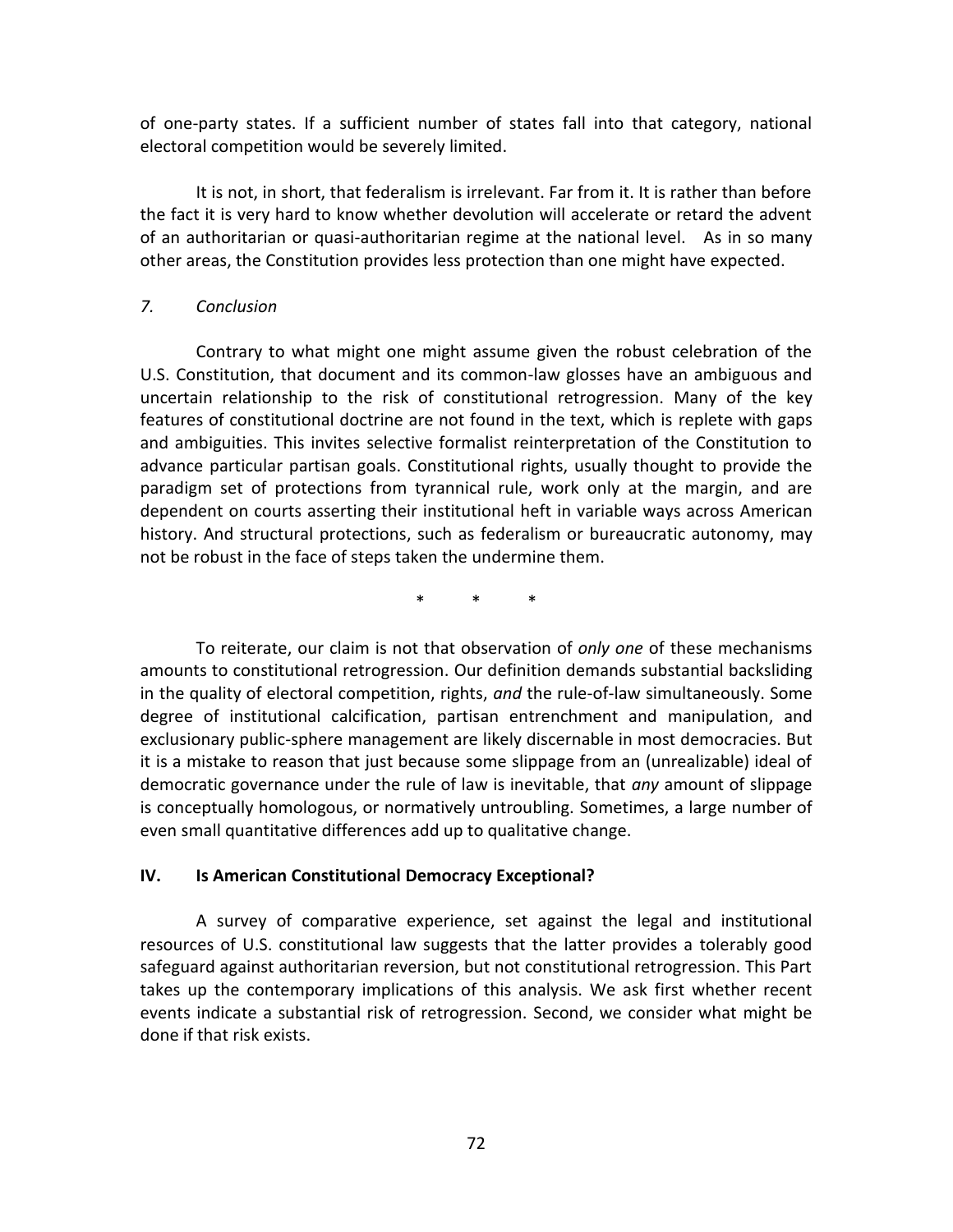of one-party states. If a sufficient number of states fall into that category, national electoral competition would be severely limited.

It is not, in short, that federalism is irrelevant. Far from it. It is rather than before the fact it is very hard to know whether devolution will accelerate or retard the advent of an authoritarian or quasi-authoritarian regime at the national level. As in so many other areas, the Constitution provides less protection than one might have expected.

*7. Conclusion*

Contrary to what might one might assume given the robust celebration of the U.S. Constitution, that document and its common-law glosses have an ambiguous and uncertain relationship to the risk of constitutional retrogression. Many of the key features of constitutional doctrine are not found in the text, which is replete with gaps and ambiguities. This invites selective formalist reinterpretation of the Constitution to advance particular partisan goals. Constitutional rights, usually thought to provide the paradigm set of protections from tyrannical rule, work only at the margin, and are dependent on courts asserting their institutional heft in variable ways across American history. And structural protections, such as federalism or bureaucratic autonomy, may not be robust in the face of steps taken the undermine them.

\* \* \*

To reiterate, our claim is not that observation of *only one* of these mechanisms amounts to constitutional retrogression. Our definition demands substantial backsliding in the quality of electoral competition, rights, *and* the rule-of-law simultaneously. Some degree of institutional calcification, partisan entrenchment and manipulation, and exclusionary public-sphere management are likely discernable in most democracies. But it is a mistake to reason that just because some slippage from an (unrealizable) ideal of democratic governance under the rule of law is inevitable, that *any* amount of slippage is conceptually homologous, or normatively untroubling. Sometimes, a large number of even small quantitative differences add up to qualitative change.

## IV. Is American Constitutional Democracy Exceptional?

A survey of comparative experience, set against the legal and institutional resources of U.S. constitutional law suggests that the latter provides a tolerably good safeguard against authoritarian reversion, but not constitutional retrogression. This Part takes up the contemporary implications of this analysis. We ask first whether recent events indicate a substantial risk of retrogression. Second, we consider what might be done if that risk exists.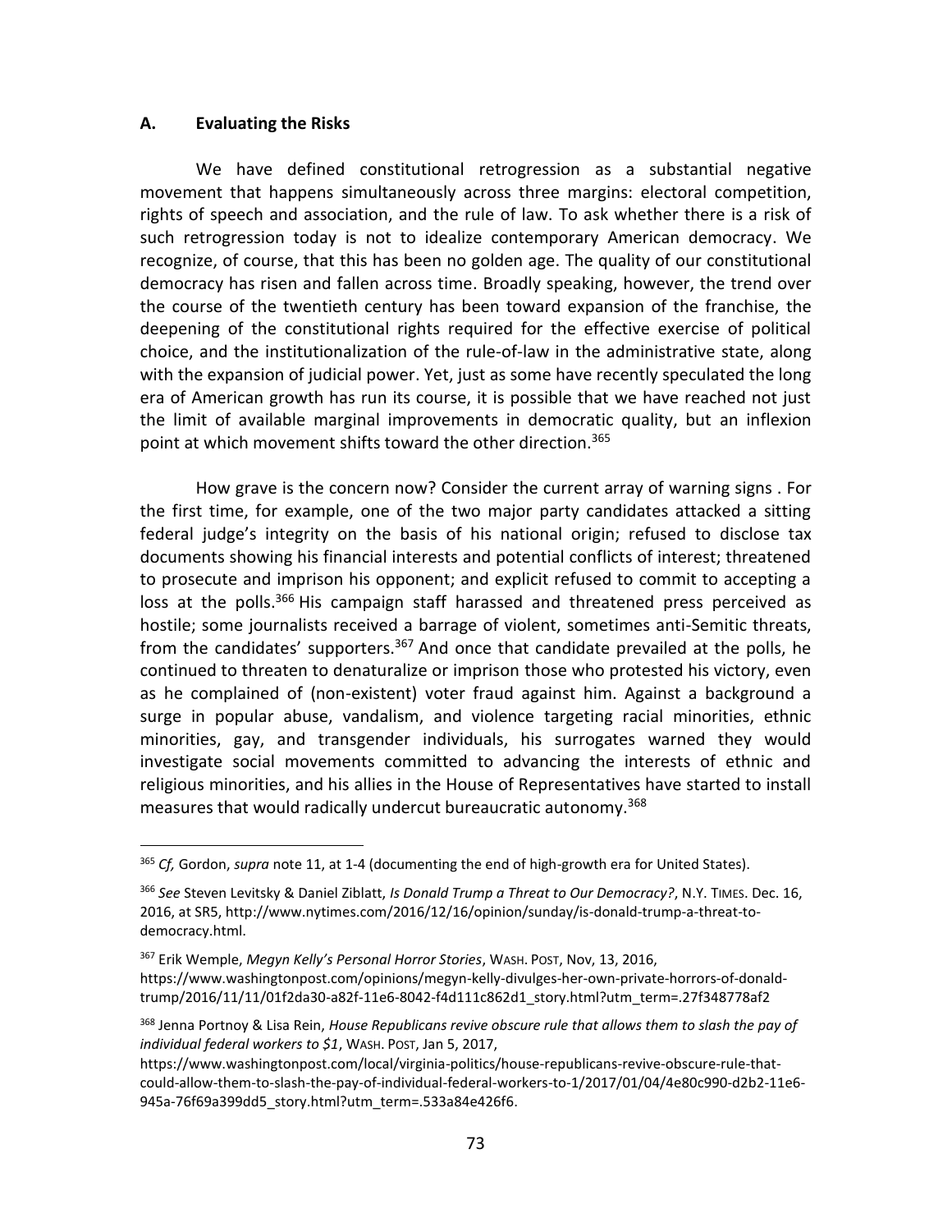### A. Evaluating the Risks

We have defined constitutional retrogression as a substantial negative movement that happens simultaneously across three margins: electoral competition, rights of speech and association, and the rule of law. To ask whether there is a risk of such retrogression today is not to idealize contemporary American democracy. We recognize, of course, that this has been no golden age. The quality of our constitutional democracy has risen and fallen across time. Broadly speaking, however, the trend over the course of the twentieth century has been toward expansion of the franchise, the deepening of the constitutional rights required for the effective exercise of political choice, and the institutionalization of the rule-of-law in the administrative state, along with the expansion of judicial power. Yet, just as some have recently speculated the long era of American growth has run its course, it is possible that we have reached not just the limit of available marginal improvements in democratic quality, but an inflexion point at which movement shifts toward the other direction.[365]

How grave is the concern now? Consider the current array of warning signs . For the first time, for example, one of the two major party candidates attacked a sitting federal judge's integrity on the basis of his national origin; refused to disclose tax documents showing his financial interests and potential conflicts of interest; threatened to prosecute and imprison his opponent; and explicit refused to commit to accepting a loss at the polls.[366] His campaign staff harassed and threatened press perceived as hostile; some journalists received a barrage of violent, sometimes anti-Semitic threats, from the candidates' supporters.[367] And once that candidate prevailed at the polls, he continued to threaten to denaturalize or imprison those who protested his victory, even as he complained of (non-existent) voter fraud against him. Against a background a surge in popular abuse, vandalism, and violence targeting racial minorities, ethnic minorities, gay, and transgender individuals, his surrogates warned they would investigate social movements committed to advancing the interests of ethnic and religious minorities, and his allies in the House of Representatives have started to install measures that would radically undercut bureaucratic autonomy.[368]

---

[365] *Cf,* Gordon, *supra* note 11, at 1-4 (documenting the end of high-growth era for United States).

[366] *See* Steven Levitsky & Daniel Ziblatt, *Is Donald Trump a Threat to Our Democracy?*, N.Y. TIMES. Dec. 16, 2016, at SR5, http://www.nytimes.com/2016/12/16/opinion/sunday/is-donald-trump-a-threat-to-democracy.html.

[367] Erik Wemple, *Megyn Kelly's Personal Horror Stories*, WASH. POST, Nov, 13, 2016, https://www.washingtonpost.com/opinions/megyn-kelly-divulges-her-own-private-horrors-of-donald-trump/2016/11/11/01f2da30-a82f-11e6-8042-f4d111c862d1_story.html?utm_term=.27f348778af2

[368] Jenna Portnoy & Lisa Rein, *House Republicans revive obscure rule that allows them to slash the pay of individual federal workers to $1*, WASH. POST, Jan 5, 2017, https://www.washingtonpost.com/local/virginia-politics/house-republicans-revive-obscure-rule-that-could-allow-them-to-slash-the-pay-of-individual-federal-workers-to-1/2017/01/04/4e80c990-d2b2-11e6-945a-76f69a399dd5_story.html?utm_term=.533a84e426f6.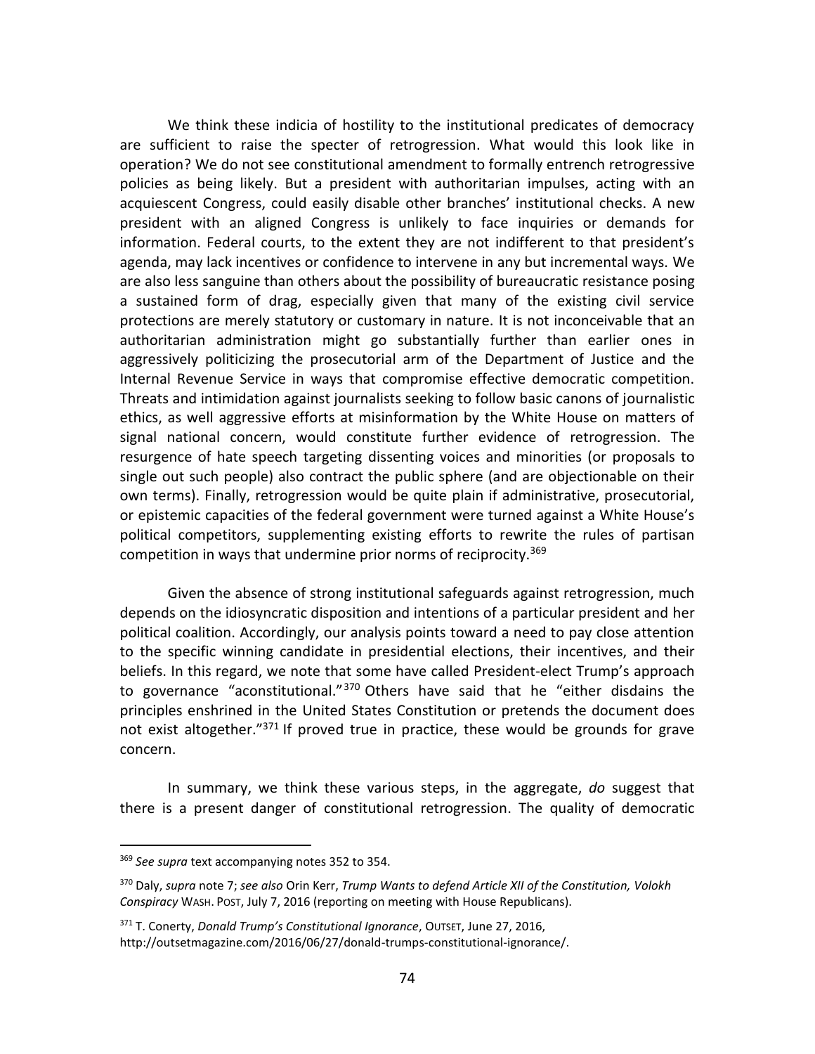We think these indicia of hostility to the institutional predicates of democracy are sufficient to raise the specter of retrogression. What would this look like in operation? We do not see constitutional amendment to formally entrench retrogressive policies as being likely. But a president with authoritarian impulses, acting with an acquiescent Congress, could easily disable other branches' institutional checks. A new president with an aligned Congress is unlikely to face inquiries or demands for information. Federal courts, to the extent they are not indifferent to that president's agenda, may lack incentives or confidence to intervene in any but incremental ways. We are also less sanguine than others about the possibility of bureaucratic resistance posing a sustained form of drag, especially given that many of the existing civil service protections are merely statutory or customary in nature. It is not inconceivable that an authoritarian administration might go substantially further than earlier ones in aggressively politicizing the prosecutorial arm of the Department of Justice and the Internal Revenue Service in ways that compromise effective democratic competition. Threats and intimidation against journalists seeking to follow basic canons of journalistic ethics, as well aggressive efforts at misinformation by the White House on matters of signal national concern, would constitute further evidence of retrogression. The resurgence of hate speech targeting dissenting voices and minorities (or proposals to single out such people) also contract the public sphere (and are objectionable on their own terms). Finally, retrogression would be quite plain if administrative, prosecutorial, or epistemic capacities of the federal government were turned against a White House's political competitors, supplementing existing efforts to rewrite the rules of partisan competition in ways that undermine prior norms of reciprocity.[369]

Given the absence of strong institutional safeguards against retrogression, much depends on the idiosyncratic disposition and intentions of a particular president and her political coalition. Accordingly, our analysis points toward a need to pay close attention to the specific winning candidate in presidential elections, their incentives, and their beliefs. In this regard, we note that some have called President-elect Trump's approach to governance "aconstitutional."[370] Others have said that he "either disdains the principles enshrined in the United States Constitution or pretends the document does not exist altogether."[371] If proved true in practice, these would be grounds for grave concern.

In summary, we think these various steps, in the aggregate, *do* suggest that there is a present danger of constitutional retrogression. The quality of democratic

---

[369] *See supra* text accompanying notes 352 to 354.

[370] Daly, *supra* note 7; *see also* Orin Kerr, *Trump Wants to defend Article XII of the Constitution, Volokh Conspiracy* WASH. POST, July 7, 2016 (reporting on meeting with House Republicans).

[371] T. Conerty, *Donald Trump's Constitutional Ignorance*, OUTSET, June 27, 2016, http://outsetmagazine.com/2016/06/27/donald-trumps-constitutional-ignorance/.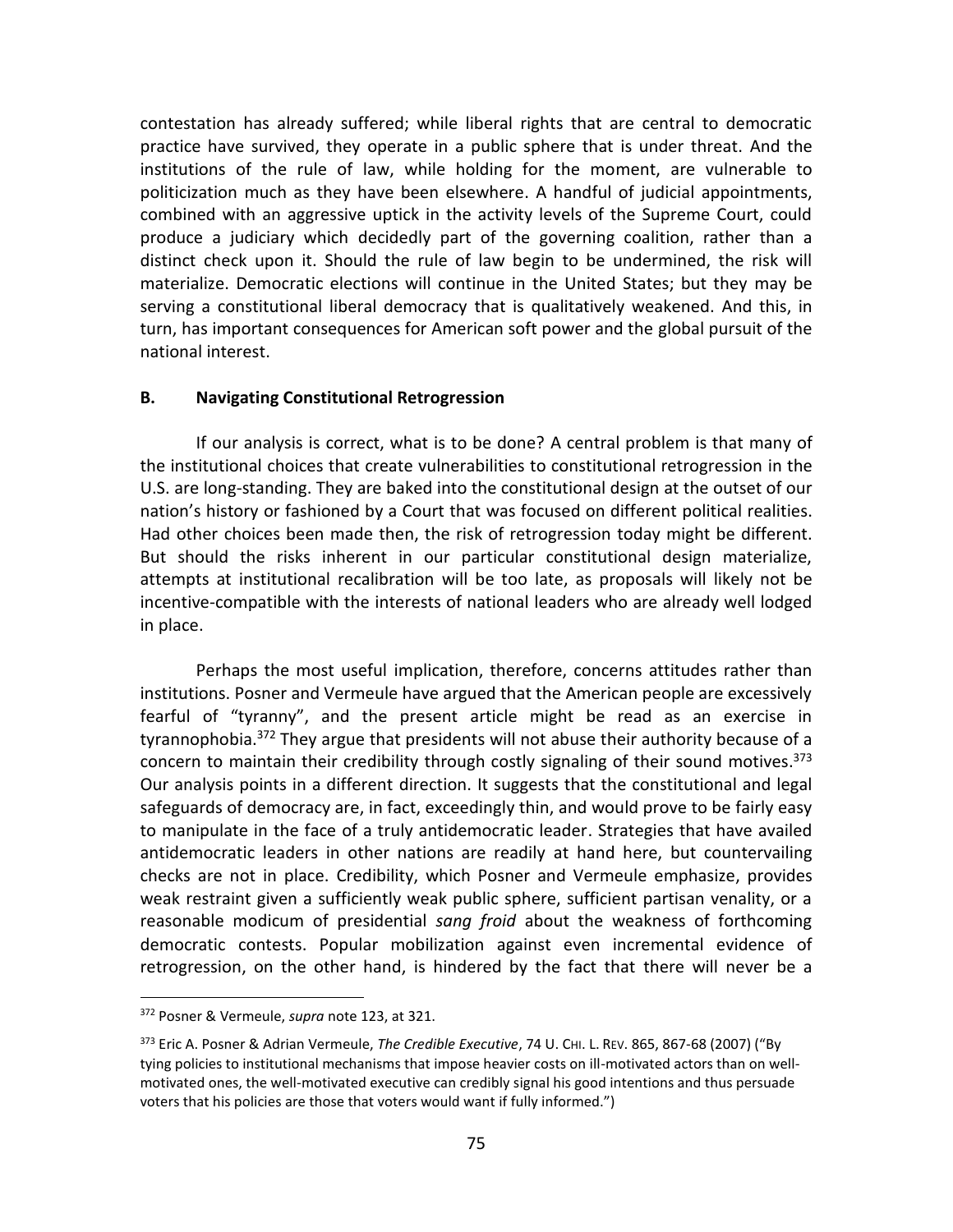contestation has already suffered; while liberal rights that are central to democratic practice have survived, they operate in a public sphere that is under threat. And the institutions of the rule of law, while holding for the moment, are vulnerable to politicization much as they have been elsewhere. A handful of judicial appointments, combined with an aggressive uptick in the activity levels of the Supreme Court, could produce a judiciary which decidedly part of the governing coalition, rather than a distinct check upon it. Should the rule of law begin to be undermined, the risk will materialize. Democratic elections will continue in the United States; but they may be serving a constitutional liberal democracy that is qualitatively weakened. And this, in turn, has important consequences for American soft power and the global pursuit of the national interest.

### B. Navigating Constitutional Retrogression

If our analysis is correct, what is to be done? A central problem is that many of the institutional choices that create vulnerabilities to constitutional retrogression in the U.S. are long-standing. They are baked into the constitutional design at the outset of our nation's history or fashioned by a Court that was focused on different political realities. Had other choices been made then, the risk of retrogression today might be different. But should the risks inherent in our particular constitutional design materialize, attempts at institutional recalibration will be too late, as proposals will likely not be incentive-compatible with the interests of national leaders who are already well lodged in place.

Perhaps the most useful implication, therefore, concerns attitudes rather than institutions. Posner and Vermeule have argued that the American people are excessively fearful of "tyranny", and the present article might be read as an exercise in tyrannophobia.[372] They argue that presidents will not abuse their authority because of a concern to maintain their credibility through costly signaling of their sound motives.[373] Our analysis points in a different direction. It suggests that the constitutional and legal safeguards of democracy are, in fact, exceedingly thin, and would prove to be fairly easy to manipulate in the face of a truly antidemocratic leader. Strategies that have availed antidemocratic leaders in other nations are readily at hand here, but countervailing checks are not in place. Credibility, which Posner and Vermeule emphasize, provides weak restraint given a sufficiently weak public sphere, sufficient partisan venality, or a reasonable modicum of presidential *sang froid* about the weakness of forthcoming democratic contests. Popular mobilization against even incremental evidence of retrogression, on the other hand, is hindered by the fact that there will never be a

---

[372] Posner & Vermeule, *supra* note 123, at 321.

[373] Eric A. Posner & Adrian Vermeule, *The Credible Executive*, 74 U. CHI. L. REV. 865, 867-68 (2007) ("By tying policies to institutional mechanisms that impose heavier costs on ill-motivated actors than on well-motivated ones, the well-motivated executive can credibly signal his good intentions and thus persuade voters that his policies are those that voters would want if fully informed.")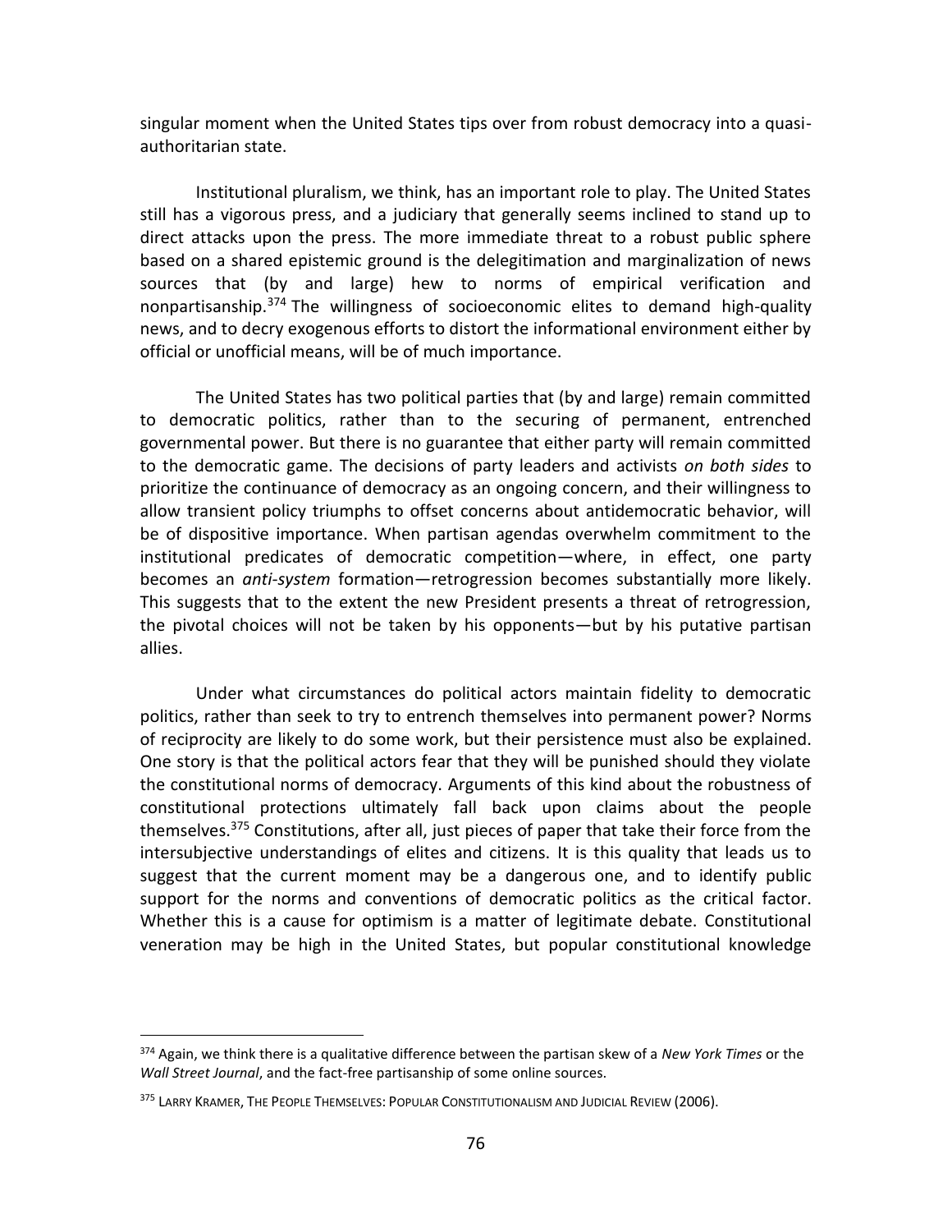singular moment when the United States tips over from robust democracy into a quasi-authoritarian state.

Institutional pluralism, we think, has an important role to play. The United States still has a vigorous press, and a judiciary that generally seems inclined to stand up to direct attacks upon the press. The more immediate threat to a robust public sphere based on a shared epistemic ground is the delegitimation and marginalization of news sources that (by and large) hew to norms of empirical verification and nonpartisanship.[374] The willingness of socioeconomic elites to demand high-quality news, and to decry exogenous efforts to distort the informational environment either by official or unofficial means, will be of much importance.

The United States has two political parties that (by and large) remain committed to democratic politics, rather than to the securing of permanent, entrenched governmental power. But there is no guarantee that either party will remain committed to the democratic game. The decisions of party leaders and activists *on both sides* to prioritize the continuance of democracy as an ongoing concern, and their willingness to allow transient policy triumphs to offset concerns about antidemocratic behavior, will be of dispositive importance. When partisan agendas overwhelm commitment to the institutional predicates of democratic competition—where, in effect, one party becomes an *anti-system* formation—retrogression becomes substantially more likely. This suggests that to the extent the new President presents a threat of retrogression, the pivotal choices will not be taken by his opponents—but by his putative partisan allies.

Under what circumstances do political actors maintain fidelity to democratic politics, rather than seek to try to entrench themselves into permanent power? Norms of reciprocity are likely to do some work, but their persistence must also be explained. One story is that the political actors fear that they will be punished should they violate the constitutional norms of democracy. Arguments of this kind about the robustness of constitutional protections ultimately fall back upon claims about the people themselves.[375] Constitutions, after all, just pieces of paper that take their force from the intersubjective understandings of elites and citizens. It is this quality that leads us to suggest that the current moment may be a dangerous one, and to identify public support for the norms and conventions of democratic politics as the critical factor. Whether this is a cause for optimism is a matter of legitimate debate. Constitutional veneration may be high in the United States, but popular constitutional knowledge

---

[374] Again, we think there is a qualitative difference between the partisan skew of a *New York Times* or the *Wall Street Journal*, and the fact-free partisanship of some online sources.

[375] LARRY KRAMER, THE PEOPLE THEMSELVES: POPULAR CONSTITUTIONALISM AND JUDICIAL REVIEW (2006).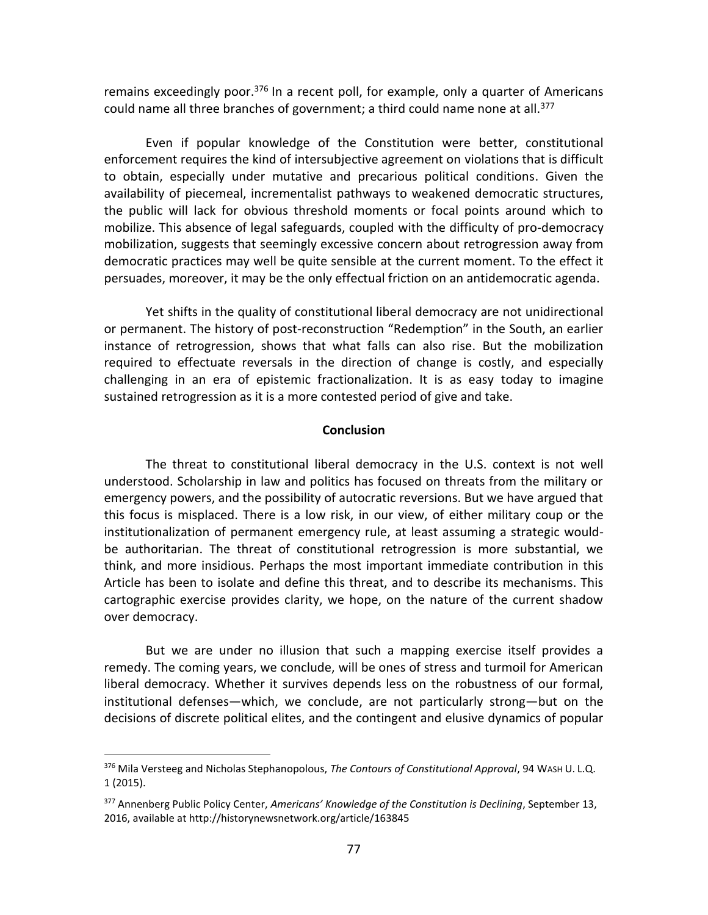remains exceedingly poor.[376] In a recent poll, for example, only a quarter of Americans could name all three branches of government; a third could name none at all.[377]

Even if popular knowledge of the Constitution were better, constitutional enforcement requires the kind of intersubjective agreement on violations that is difficult to obtain, especially under mutative and precarious political conditions. Given the availability of piecemeal, incrementalist pathways to weakened democratic structures, the public will lack for obvious threshold moments or focal points around which to mobilize. This absence of legal safeguards, coupled with the difficulty of pro-democracy mobilization, suggests that seemingly excessive concern about retrogression away from democratic practices may well be quite sensible at the current moment. To the effect it persuades, moreover, it may be the only effectual friction on an antidemocratic agenda.

Yet shifts in the quality of constitutional liberal democracy are not unidirectional or permanent. The history of post-reconstruction "Redemption" in the South, an earlier instance of retrogression, shows that what falls can also rise. But the mobilization required to effectuate reversals in the direction of change is costly, and especially challenging in an era of epistemic fractionalization. It is as easy today to imagine sustained retrogression as it is a more contested period of give and take.

## Conclusion

The threat to constitutional liberal democracy in the U.S. context is not well understood. Scholarship in law and politics has focused on threats from the military or emergency powers, and the possibility of autocratic reversions. But we have argued that this focus is misplaced. There is a low risk, in our view, of either military coup or the institutionalization of permanent emergency rule, at least assuming a strategic would-be authoritarian. The threat of constitutional retrogression is more substantial, we think, and more insidious. Perhaps the most important immediate contribution in this Article has been to isolate and define this threat, and to describe its mechanisms. This cartographic exercise provides clarity, we hope, on the nature of the current shadow over democracy.

But we are under no illusion that such a mapping exercise itself provides a remedy. The coming years, we conclude, will be ones of stress and turmoil for American liberal democracy. Whether it survives depends less on the robustness of our formal, institutional defenses—which, we conclude, are not particularly strong—but on the decisions of discrete political elites, and the contingent and elusive dynamics of popular

---

[376] Mila Versteeg and Nicholas Stephanopolous, *The Contours of Constitutional Approval*, 94 WASH U. L.Q. 1 (2015).

[377] Annenberg Public Policy Center, *Americans' Knowledge of the Constitution is Declining*, September 13, 2016, available at http://historynewsnetwork.org/article/163845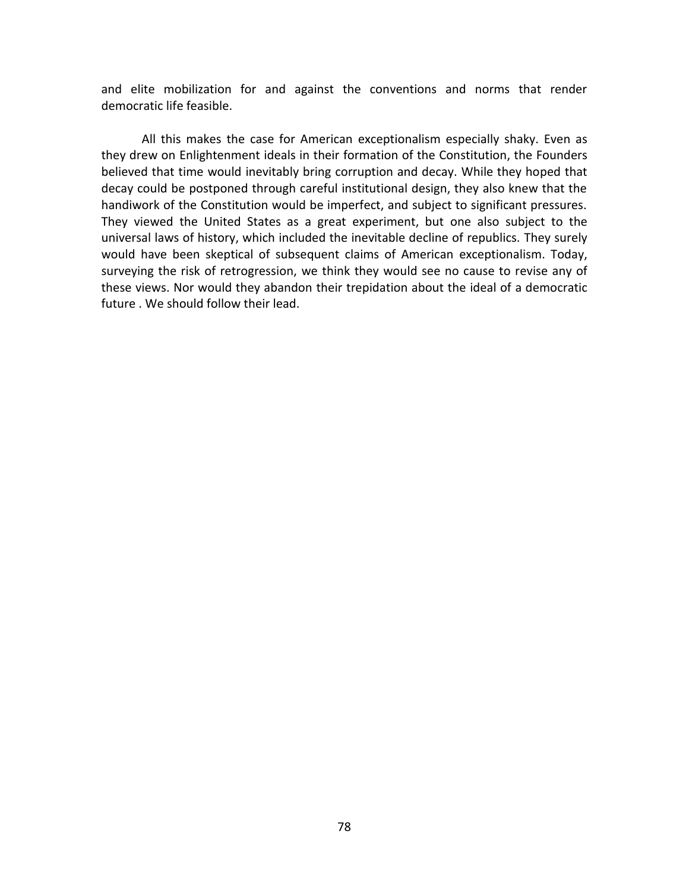and elite mobilization for and against the conventions and norms that render democratic life feasible.

All this makes the case for American exceptionalism especially shaky. Even as they drew on Enlightenment ideals in their formation of the Constitution, the Founders believed that time would inevitably bring corruption and decay. While they hoped that decay could be postponed through careful institutional design, they also knew that the handiwork of the Constitution would be imperfect, and subject to significant pressures. They viewed the United States as a great experiment, but one also subject to the universal laws of history, which included the inevitable decline of republics. They surely would have been skeptical of subsequent claims of American exceptionalism. Today, surveying the risk of retrogression, we think they would see no cause to revise any of these views. Nor would they abandon their trepidation about the ideal of a democratic future . We should follow their lead.